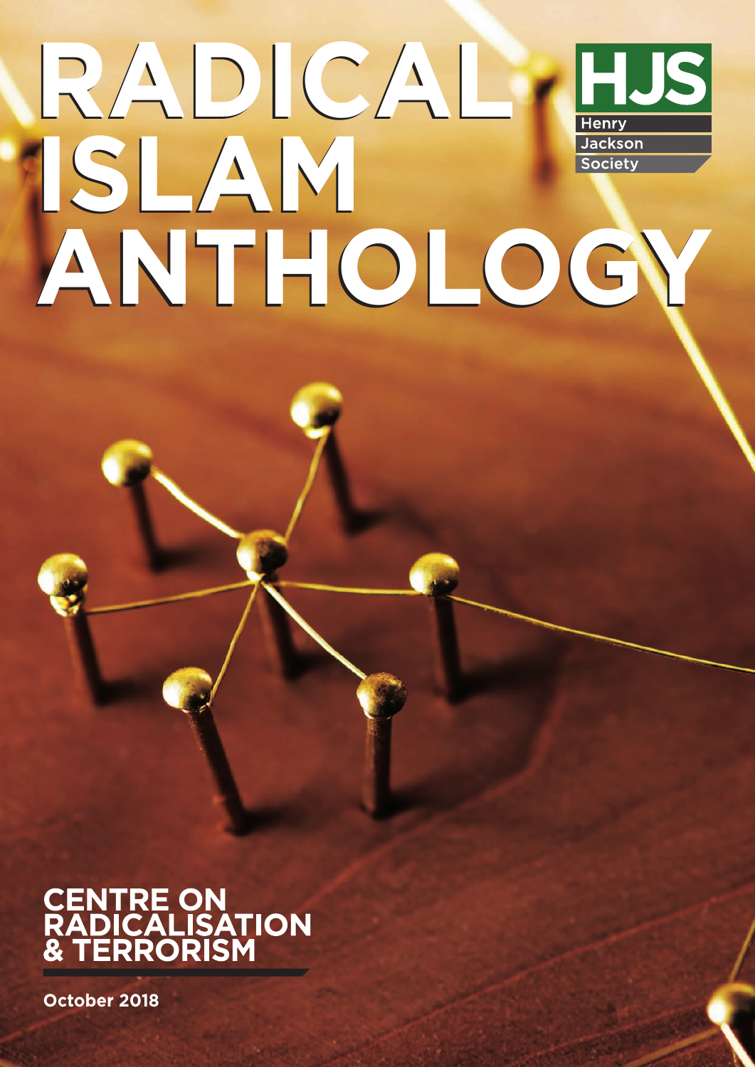# RADICAL ISLAM ANTHOLOGY

HJS
Henry
Jackson
Society

## CENTRE ON RADICALISATION & TERRORISM

October 2018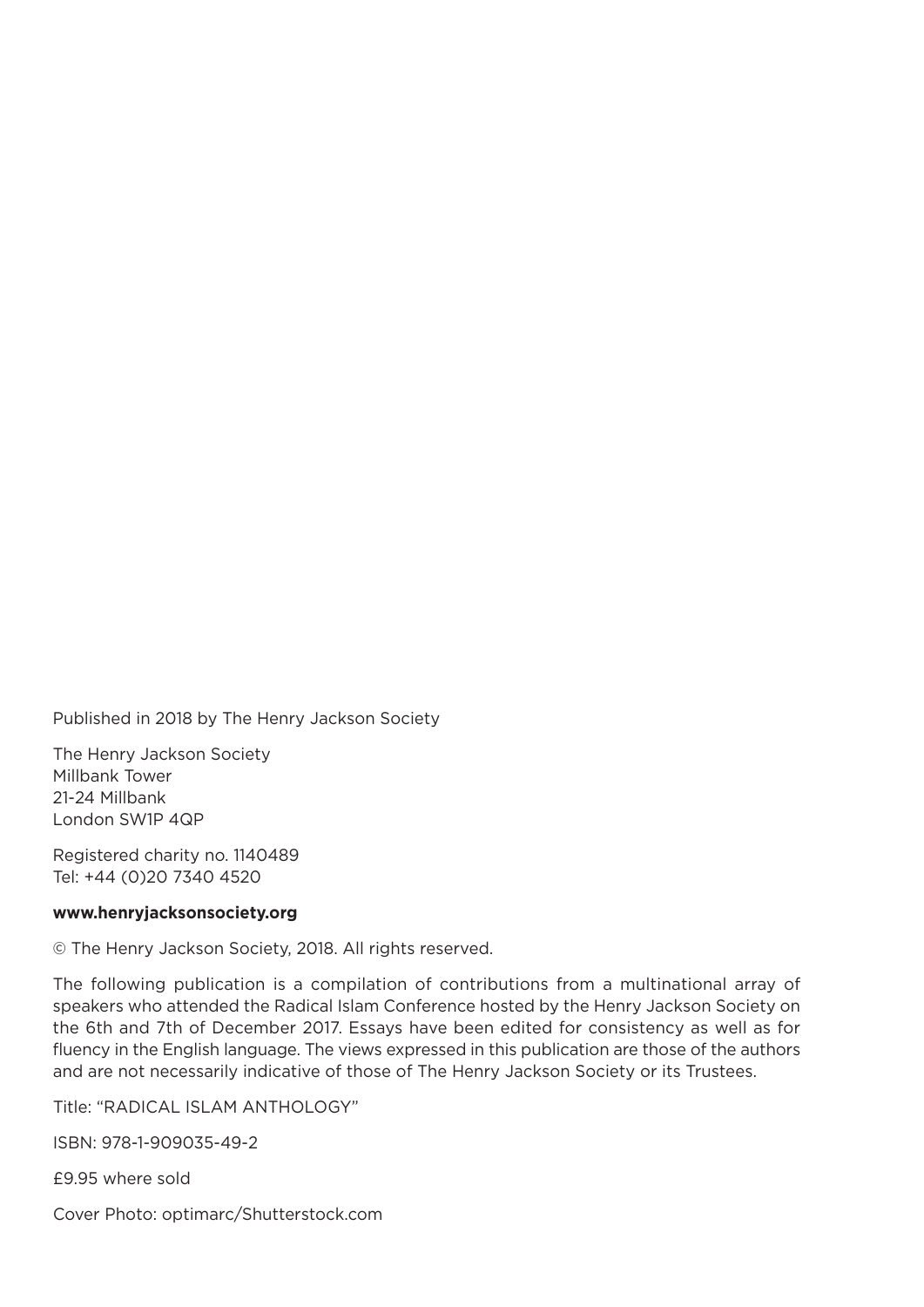Published in 2018 by The Henry Jackson Society

The Henry Jackson Society  
Millbank Tower  
21-24 Millbank  
London SW1P 4QP

Registered charity no. 1140489  
Tel: +44 (0)20 7340 4520

**www.henryjacksonsociety.org**

© The Henry Jackson Society, 2018. All rights reserved.

The following publication is a compilation of contributions from a multinational array of speakers who attended the Radical Islam Conference hosted by the Henry Jackson Society on the 6th and 7th of December 2017. Essays have been edited for consistency as well as for fluency in the English language. The views expressed in this publication are those of the authors and are not necessarily indicative of those of The Henry Jackson Society or its Trustees.

Title: "RADICAL ISLAM ANTHOLOGY"

ISBN: 978-1-909035-49-2

£9.95 where sold

Cover Photo: optimarc/Shutterstock.com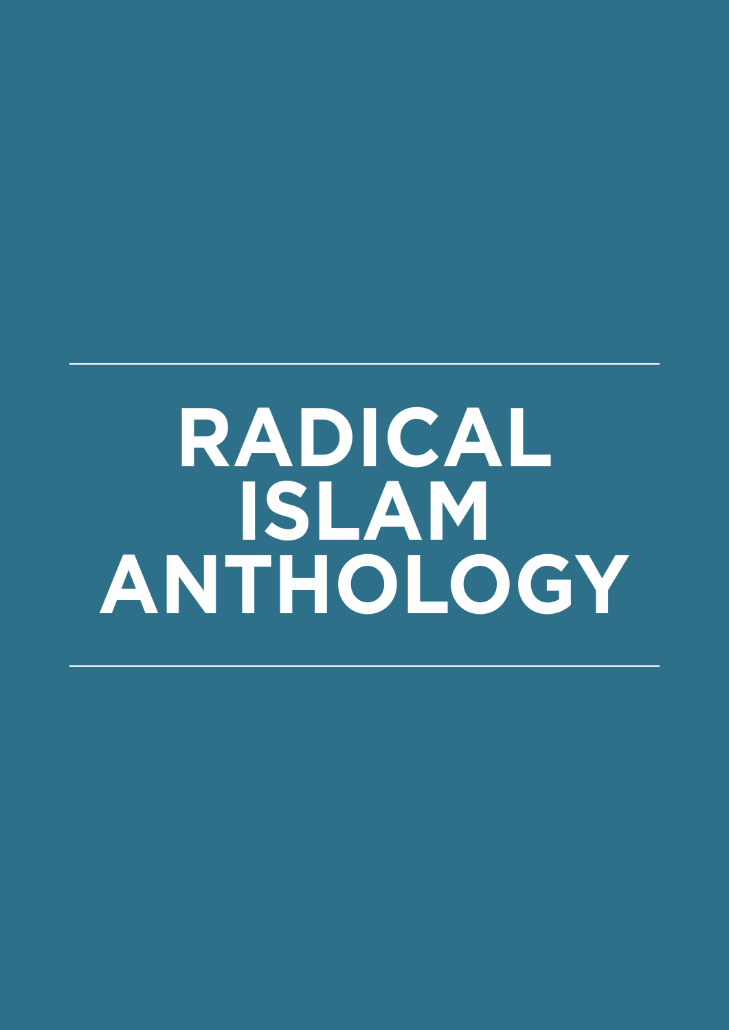# RADICAL ISLAM ANTHOLOGY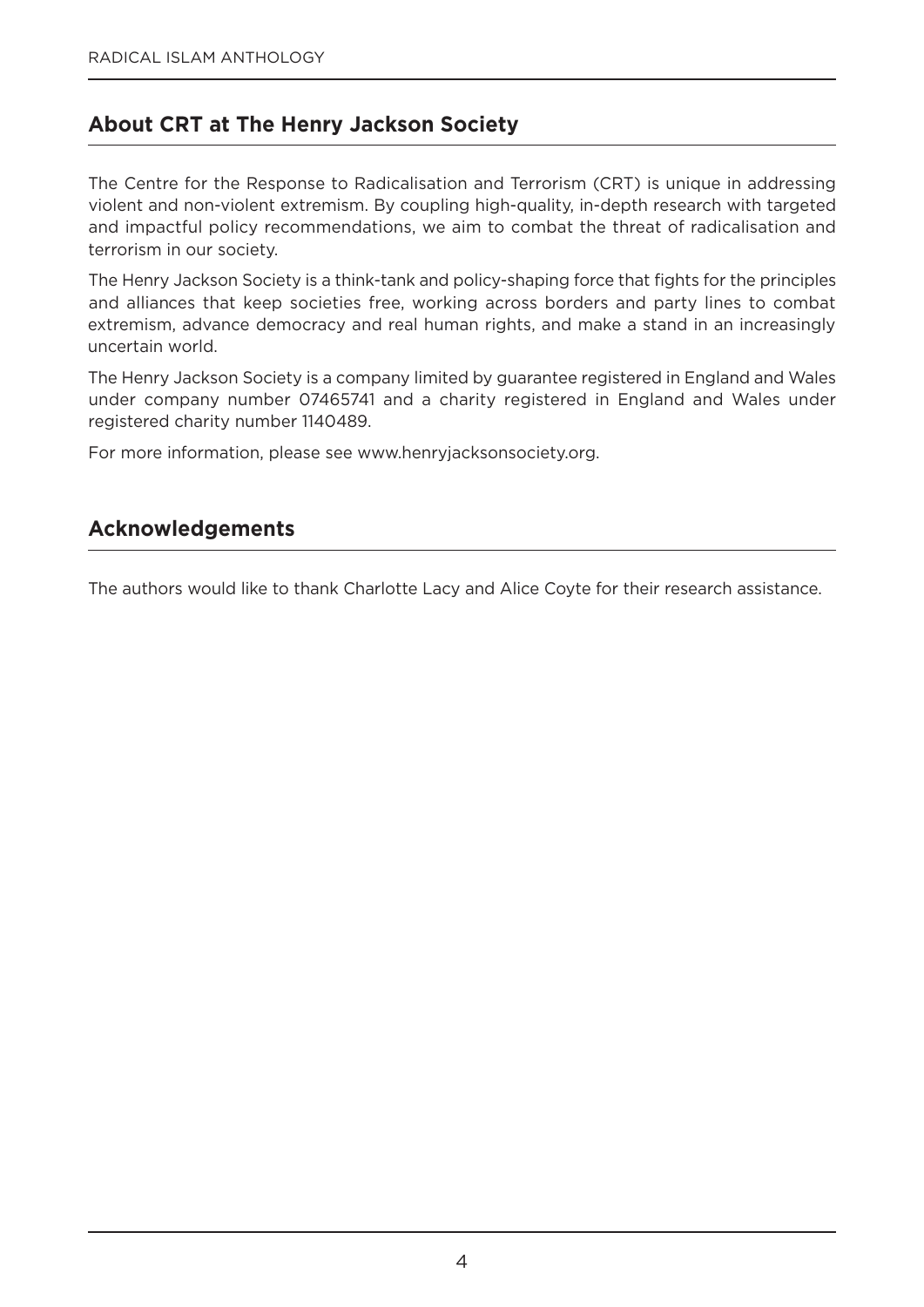## About CRT at The Henry Jackson Society

The Centre for the Response to Radicalisation and Terrorism (CRT) is unique in addressing violent and non-violent extremism. By coupling high-quality, in-depth research with targeted and impactful policy recommendations, we aim to combat the threat of radicalisation and terrorism in our society.

The Henry Jackson Society is a think-tank and policy-shaping force that fights for the principles and alliances that keep societies free, working across borders and party lines to combat extremism, advance democracy and real human rights, and make a stand in an increasingly uncertain world.

The Henry Jackson Society is a company limited by guarantee registered in England and Wales under company number 07465741 and a charity registered in England and Wales under registered charity number 1140489.

For more information, please see www.henryjacksonsociety.org.

## Acknowledgements

The authors would like to thank Charlotte Lacy and Alice Coyte for their research assistance.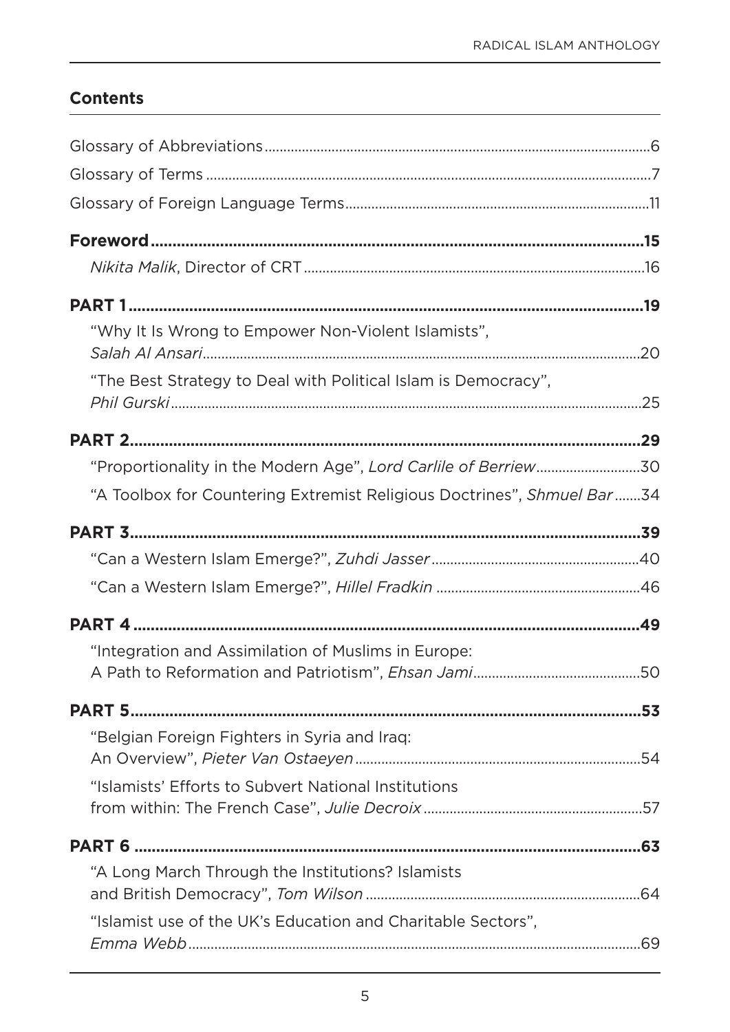## Contents

Glossary of Abbreviations ........ 6

Glossary of Terms ........ 7

Glossary of Foreign Language Terms ........ 11

**Foreword ........ 15**

*Nikita Malik*, Director of CRT ........ 16

**PART 1 ........ 19**

"Why It Is Wrong to Empower Non-Violent Islamists", *Salah Al Ansari* ........ 20

"The Best Strategy to Deal with Political Islam is Democracy", *Phil Gurski* ........ 25

**PART 2 ........ 29**

"Proportionality in the Modern Age", *Lord Carlile of Berriew* ........ 30

"A Toolbox for Countering Extremist Religious Doctrines", *Shmuel Bar* ........ 34

**PART 3 ........ 39**

"Can a Western Islam Emerge?", *Zuhdi Jasser* ........ 40

"Can a Western Islam Emerge?", *Hillel Fradkin* ........ 46

**PART 4 ........ 49**

"Integration and Assimilation of Muslims in Europe: A Path to Reformation and Patriotism", *Ehsan Jami* ........ 50

**PART 5 ........ 53**

"Belgian Foreign Fighters in Syria and Iraq: An Overview", *Pieter Van Ostaeyen* ........ 54

"Islamists' Efforts to Subvert National Institutions from within: The French Case", *Julie Decroix* ........ 57

**PART 6 ........ 63**

"A Long March Through the Institutions? Islamists and British Democracy", *Tom Wilson* ........ 64

"Islamist use of the UK's Education and Charitable Sectors", *Emma Webb* ........ 69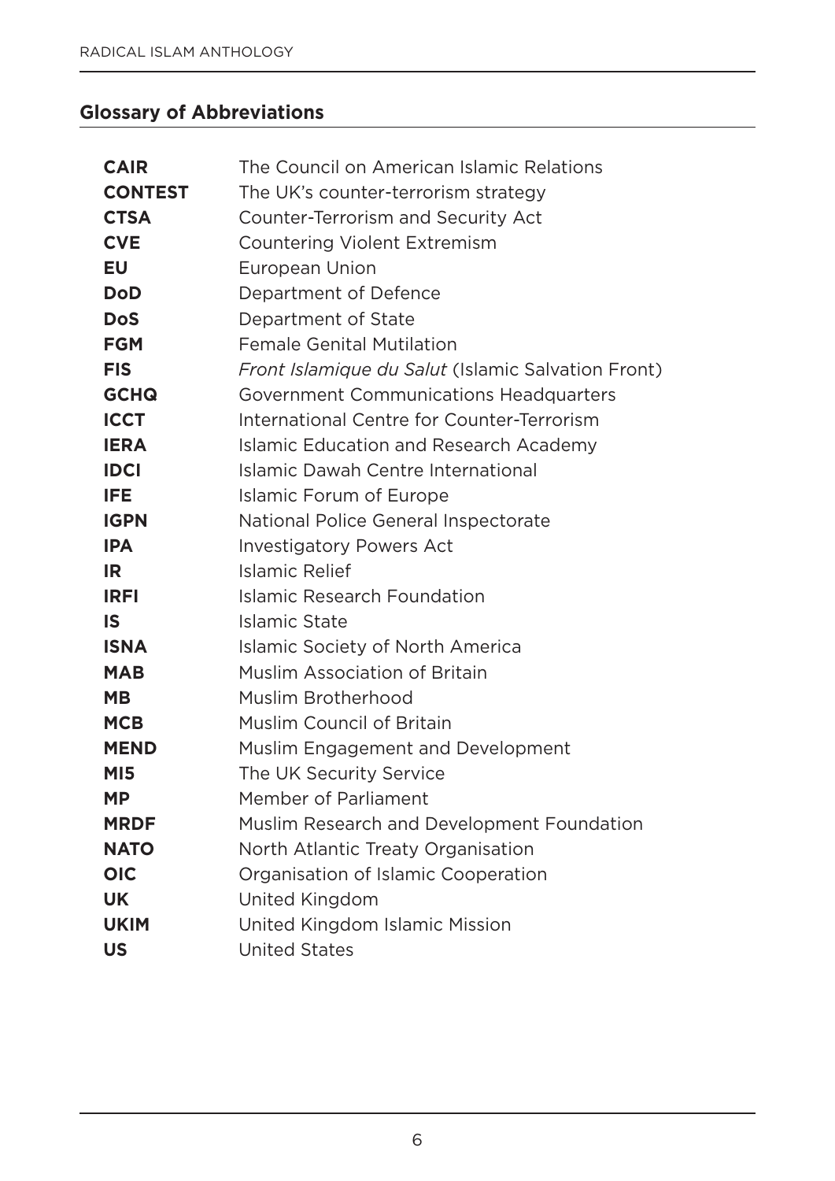## Glossary of Abbreviations

| | |
|---|---|
| **CAIR** | The Council on American Islamic Relations |
| **CONTEST** | The UK's counter-terrorism strategy |
| **CTSA** | Counter-Terrorism and Security Act |
| **CVE** | Countering Violent Extremism |
| **EU** | European Union |
| **DoD** | Department of Defence |
| **DoS** | Department of State |
| **FGM** | Female Genital Mutilation |
| **FIS** | *Front Islamique du Salut* (Islamic Salvation Front) |
| **GCHQ** | Government Communications Headquarters |
| **ICCT** | International Centre for Counter-Terrorism |
| **IERA** | Islamic Education and Research Academy |
| **IDCI** | Islamic Dawah Centre International |
| **IFE** | Islamic Forum of Europe |
| **IGPN** | National Police General Inspectorate |
| **IPA** | Investigatory Powers Act |
| **IR** | Islamic Relief |
| **IRFI** | Islamic Research Foundation |
| **IS** | Islamic State |
| **ISNA** | Islamic Society of North America |
| **MAB** | Muslim Association of Britain |
| **MB** | Muslim Brotherhood |
| **MCB** | Muslim Council of Britain |
| **MEND** | Muslim Engagement and Development |
| **MI5** | The UK Security Service |
| **MP** | Member of Parliament |
| **MRDF** | Muslim Research and Development Foundation |
| **NATO** | North Atlantic Treaty Organisation |
| **OIC** | Organisation of Islamic Cooperation |
| **UK** | United Kingdom |
| **UKIM** | United Kingdom Islamic Mission |
| **US** | United States |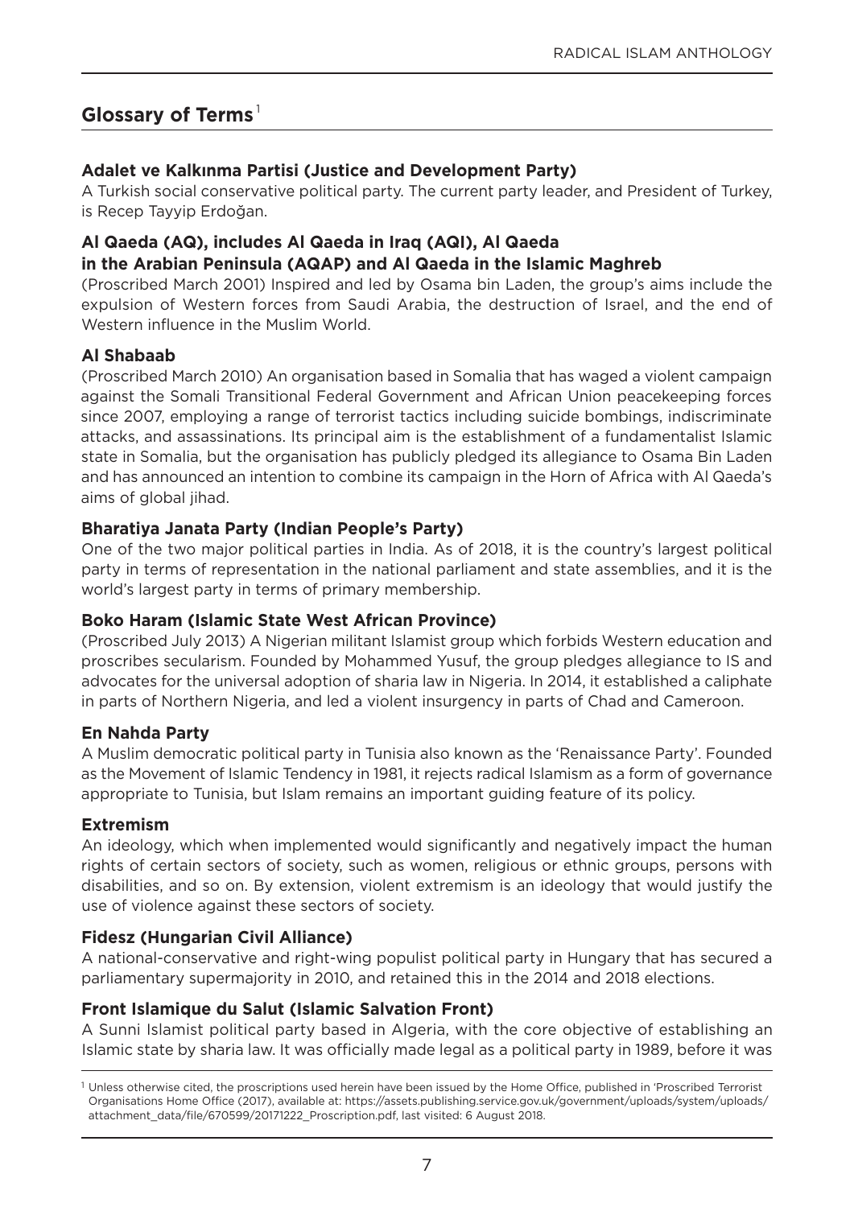## Glossary of Terms[1]

**Adalet ve Kalkınma Partisi (Justice and Development Party)**
A Turkish social conservative political party. The current party leader, and President of Turkey, is Recep Tayyip Erdoğan.

**Al Qaeda (AQ), includes Al Qaeda in Iraq (AQI), Al Qaeda in the Arabian Peninsula (AQAP) and Al Qaeda in the Islamic Maghreb**
(Proscribed March 2001) Inspired and led by Osama bin Laden, the group's aims include the expulsion of Western forces from Saudi Arabia, the destruction of Israel, and the end of Western influence in the Muslim World.

**Al Shabaab**
(Proscribed March 2010) An organisation based in Somalia that has waged a violent campaign against the Somali Transitional Federal Government and African Union peacekeeping forces since 2007, employing a range of terrorist tactics including suicide bombings, indiscriminate attacks, and assassinations. Its principal aim is the establishment of a fundamentalist Islamic state in Somalia, but the organisation has publicly pledged its allegiance to Osama Bin Laden and has announced an intention to combine its campaign in the Horn of Africa with Al Qaeda's aims of global jihad.

**Bharatiya Janata Party (Indian People's Party)**
One of the two major political parties in India. As of 2018, it is the country's largest political party in terms of representation in the national parliament and state assemblies, and it is the world's largest party in terms of primary membership.

**Boko Haram (Islamic State West African Province)**
(Proscribed July 2013) A Nigerian militant Islamist group which forbids Western education and proscribes secularism. Founded by Mohammed Yusuf, the group pledges allegiance to IS and advocates for the universal adoption of sharia law in Nigeria. In 2014, it established a caliphate in parts of Northern Nigeria, and led a violent insurgency in parts of Chad and Cameroon.

**En Nahda Party**
A Muslim democratic political party in Tunisia also known as the 'Renaissance Party'. Founded as the Movement of Islamic Tendency in 1981, it rejects radical Islamism as a form of governance appropriate to Tunisia, but Islam remains an important guiding feature of its policy.

**Extremism**
An ideology, which when implemented would significantly and negatively impact the human rights of certain sectors of society, such as women, religious or ethnic groups, persons with disabilities, and so on. By extension, violent extremism is an ideology that would justify the use of violence against these sectors of society.

**Fidesz (Hungarian Civil Alliance)**
A national-conservative and right-wing populist political party in Hungary that has secured a parliamentary supermajority in 2010, and retained this in the 2014 and 2018 elections.

**Front Islamique du Salut (Islamic Salvation Front)**
A Sunni Islamist political party based in Algeria, with the core objective of establishing an Islamic state by sharia law. It was officially made legal as a political party in 1989, before it was

[1] Unless otherwise cited, the proscriptions used herein have been issued by the Home Office, published in 'Proscribed Terrorist Organisations Home Office (2017), available at: https://assets.publishing.service.gov.uk/government/uploads/system/uploads/attachment_data/file/670599/20171222_Proscription.pdf, last visited: 6 August 2018.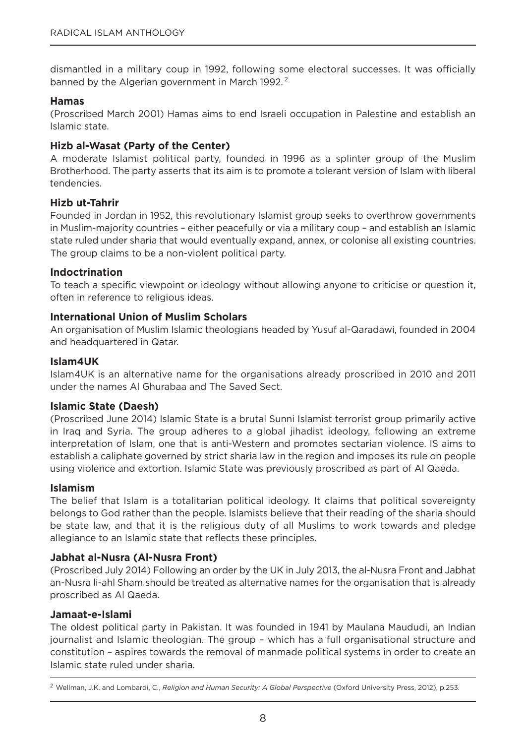dismantled in a military coup in 1992, following some electoral successes. It was officially banned by the Algerian government in March 1992.[2]

**Hamas**

(Proscribed March 2001) Hamas aims to end Israeli occupation in Palestine and establish an Islamic state.

**Hizb al-Wasat (Party of the Center)**

A moderate Islamist political party, founded in 1996 as a splinter group of the Muslim Brotherhood. The party asserts that its aim is to promote a tolerant version of Islam with liberal tendencies.

**Hizb ut-Tahrir**

Founded in Jordan in 1952, this revolutionary Islamist group seeks to overthrow governments in Muslim-majority countries – either peacefully or via a military coup – and establish an Islamic state ruled under sharia that would eventually expand, annex, or colonise all existing countries. The group claims to be a non-violent political party.

**Indoctrination**

To teach a specific viewpoint or ideology without allowing anyone to criticise or question it, often in reference to religious ideas.

**International Union of Muslim Scholars**

An organisation of Muslim Islamic theologians headed by Yusuf al-Qaradawi, founded in 2004 and headquartered in Qatar.

**Islam4UK**

Islam4UK is an alternative name for the organisations already proscribed in 2010 and 2011 under the names Al Ghurabaa and The Saved Sect.

**Islamic State (Daesh)**

(Proscribed June 2014) Islamic State is a brutal Sunni Islamist terrorist group primarily active in Iraq and Syria. The group adheres to a global jihadist ideology, following an extreme interpretation of Islam, one that is anti-Western and promotes sectarian violence. IS aims to establish a caliphate governed by strict sharia law in the region and imposes its rule on people using violence and extortion. Islamic State was previously proscribed as part of Al Qaeda.

**Islamism**

The belief that Islam is a totalitarian political ideology. It claims that political sovereignty belongs to God rather than the people. Islamists believe that their reading of the sharia should be state law, and that it is the religious duty of all Muslims to work towards and pledge allegiance to an Islamic state that reflects these principles.

**Jabhat al-Nusra (Al-Nusra Front)**

(Proscribed July 2014) Following an order by the UK in July 2013, the al-Nusra Front and Jabhat an-Nusra li-ahl Sham should be treated as alternative names for the organisation that is already proscribed as Al Qaeda.

**Jamaat-e-Islami**

The oldest political party in Pakistan. It was founded in 1941 by Maulana Maududi, an Indian journalist and Islamic theologian. The group – which has a full organisational structure and constitution – aspires towards the removal of manmade political systems in order to create an Islamic state ruled under sharia.

[2] Wellman, J.K. and Lombardi, C., *Religion and Human Security: A Global Perspective* (Oxford University Press, 2012), p.253.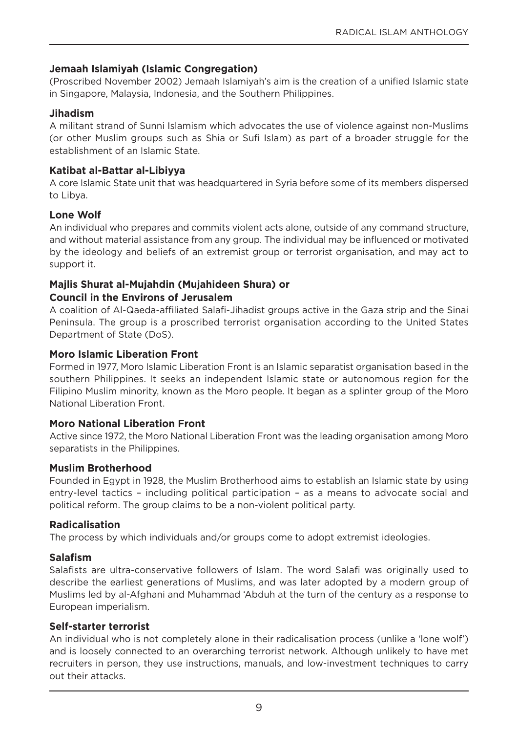**Jemaah Islamiyah (Islamic Congregation)**

(Proscribed November 2002) Jemaah Islamiyah's aim is the creation of a unified Islamic state in Singapore, Malaysia, Indonesia, and the Southern Philippines.

**Jihadism**

A militant strand of Sunni Islamism which advocates the use of violence against non-Muslims (or other Muslim groups such as Shia or Sufi Islam) as part of a broader struggle for the establishment of an Islamic State.

**Katibat al-Battar al-Libiyya**

A core Islamic State unit that was headquartered in Syria before some of its members dispersed to Libya.

**Lone Wolf**

An individual who prepares and commits violent acts alone, outside of any command structure, and without material assistance from any group. The individual may be influenced or motivated by the ideology and beliefs of an extremist group or terrorist organisation, and may act to support it.

**Majlis Shurat al-Mujahdin (Mujahideen Shura) or Council in the Environs of Jerusalem**

A coalition of Al-Qaeda-affiliated Salafi-Jihadist groups active in the Gaza strip and the Sinai Peninsula. The group is a proscribed terrorist organisation according to the United States Department of State (DoS).

**Moro Islamic Liberation Front**

Formed in 1977, Moro Islamic Liberation Front is an Islamic separatist organisation based in the southern Philippines. It seeks an independent Islamic state or autonomous region for the Filipino Muslim minority, known as the Moro people. It began as a splinter group of the Moro National Liberation Front.

**Moro National Liberation Front**

Active since 1972, the Moro National Liberation Front was the leading organisation among Moro separatists in the Philippines.

**Muslim Brotherhood**

Founded in Egypt in 1928, the Muslim Brotherhood aims to establish an Islamic state by using entry-level tactics – including political participation – as a means to advocate social and political reform. The group claims to be a non-violent political party.

**Radicalisation**

The process by which individuals and/or groups come to adopt extremist ideologies.

**Salafism**

Salafists are ultra-conservative followers of Islam. The word Salafi was originally used to describe the earliest generations of Muslims, and was later adopted by a modern group of Muslims led by al-Afghani and Muhammad 'Abduh at the turn of the century as a response to European imperialism.

**Self-starter terrorist**

An individual who is not completely alone in their radicalisation process (unlike a 'lone wolf') and is loosely connected to an overarching terrorist network. Although unlikely to have met recruiters in person, they use instructions, manuals, and low-investment techniques to carry out their attacks.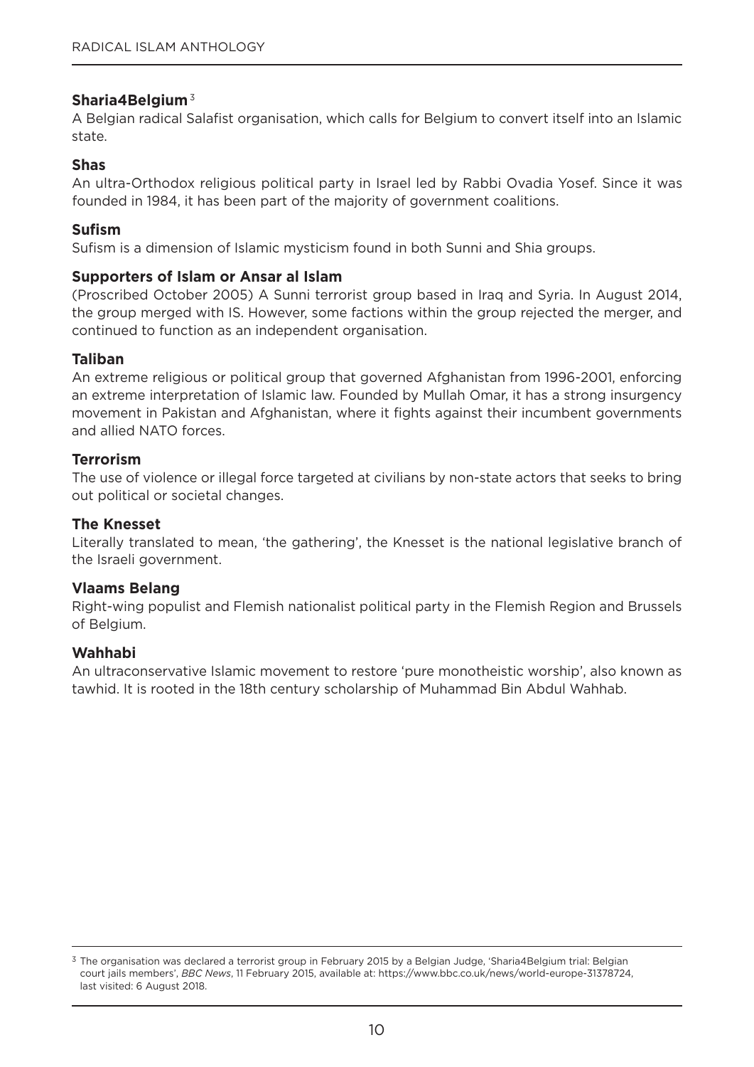**Sharia4Belgium**[3]

A Belgian radical Salafist organisation, which calls for Belgium to convert itself into an Islamic state.

**Shas**

An ultra-Orthodox religious political party in Israel led by Rabbi Ovadia Yosef. Since it was founded in 1984, it has been part of the majority of government coalitions.

**Sufism**

Sufism is a dimension of Islamic mysticism found in both Sunni and Shia groups.

**Supporters of Islam or Ansar al Islam**

(Proscribed October 2005) A Sunni terrorist group based in Iraq and Syria. In August 2014, the group merged with IS. However, some factions within the group rejected the merger, and continued to function as an independent organisation.

**Taliban**

An extreme religious or political group that governed Afghanistan from 1996-2001, enforcing an extreme interpretation of Islamic law. Founded by Mullah Omar, it has a strong insurgency movement in Pakistan and Afghanistan, where it fights against their incumbent governments and allied NATO forces.

**Terrorism**

The use of violence or illegal force targeted at civilians by non-state actors that seeks to bring out political or societal changes.

**The Knesset**

Literally translated to mean, 'the gathering', the Knesset is the national legislative branch of the Israeli government.

**Vlaams Belang**

Right-wing populist and Flemish nationalist political party in the Flemish Region and Brussels of Belgium.

**Wahhabi**

An ultraconservative Islamic movement to restore 'pure monotheistic worship', also known as tawhid. It is rooted in the 18th century scholarship of Muhammad Bin Abdul Wahhab.

---

[3] The organisation was declared a terrorist group in February 2015 by a Belgian Judge, 'Sharia4Belgium trial: Belgian court jails members', *BBC News*, 11 February 2015, available at: https://www.bbc.co.uk/news/world-europe-31378724, last visited: 6 August 2018.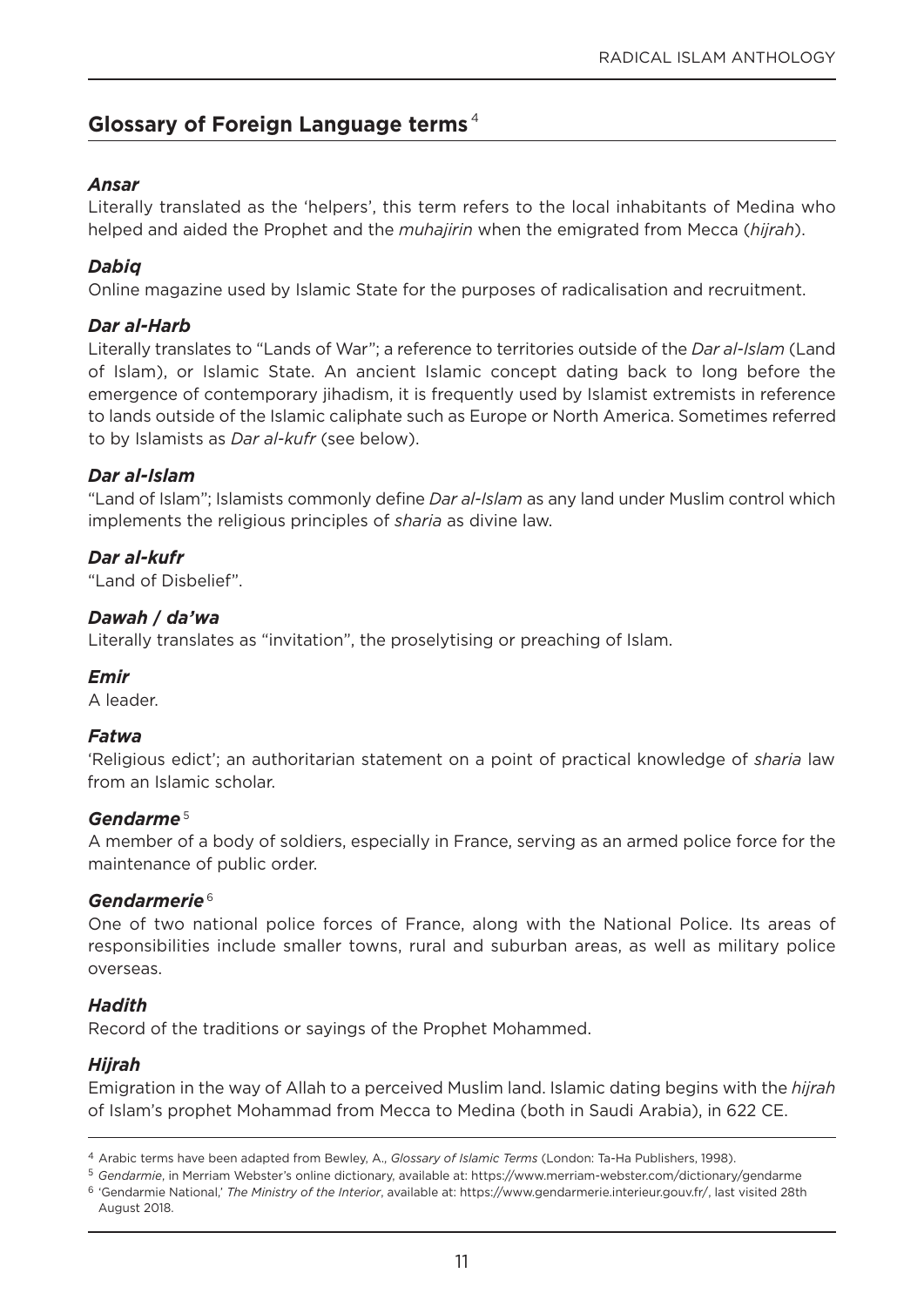## Glossary of Foreign Language terms[4]

### *Ansar*

Literally translated as the 'helpers', this term refers to the local inhabitants of Medina who helped and aided the Prophet and the *muhajirin* when the emigrated from Mecca (*hijrah*).

### *Dabiq*

Online magazine used by Islamic State for the purposes of radicalisation and recruitment.

### *Dar al-Harb*

Literally translates to "Lands of War"; a reference to territories outside of the *Dar al-Islam* (Land of Islam), or Islamic State. An ancient Islamic concept dating back to long before the emergence of contemporary jihadism, it is frequently used by Islamist extremists in reference to lands outside of the Islamic caliphate such as Europe or North America. Sometimes referred to by Islamists as *Dar al-kufr* (see below).

### *Dar al-Islam*

"Land of Islam"; Islamists commonly define *Dar al-Islam* as any land under Muslim control which implements the religious principles of *sharia* as divine law.

### *Dar al-kufr*

"Land of Disbelief".

### *Dawah / da'wa*

Literally translates as "invitation", the proselytising or preaching of Islam.

### *Emir*

A leader.

### *Fatwa*

'Religious edict'; an authoritarian statement on a point of practical knowledge of *sharia* law from an Islamic scholar.

### *Gendarme*[5]

A member of a body of soldiers, especially in France, serving as an armed police force for the maintenance of public order.

### *Gendarmerie*[6]

One of two national police forces of France, along with the National Police. Its areas of responsibilities include smaller towns, rural and suburban areas, as well as military police overseas.

### *Hadith*

Record of the traditions or sayings of the Prophet Mohammed.

### *Hijrah*

Emigration in the way of Allah to a perceived Muslim land. Islamic dating begins with the *hijrah* of Islam's prophet Mohammad from Mecca to Medina (both in Saudi Arabia), in 622 CE.

---

[4] Arabic terms have been adapted from Bewley, A., *Glossary of Islamic Terms* (London: Ta-Ha Publishers, 1998).

[5] *Gendarmie*, in Merriam Webster's online dictionary, available at: https://www.merriam-webster.com/dictionary/gendarme

[6] 'Gendarmie National,' *The Ministry of the Interior*, available at: https://www.gendarmerie.interieur.gouv.fr/, last visited 28th August 2018.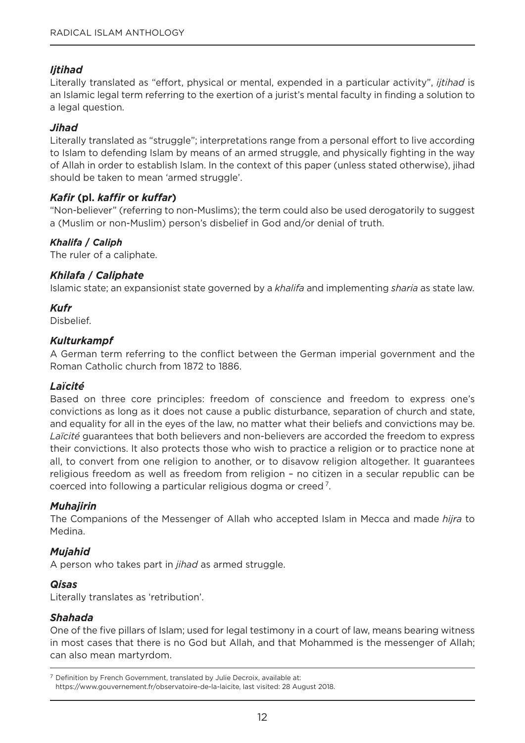### *Ijtihad*

Literally translated as "effort, physical or mental, expended in a particular activity", *ijtihad* is an Islamic legal term referring to the exertion of a jurist's mental faculty in finding a solution to a legal question.

### *Jihad*

Literally translated as "struggle"; interpretations range from a personal effort to live according to Islam to defending Islam by means of an armed struggle, and physically fighting in the way of Allah in order to establish Islam. In the context of this paper (unless stated otherwise), jihad should be taken to mean 'armed struggle'.

### *Kafir* (pl. *kaffir* or *kuffar*)

"Non-believer" (referring to non-Muslims); the term could also be used derogatorily to suggest a (Muslim or non-Muslim) person's disbelief in God and/or denial of truth.

### *Khalifa / Caliph*

The ruler of a caliphate.

### *Khilafa / Caliphate*

Islamic state; an expansionist state governed by a *khalifa* and implementing *sharia* as state law.

### *Kufr*

Disbelief.

### *Kulturkampf*

A German term referring to the conflict between the German imperial government and the Roman Catholic church from 1872 to 1886.

### *Laïcité*

Based on three core principles: freedom of conscience and freedom to express one's convictions as long as it does not cause a public disturbance, separation of church and state, and equality for all in the eyes of the law, no matter what their beliefs and convictions may be. *Laïcité* guarantees that both believers and non-believers are accorded the freedom to express their convictions. It also protects those who wish to practice a religion or to practice none at all, to convert from one religion to another, or to disavow religion altogether. It guarantees religious freedom as well as freedom from religion – no citizen in a secular republic can be coerced into following a particular religious dogma or creed [7].

### *Muhajirin*

The Companions of the Messenger of Allah who accepted Islam in Mecca and made *hijra* to Medina.

### *Mujahid*

A person who takes part in *jihad* as armed struggle.

### *Qisas*

Literally translates as 'retribution'.

### *Shahada*

One of the five pillars of Islam; used for legal testimony in a court of law, means bearing witness in most cases that there is no God but Allah, and that Mohammed is the messenger of Allah; can also mean martyrdom.

---

[7] Definition by French Government, translated by Julie Decroix, available at: https://www.gouvernement.fr/observatoire-de-la-laicite, last visited: 28 August 2018.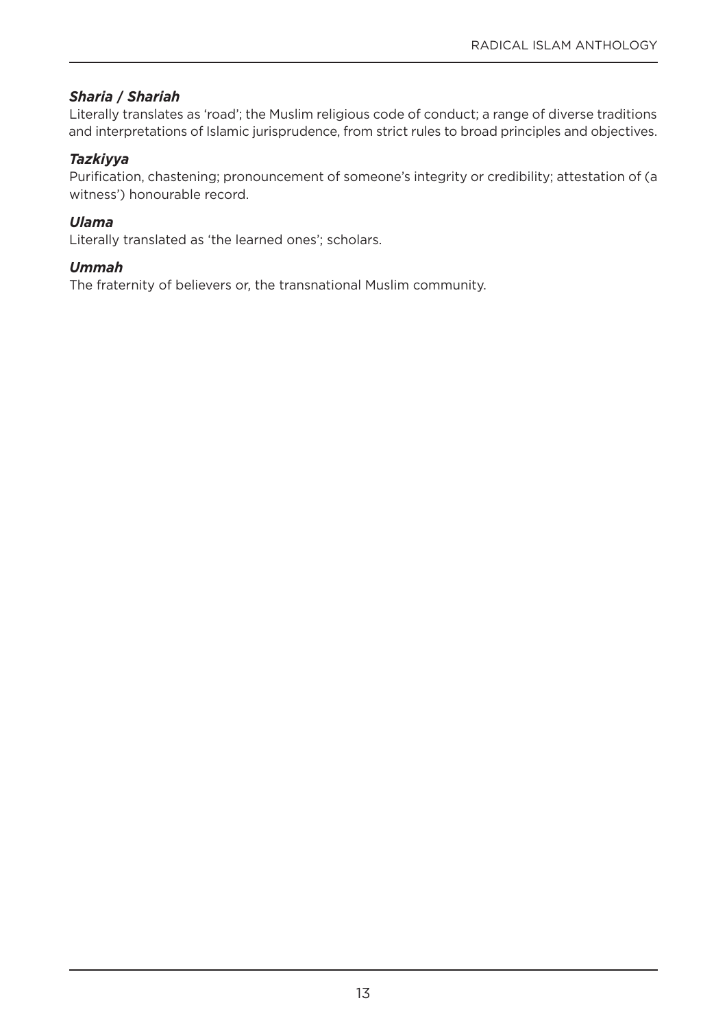### *Sharia / Shariah*

Literally translates as 'road'; the Muslim religious code of conduct; a range of diverse traditions and interpretations of Islamic jurisprudence, from strict rules to broad principles and objectives.

### *Tazkiyya*

Purification, chastening; pronouncement of someone's integrity or credibility; attestation of (a witness') honourable record.

### *Ulama*

Literally translated as 'the learned ones'; scholars.

### *Ummah*

The fraternity of believers or, the transnational Muslim community.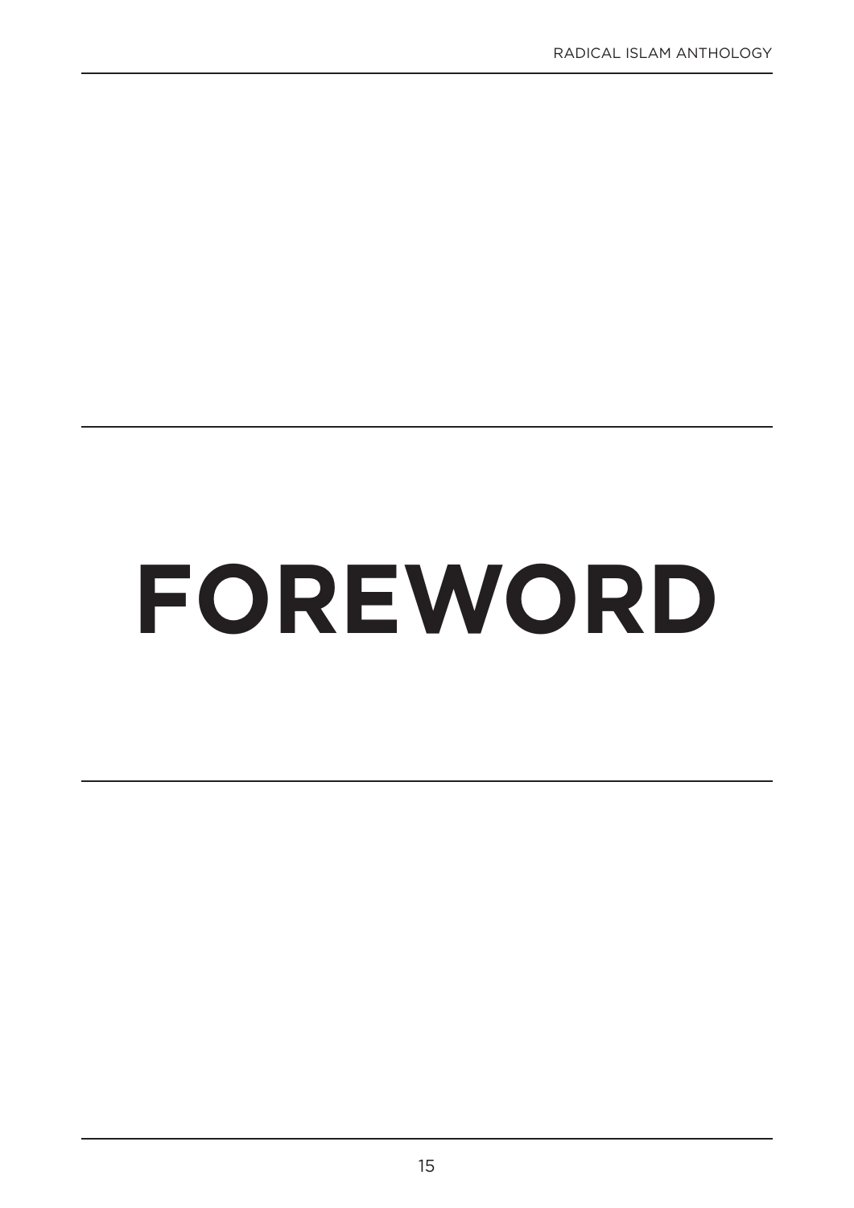# FOREWORD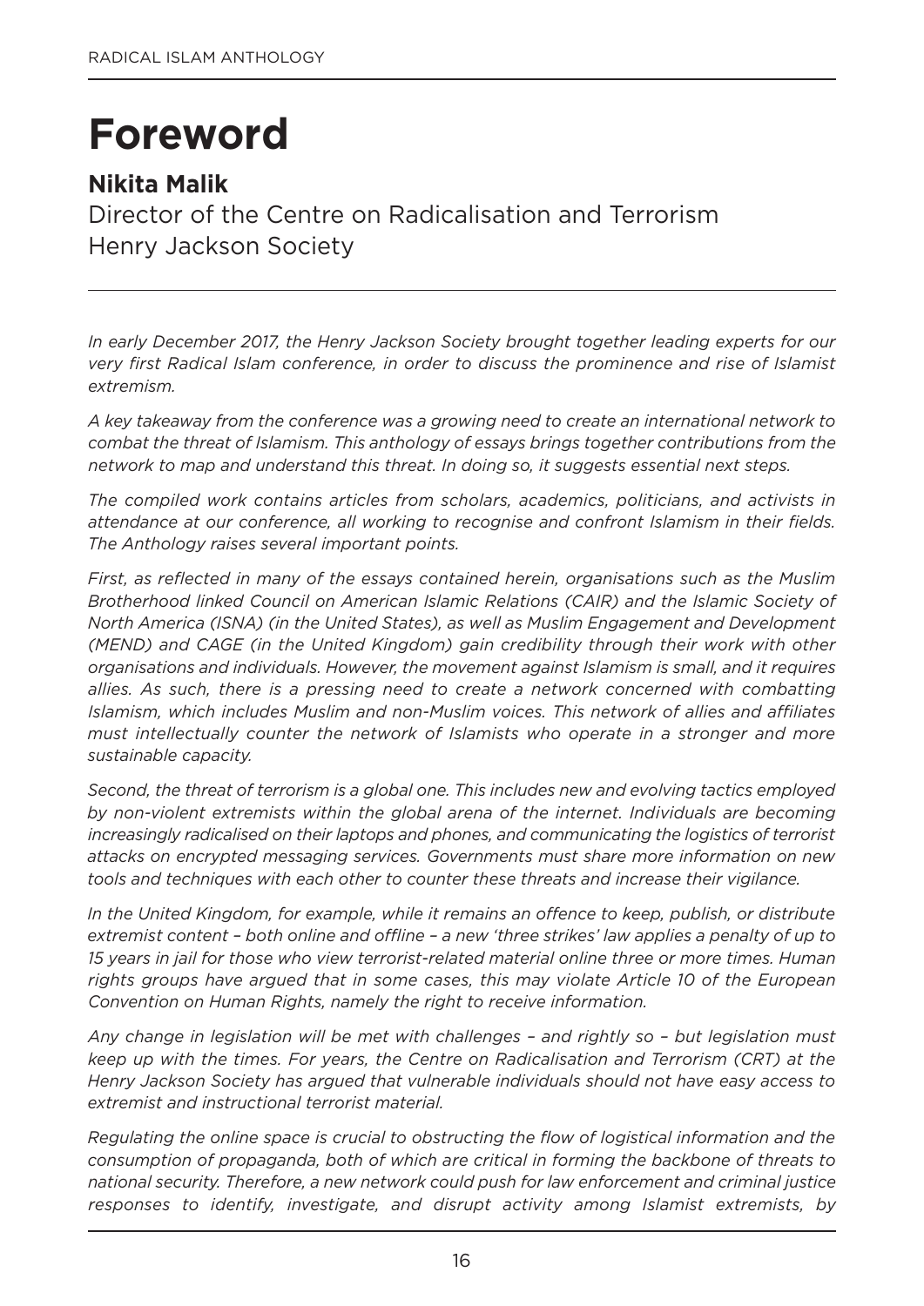# Foreword

**Nikita Malik**

Director of the Centre on Radicalisation and Terrorism
Henry Jackson Society

*In early December 2017, the Henry Jackson Society brought together leading experts for our very first Radical Islam conference, in order to discuss the prominence and rise of Islamist extremism.*

*A key takeaway from the conference was a growing need to create an international network to combat the threat of Islamism. This anthology of essays brings together contributions from the network to map and understand this threat. In doing so, it suggests essential next steps.*

*The compiled work contains articles from scholars, academics, politicians, and activists in attendance at our conference, all working to recognise and confront Islamism in their fields. The Anthology raises several important points.*

*First, as reflected in many of the essays contained herein, organisations such as the Muslim Brotherhood linked Council on American Islamic Relations (CAIR) and the Islamic Society of North America (ISNA) (in the United States), as well as Muslim Engagement and Development (MEND) and CAGE (in the United Kingdom) gain credibility through their work with other organisations and individuals. However, the movement against Islamism is small, and it requires allies. As such, there is a pressing need to create a network concerned with combatting Islamism, which includes Muslim and non-Muslim voices. This network of allies and affiliates must intellectually counter the network of Islamists who operate in a stronger and more sustainable capacity.*

*Second, the threat of terrorism is a global one. This includes new and evolving tactics employed by non-violent extremists within the global arena of the internet. Individuals are becoming increasingly radicalised on their laptops and phones, and communicating the logistics of terrorist attacks on encrypted messaging services. Governments must share more information on new tools and techniques with each other to counter these threats and increase their vigilance.*

*In the United Kingdom, for example, while it remains an offence to keep, publish, or distribute extremist content – both online and offline – a new 'three strikes' law applies a penalty of up to 15 years in jail for those who view terrorist-related material online three or more times. Human rights groups have argued that in some cases, this may violate Article 10 of the European Convention on Human Rights, namely the right to receive information.*

*Any change in legislation will be met with challenges – and rightly so – but legislation must keep up with the times. For years, the Centre on Radicalisation and Terrorism (CRT) at the Henry Jackson Society has argued that vulnerable individuals should not have easy access to extremist and instructional terrorist material.*

*Regulating the online space is crucial to obstructing the flow of logistical information and the consumption of propaganda, both of which are critical in forming the backbone of threats to national security. Therefore, a new network could push for law enforcement and criminal justice responses to identify, investigate, and disrupt activity among Islamist extremists, by*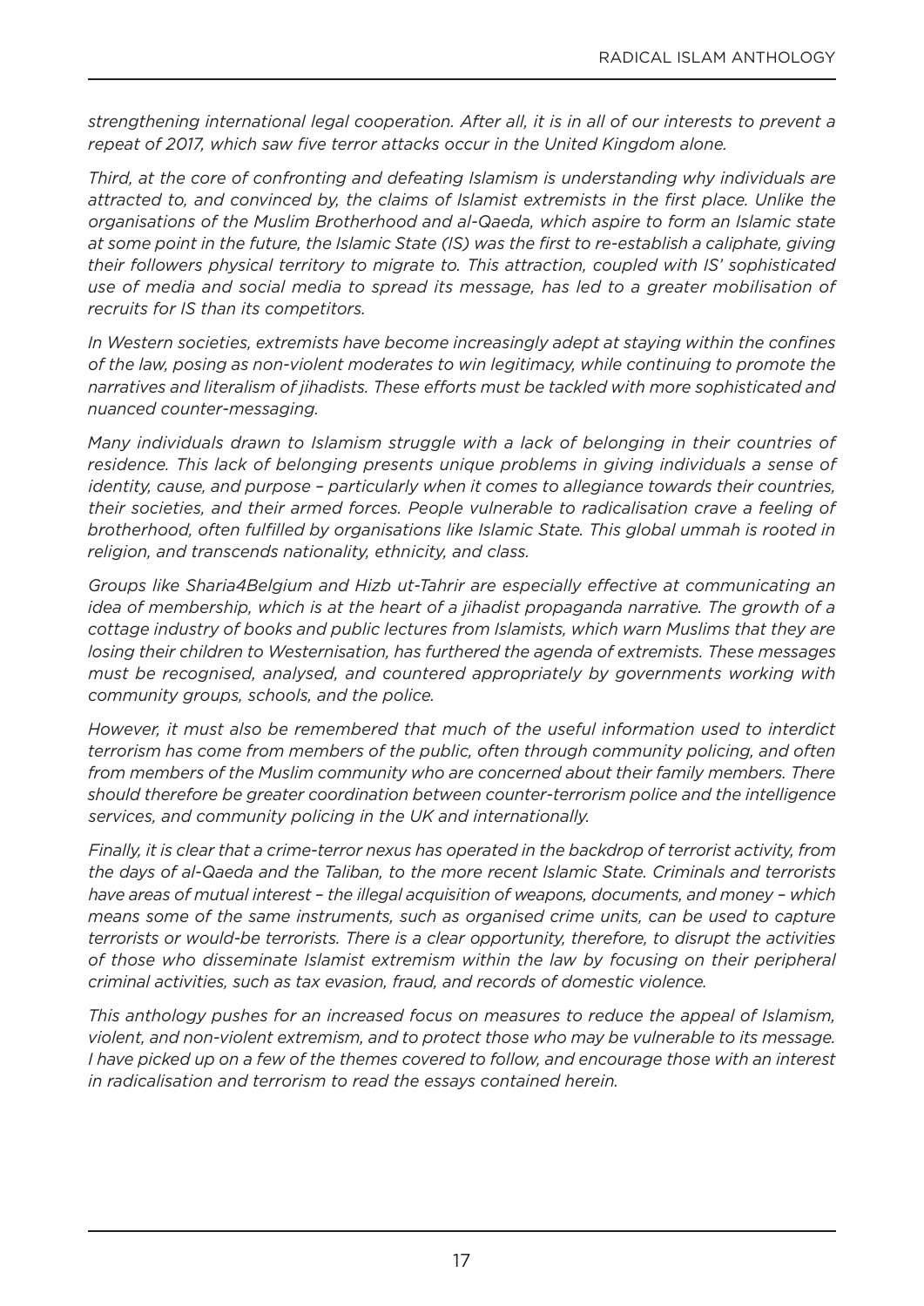*strengthening international legal cooperation. After all, it is in all of our interests to prevent a repeat of 2017, which saw five terror attacks occur in the United Kingdom alone.*

*Third, at the core of confronting and defeating Islamism is understanding why individuals are attracted to, and convinced by, the claims of Islamist extremists in the first place. Unlike the organisations of the Muslim Brotherhood and al-Qaeda, which aspire to form an Islamic state at some point in the future, the Islamic State (IS) was the first to re-establish a caliphate, giving their followers physical territory to migrate to. This attraction, coupled with IS' sophisticated use of media and social media to spread its message, has led to a greater mobilisation of recruits for IS than its competitors.*

*In Western societies, extremists have become increasingly adept at staying within the confines of the law, posing as non-violent moderates to win legitimacy, while continuing to promote the narratives and literalism of jihadists. These efforts must be tackled with more sophisticated and nuanced counter-messaging.*

*Many individuals drawn to Islamism struggle with a lack of belonging in their countries of residence. This lack of belonging presents unique problems in giving individuals a sense of identity, cause, and purpose – particularly when it comes to allegiance towards their countries, their societies, and their armed forces. People vulnerable to radicalisation crave a feeling of brotherhood, often fulfilled by organisations like Islamic State. This global ummah is rooted in religion, and transcends nationality, ethnicity, and class.*

*Groups like Sharia4Belgium and Hizb ut-Tahrir are especially effective at communicating an idea of membership, which is at the heart of a jihadist propaganda narrative. The growth of a cottage industry of books and public lectures from Islamists, which warn Muslims that they are losing their children to Westernisation, has furthered the agenda of extremists. These messages must be recognised, analysed, and countered appropriately by governments working with community groups, schools, and the police.*

*However, it must also be remembered that much of the useful information used to interdict terrorism has come from members of the public, often through community policing, and often from members of the Muslim community who are concerned about their family members. There should therefore be greater coordination between counter-terrorism police and the intelligence services, and community policing in the UK and internationally.*

*Finally, it is clear that a crime-terror nexus has operated in the backdrop of terrorist activity, from the days of al-Qaeda and the Taliban, to the more recent Islamic State. Criminals and terrorists have areas of mutual interest – the illegal acquisition of weapons, documents, and money – which means some of the same instruments, such as organised crime units, can be used to capture terrorists or would-be terrorists. There is a clear opportunity, therefore, to disrupt the activities of those who disseminate Islamist extremism within the law by focusing on their peripheral criminal activities, such as tax evasion, fraud, and records of domestic violence.*

*This anthology pushes for an increased focus on measures to reduce the appeal of Islamism, violent, and non-violent extremism, and to protect those who may be vulnerable to its message. I have picked up on a few of the themes covered to follow, and encourage those with an interest in radicalisation and terrorism to read the essays contained herein.*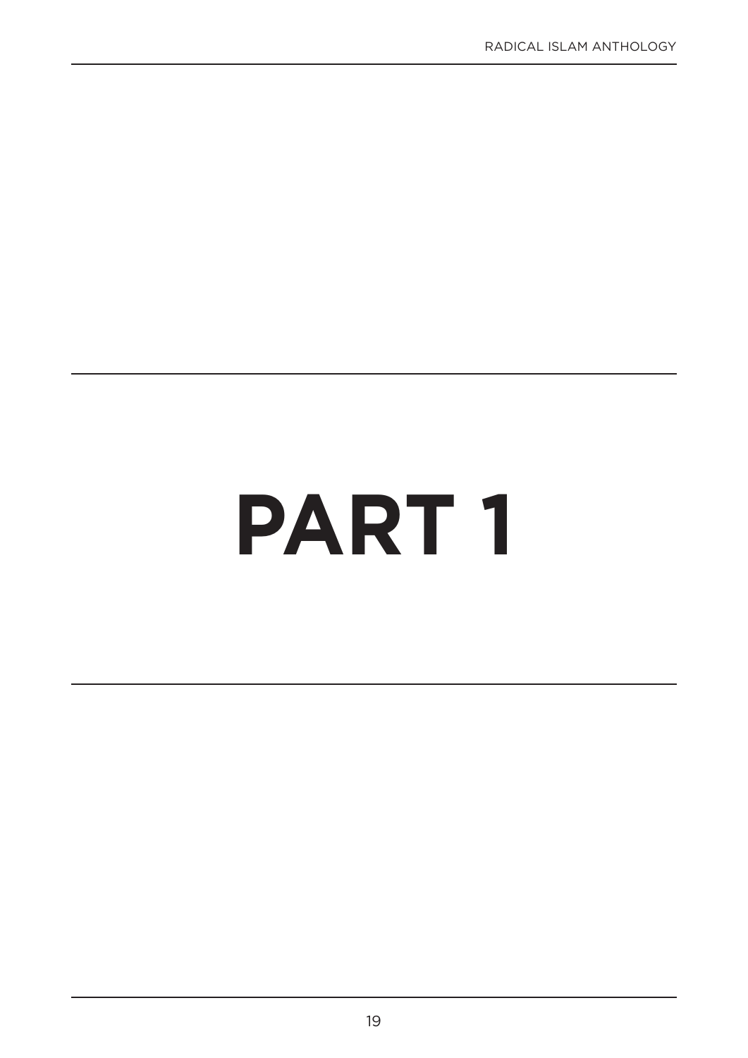# PART 1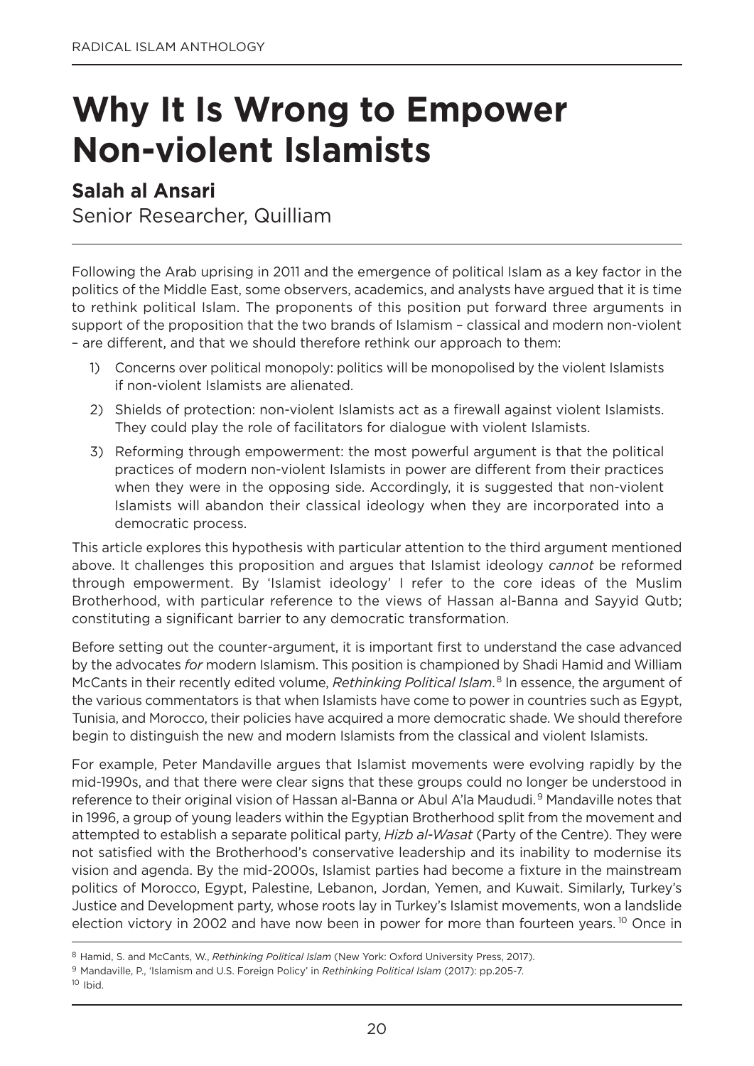# Why It Is Wrong to Empower Non-violent Islamists

**Salah al Ansari**

Senior Researcher, Quilliam

Following the Arab uprising in 2011 and the emergence of political Islam as a key factor in the politics of the Middle East, some observers, academics, and analysts have argued that it is time to rethink political Islam. The proponents of this position put forward three arguments in support of the proposition that the two brands of Islamism – classical and modern non-violent – are different, and that we should therefore rethink our approach to them:

1) Concerns over political monopoly: politics will be monopolised by the violent Islamists if non-violent Islamists are alienated.
2) Shields of protection: non-violent Islamists act as a firewall against violent Islamists. They could play the role of facilitators for dialogue with violent Islamists.
3) Reforming through empowerment: the most powerful argument is that the political practices of modern non-violent Islamists in power are different from their practices when they were in the opposing side. Accordingly, it is suggested that non-violent Islamists will abandon their classical ideology when they are incorporated into a democratic process.

This article explores this hypothesis with particular attention to the third argument mentioned above. It challenges this proposition and argues that Islamist ideology *cannot* be reformed through empowerment. By 'Islamist ideology' I refer to the core ideas of the Muslim Brotherhood, with particular reference to the views of Hassan al-Banna and Sayyid Qutb; constituting a significant barrier to any democratic transformation.

Before setting out the counter-argument, it is important first to understand the case advanced by the advocates *for* modern Islamism. This position is championed by Shadi Hamid and William McCants in their recently edited volume, *Rethinking Political Islam*.[8] In essence, the argument of the various commentators is that when Islamists have come to power in countries such as Egypt, Tunisia, and Morocco, their policies have acquired a more democratic shade. We should therefore begin to distinguish the new and modern Islamists from the classical and violent Islamists.

For example, Peter Mandaville argues that Islamist movements were evolving rapidly by the mid-1990s, and that there were clear signs that these groups could no longer be understood in reference to their original vision of Hassan al-Banna or Abul A'la Maududi.[9] Mandaville notes that in 1996, a group of young leaders within the Egyptian Brotherhood split from the movement and attempted to establish a separate political party, *Hizb al-Wasat* (Party of the Centre). They were not satisfied with the Brotherhood's conservative leadership and its inability to modernise its vision and agenda. By the mid-2000s, Islamist parties had become a fixture in the mainstream politics of Morocco, Egypt, Palestine, Lebanon, Jordan, Yemen, and Kuwait. Similarly, Turkey's Justice and Development party, whose roots lay in Turkey's Islamist movements, won a landslide election victory in 2002 and have now been in power for more than fourteen years.[10] Once in

---

[8] Hamid, S. and McCants, W., *Rethinking Political Islam* (New York: Oxford University Press, 2017).

[9] Mandaville, P., 'Islamism and U.S. Foreign Policy' in *Rethinking Political Islam* (2017): pp.205-7.

[10] Ibid.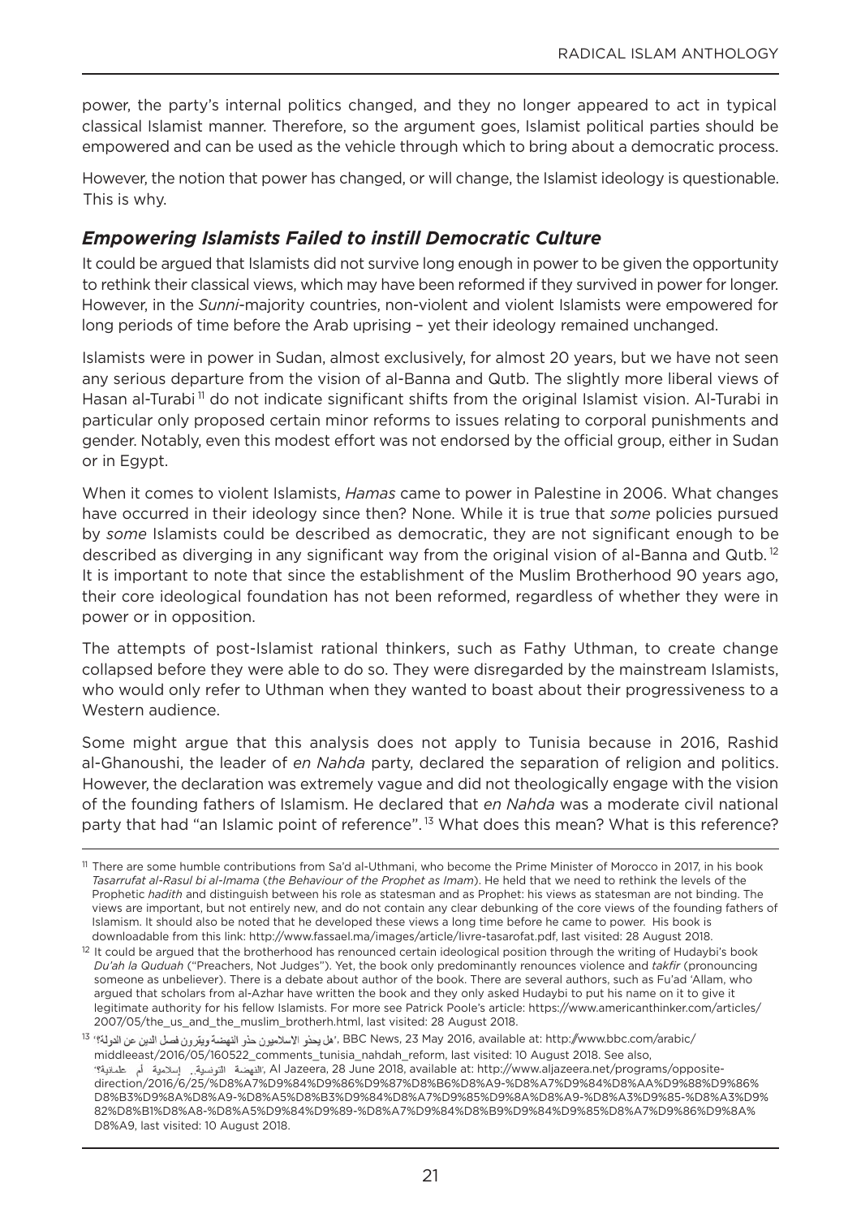power, the party's internal politics changed, and they no longer appeared to act in typical classical Islamist manner. Therefore, so the argument goes, Islamist political parties should be empowered and can be used as the vehicle through which to bring about a democratic process.

However, the notion that power has changed, or will change, the Islamist ideology is questionable. This is why.

### *Empowering Islamists Failed to instill Democratic Culture*

It could be argued that Islamists did not survive long enough in power to be given the opportunity to rethink their classical views, which may have been reformed if they survived in power for longer. However, in the *Sunni*-majority countries, non-violent and violent Islamists were empowered for long periods of time before the Arab uprising – yet their ideology remained unchanged.

Islamists were in power in Sudan, almost exclusively, for almost 20 years, but we have not seen any serious departure from the vision of al-Banna and Qutb. The slightly more liberal views of Hasan al-Turabi[11] do not indicate significant shifts from the original Islamist vision. Al-Turabi in particular only proposed certain minor reforms to issues relating to corporal punishments and gender. Notably, even this modest effort was not endorsed by the official group, either in Sudan or in Egypt.

When it comes to violent Islamists, *Hamas* came to power in Palestine in 2006. What changes have occurred in their ideology since then? None. While it is true that *some* policies pursued by *some* Islamists could be described as democratic, they are not significant enough to be described as diverging in any significant way from the original vision of al-Banna and Qutb.[12] It is important to note that since the establishment of the Muslim Brotherhood 90 years ago, their core ideological foundation has not been reformed, regardless of whether they were in power or in opposition.

The attempts of post-Islamist rational thinkers, such as Fathy Uthman, to create change collapsed before they were able to do so. They were disregarded by the mainstream Islamists, who would only refer to Uthman when they wanted to boast about their progressiveness to a Western audience.

Some might argue that this analysis does not apply to Tunisia because in 2016, Rashid al-Ghanoushi, the leader of *en Nahda* party, declared the separation of religion and politics. However, the declaration was extremely vague and did not theologically engage with the vision of the founding fathers of Islamism. He declared that *en Nahda* was a moderate civil national party that had "an Islamic point of reference".[13] What does this mean? What is this reference?

---

[11] There are some humble contributions from Sa'd al-Uthmani, who become the Prime Minister of Morocco in 2017, in his book *Tasarrufat al-Rasul bi al-Imama* (*the Behaviour of the Prophet as Imam*). He held that we need to rethink the levels of the Prophetic *hadith* and distinguish between his role as statesman and as Prophet: his views as statesman are not binding. The views are important, but not entirely new, and do not contain any clear debunking of the core views of the founding fathers of Islamism. It should also be noted that he developed these views a long time before he came to power. His book is downloadable from this link: http://www.fassael.ma/images/article/livre-tasarofat.pdf, last visited: 28 August 2018.

[12] It could be argued that the brotherhood has renounced certain ideological position through the writing of Hudaybi's book *Du'ah la Quduah* ("Preachers, Not Judges"). Yet, the book only predominantly renounces violence and *takfir* (pronouncing someone as unbeliever). There is a debate about author of the book. There are several authors, such as Fu'ad 'Allam, who argued that scholars from al-Azhar have written the book and they only asked Hudaybi to put his name on it to give it legitimate authority for his fellow Islamists. For more see Patrick Poole's article: https://www.americanthinker.com/articles/2007/05/the_us_and_the_muslim_brotherh.html, last visited: 28 August 2018.

[13] 'هل يحذو الاسلاميون حذو النهضة ويقررون فصل الدين عن الدولة؟', BBC News, 23 May 2016, available at: http://www.bbc.com/arabic/middleeast/2016/05/160522_comments_tunisia_nahdah_reform, last visited: 10 August 2018. See also, 'النهضة التونسية.. إسلامية أم علمانية؟', Al Jazeera, 28 June 2018, available at: http://www.aljazeera.net/programs/opposite-direction/2016/6/25/%D8%A7%D9%84%D9%86%D9%87%D8%B6%D8%A9-%D8%A7%D9%84%D8%AA%D9%88%D9%86%D8%B3%D9%8A%D8%A9-%D8%A5%D8%B3%D9%84%D8%A7%D9%85%D9%8A%D8%A9-%D8%A3%D9%85-%D8%A3%D9%82%D8%B1%D8%A8-%D8%A5%D9%84%D9%89-%D8%A7%D9%84%D8%B9%D9%84%D9%85%D8%A7%D9%86%D9%8A%D8%A9, last visited: 10 August 2018.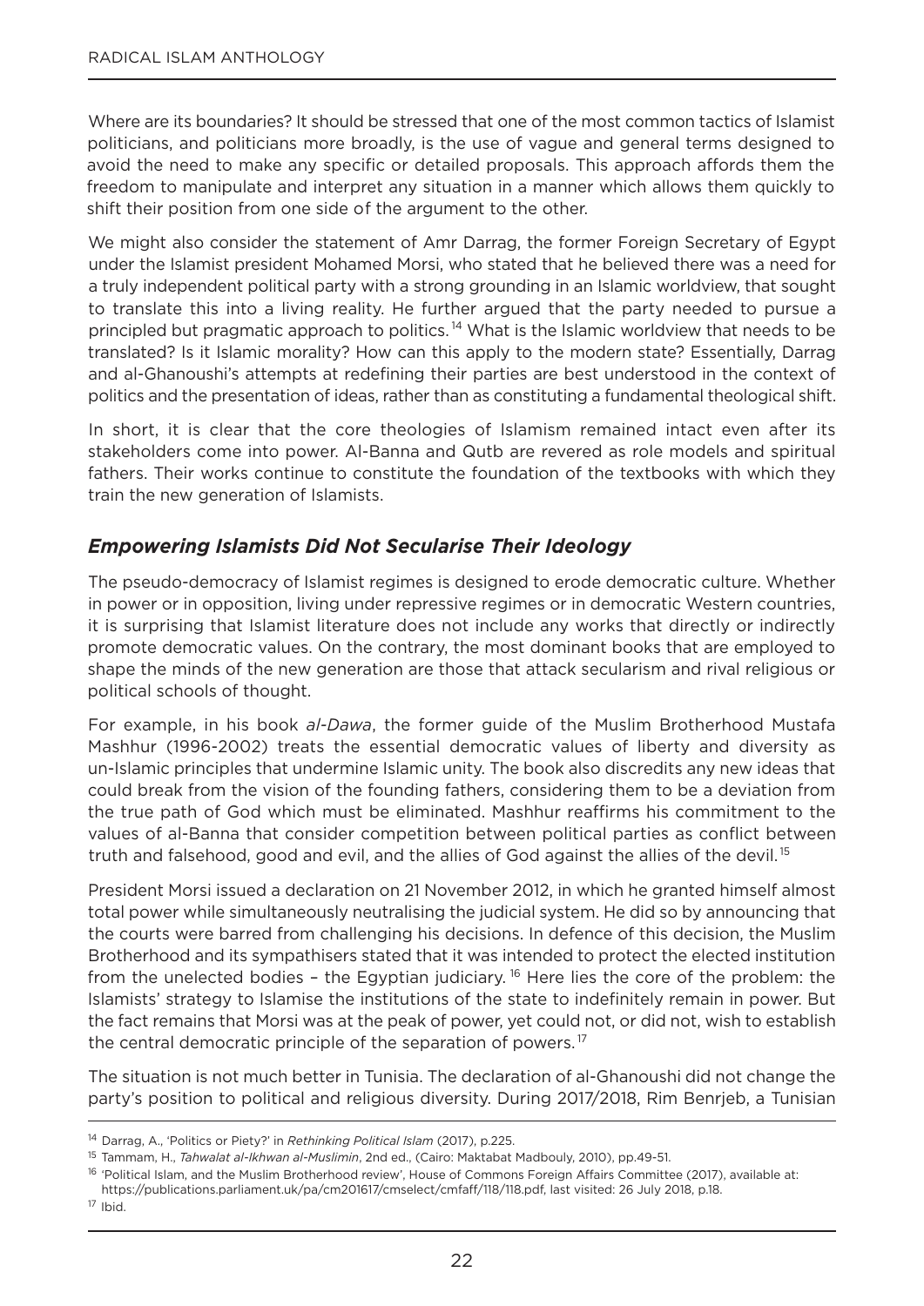Where are its boundaries? It should be stressed that one of the most common tactics of Islamist politicians, and politicians more broadly, is the use of vague and general terms designed to avoid the need to make any specific or detailed proposals. This approach affords them the freedom to manipulate and interpret any situation in a manner which allows them quickly to shift their position from one side of the argument to the other.

We might also consider the statement of Amr Darrag, the former Foreign Secretary of Egypt under the Islamist president Mohamed Morsi, who stated that he believed there was a need for a truly independent political party with a strong grounding in an Islamic worldview, that sought to translate this into a living reality. He further argued that the party needed to pursue a principled but pragmatic approach to politics.[14] What is the Islamic worldview that needs to be translated? Is it Islamic morality? How can this apply to the modern state? Essentially, Darrag and al-Ghanoushi's attempts at redefining their parties are best understood in the context of politics and the presentation of ideas, rather than as constituting a fundamental theological shift.

In short, it is clear that the core theologies of Islamism remained intact even after its stakeholders come into power. Al-Banna and Qutb are revered as role models and spiritual fathers. Their works continue to constitute the foundation of the textbooks with which they train the new generation of Islamists.

## *Empowering Islamists Did Not Secularise Their Ideology*

The pseudo-democracy of Islamist regimes is designed to erode democratic culture. Whether in power or in opposition, living under repressive regimes or in democratic Western countries, it is surprising that Islamist literature does not include any works that directly or indirectly promote democratic values. On the contrary, the most dominant books that are employed to shape the minds of the new generation are those that attack secularism and rival religious or political schools of thought.

For example, in his book *al-Dawa*, the former guide of the Muslim Brotherhood Mustafa Mashhur (1996-2002) treats the essential democratic values of liberty and diversity as un-Islamic principles that undermine Islamic unity. The book also discredits any new ideas that could break from the vision of the founding fathers, considering them to be a deviation from the true path of God which must be eliminated. Mashhur reaffirms his commitment to the values of al-Banna that consider competition between political parties as conflict between truth and falsehood, good and evil, and the allies of God against the allies of the devil.[15]

President Morsi issued a declaration on 21 November 2012, in which he granted himself almost total power while simultaneously neutralising the judicial system. He did so by announcing that the courts were barred from challenging his decisions. In defence of this decision, the Muslim Brotherhood and its sympathisers stated that it was intended to protect the elected institution from the unelected bodies – the Egyptian judiciary.[16] Here lies the core of the problem: the Islamists' strategy to Islamise the institutions of the state to indefinitely remain in power. But the fact remains that Morsi was at the peak of power, yet could not, or did not, wish to establish the central democratic principle of the separation of powers.[17]

The situation is not much better in Tunisia. The declaration of al-Ghanoushi did not change the party's position to political and religious diversity. During 2017/2018, Rim Benrjeb, a Tunisian

---

[14] Darrag, A., 'Politics or Piety?' in *Rethinking Political Islam* (2017), p.225.

[15] Tammam, H., *Tahwalat al-Ikhwan al-Muslimin*, 2nd ed., (Cairo: Maktabat Madbouly, 2010), pp.49-51.

[16] 'Political Islam, and the Muslim Brotherhood review', House of Commons Foreign Affairs Committee (2017), available at: https://publications.parliament.uk/pa/cm201617/cmselect/cmfaff/118/118.pdf, last visited: 26 July 2018, p.18.

[17] Ibid.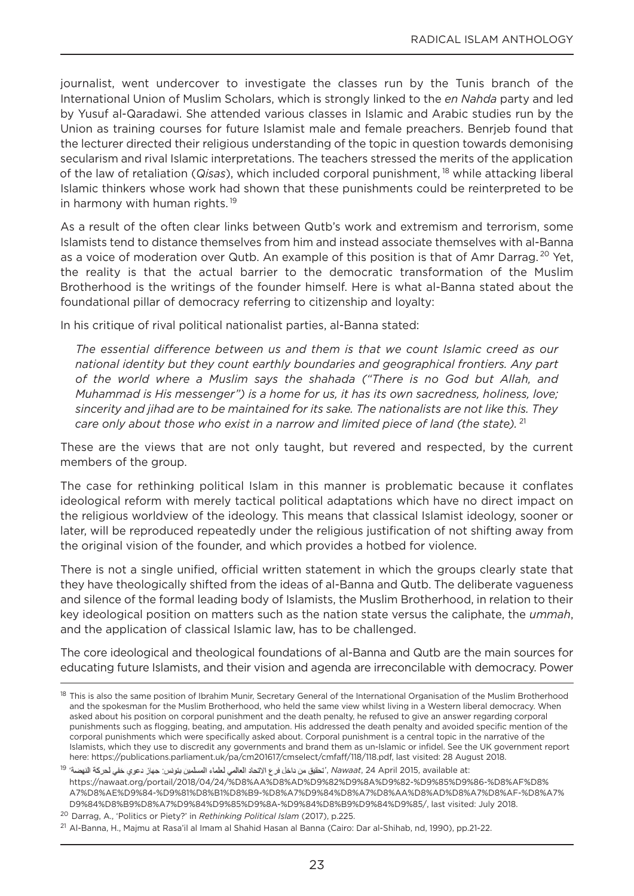journalist, went undercover to investigate the classes run by the Tunis branch of the International Union of Muslim Scholars, which is strongly linked to the *en Nahda* party and led by Yusuf al-Qaradawi. She attended various classes in Islamic and Arabic studies run by the Union as training courses for future Islamist male and female preachers. Benrjeb found that the lecturer directed their religious understanding of the topic in question towards demonising secularism and rival Islamic interpretations. The teachers stressed the merits of the application of the law of retaliation (*Qisas*), which included corporal punishment,[18] while attacking liberal Islamic thinkers whose work had shown that these punishments could be reinterpreted to be in harmony with human rights.[19]

As a result of the often clear links between Qutb's work and extremism and terrorism, some Islamists tend to distance themselves from him and instead associate themselves with al-Banna as a voice of moderation over Qutb. An example of this position is that of Amr Darrag.[20] Yet, the reality is that the actual barrier to the democratic transformation of the Muslim Brotherhood is the writings of the founder himself. Here is what al-Banna stated about the foundational pillar of democracy referring to citizenship and loyalty:

In his critique of rival political nationalist parties, al-Banna stated:

> *The essential difference between us and them is that we count Islamic creed as our national identity but they count earthly boundaries and geographical frontiers. Any part of the world where a Muslim says the shahada ("There is no God but Allah, and Muhammad is His messenger") is a home for us, it has its own sacredness, holiness, love; sincerity and jihad are to be maintained for its sake. The nationalists are not like this. They care only about those who exist in a narrow and limited piece of land (the state).*[21]

These are the views that are not only taught, but revered and respected, by the current members of the group.

The case for rethinking political Islam in this manner is problematic because it conflates ideological reform with merely tactical political adaptations which have no direct impact on the religious worldview of the ideology. This means that classical Islamist ideology, sooner or later, will be reproduced repeatedly under the religious justification of not shifting away from the original vision of the founder, and which provides a hotbed for violence.

There is not a single unified, official written statement in which the groups clearly state that they have theologically shifted from the ideas of al-Banna and Qutb. The deliberate vagueness and silence of the formal leading body of Islamists, the Muslim Brotherhood, in relation to their key ideological position on matters such as the nation state versus the caliphate, the *ummah*, and the application of classical Islamic law, has to be challenged.

The core ideological and theological foundations of al-Banna and Qutb are the main sources for educating future Islamists, and their vision and agenda are irreconcilable with democracy. Power

---

[18] This is also the same position of Ibrahim Munir, Secretary General of the International Organisation of the Muslim Brotherhood and the spokesman for the Muslim Brotherhood, who held the same view whilst living in a Western liberal democracy. When asked about his position on corporal punishment and the death penalty, he refused to give an answer regarding corporal punishments such as flogging, beating, and amputation. His addressed the death penalty and avoided specific mention of the corporal punishments which were specifically asked about. Corporal punishment is a central topic in the narrative of the Islamists, which they use to discredit any governments and brand them as un-Islamic or infidel. See the UK government report here: https://publications.parliament.uk/pa/cm201617/cmselect/cmfaff/118/118.pdf, last visited: 28 August 2018.

[19] 'تحقيق من داخل فرع الاتحاد العالمي لعلماء المسلمين بتونس: جهاز دعوي خفي لحركة النهضة', *Nawaat*, 24 April 2015, available at: https://nawaat.org/portail/2018/04/24/%D8%AA%D8%AD%D9%82%D9%8A%D9%82-%D9%85%D9%86-%D8%AF%D8%A7%D8%AE%D9%84-%D9%81%D8%B1%D8%B9-%D8%A7%D9%84%D8%A7%D8%AA%D8%AD%D8%A7%D8%AF-%D8%A7%D9%84%D8%B9%D8%A7%D9%84%D9%85%D9%8A-%D9%84%D8%B9%D9%84%D9%85/, last visited: July 2018.

[20] Darrag, A., 'Politics or Piety?' in *Rethinking Political Islam* (2017), p.225.

[21] Al-Banna, H., Majmu at Rasa'il al Imam al Shahid Hasan al Banna (Cairo: Dar al-Shihab, nd, 1990), pp.21-22.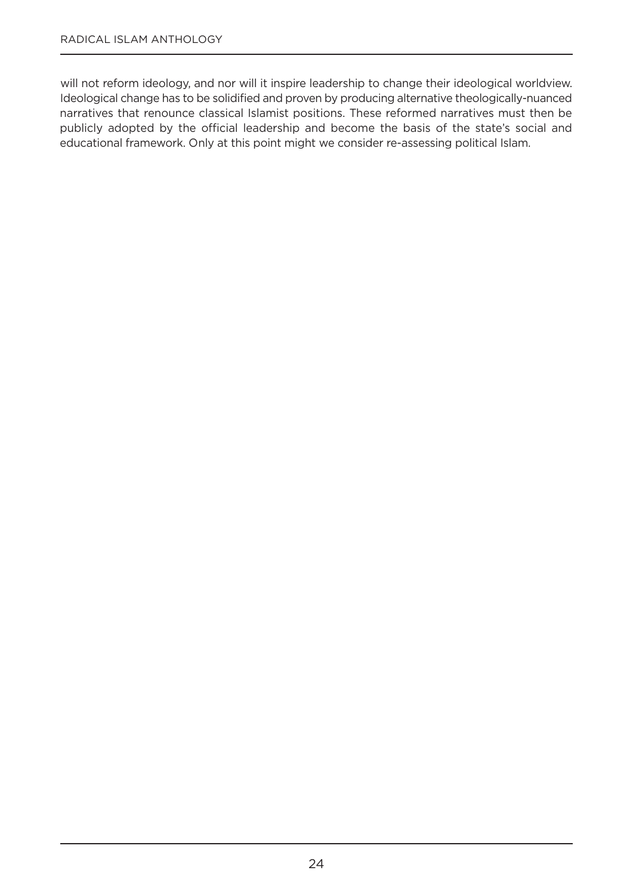will not reform ideology, and nor will it inspire leadership to change their ideological worldview. Ideological change has to be solidified and proven by producing alternative theologically-nuanced narratives that renounce classical Islamist positions. These reformed narratives must then be publicly adopted by the official leadership and become the basis of the state's social and educational framework. Only at this point might we consider re-assessing political Islam.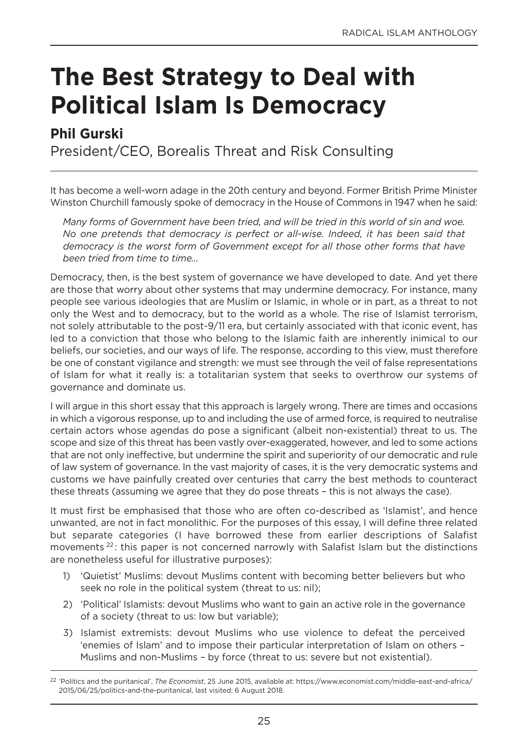# The Best Strategy to Deal with Political Islam Is Democracy

**Phil Gurski**

President/CEO, Borealis Threat and Risk Consulting

It has become a well-worn adage in the 20th century and beyond. Former British Prime Minister Winston Churchill famously spoke of democracy in the House of Commons in 1947 when he said:

> *Many forms of Government have been tried, and will be tried in this world of sin and woe. No one pretends that democracy is perfect or all-wise. Indeed, it has been said that democracy is the worst form of Government except for all those other forms that have been tried from time to time...*

Democracy, then, is the best system of governance we have developed to date. And yet there are those that worry about other systems that may undermine democracy. For instance, many people see various ideologies that are Muslim or Islamic, in whole or in part, as a threat to not only the West and to democracy, but to the world as a whole. The rise of Islamist terrorism, not solely attributable to the post-9/11 era, but certainly associated with that iconic event, has led to a conviction that those who belong to the Islamic faith are inherently inimical to our beliefs, our societies, and our ways of life. The response, according to this view, must therefore be one of constant vigilance and strength: we must see through the veil of false representations of Islam for what it really is: a totalitarian system that seeks to overthrow our systems of governance and dominate us.

I will argue in this short essay that this approach is largely wrong. There are times and occasions in which a vigorous response, up to and including the use of armed force, is required to neutralise certain actors whose agendas do pose a significant (albeit non-existential) threat to us. The scope and size of this threat has been vastly over-exaggerated, however, and led to some actions that are not only ineffective, but undermine the spirit and superiority of our democratic and rule of law system of governance. In the vast majority of cases, it is the very democratic systems and customs we have painfully created over centuries that carry the best methods to counteract these threats (assuming we agree that they do pose threats – this is not always the case).

It must first be emphasised that those who are often co-described as 'Islamist', and hence unwanted, are not in fact monolithic. For the purposes of this essay, I will define three related but separate categories (I have borrowed these from earlier descriptions of Salafist movements [22]: this paper is not concerned narrowly with Salafist Islam but the distinctions are nonetheless useful for illustrative purposes):

1) 'Quietist' Muslims: devout Muslims content with becoming better believers but who seek no role in the political system (threat to us: nil);
2) 'Political' Islamists: devout Muslims who want to gain an active role in the governance of a society (threat to us: low but variable);
3) Islamist extremists: devout Muslims who use violence to defeat the perceived 'enemies of Islam' and to impose their particular interpretation of Islam on others – Muslims and non-Muslims – by force (threat to us: severe but not existential).

---

[22] 'Politics and the puritanical', *The Economist*, 25 June 2015, available at: https://www.economist.com/middle-east-and-africa/2015/06/25/politics-and-the-puritanical, last visited: 6 August 2018.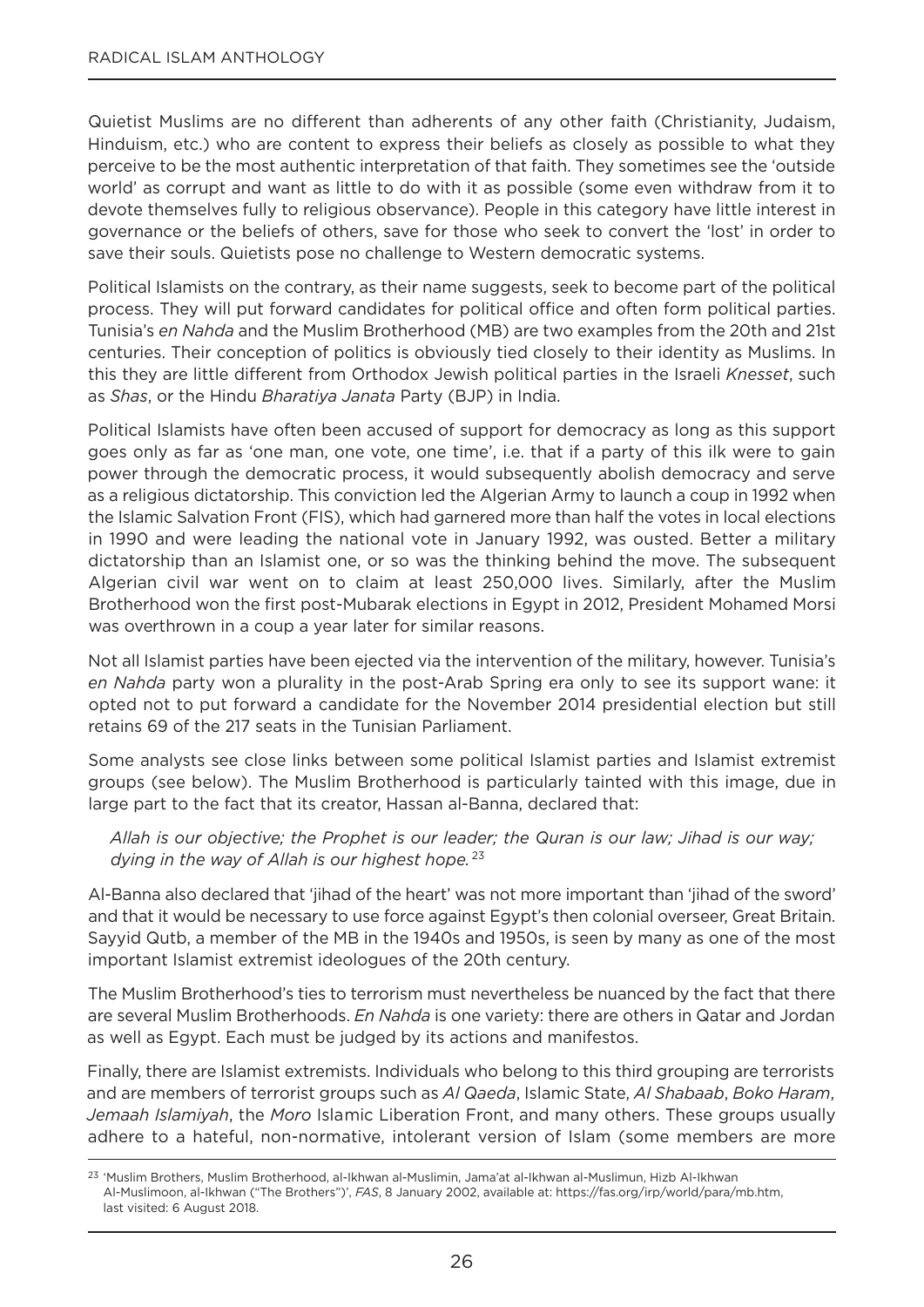Quietist Muslims are no different than adherents of any other faith (Christianity, Judaism, Hinduism, etc.) who are content to express their beliefs as closely as possible to what they perceive to be the most authentic interpretation of that faith. They sometimes see the 'outside world' as corrupt and want as little to do with it as possible (some even withdraw from it to devote themselves fully to religious observance). People in this category have little interest in governance or the beliefs of others, save for those who seek to convert the 'lost' in order to save their souls. Quietists pose no challenge to Western democratic systems.

Political Islamists on the contrary, as their name suggests, seek to become part of the political process. They will put forward candidates for political office and often form political parties. Tunisia's *en Nahda* and the Muslim Brotherhood (MB) are two examples from the 20th and 21st centuries. Their conception of politics is obviously tied closely to their identity as Muslims. In this they are little different from Orthodox Jewish political parties in the Israeli *Knesset*, such as *Shas*, or the Hindu *Bharatiya Janata* Party (BJP) in India.

Political Islamists have often been accused of support for democracy as long as this support goes only as far as 'one man, one vote, one time', i.e. that if a party of this ilk were to gain power through the democratic process, it would subsequently abolish democracy and serve as a religious dictatorship. This conviction led the Algerian Army to launch a coup in 1992 when the Islamic Salvation Front (FIS), which had garnered more than half the votes in local elections in 1990 and were leading the national vote in January 1992, was ousted. Better a military dictatorship than an Islamist one, or so was the thinking behind the move. The subsequent Algerian civil war went on to claim at least 250,000 lives. Similarly, after the Muslim Brotherhood won the first post-Mubarak elections in Egypt in 2012, President Mohamed Morsi was overthrown in a coup a year later for similar reasons.

Not all Islamist parties have been ejected via the intervention of the military, however. Tunisia's *en Nahda* party won a plurality in the post-Arab Spring era only to see its support wane: it opted not to put forward a candidate for the November 2014 presidential election but still retains 69 of the 217 seats in the Tunisian Parliament.

Some analysts see close links between some political Islamist parties and Islamist extremist groups (see below). The Muslim Brotherhood is particularly tainted with this image, due in large part to the fact that its creator, Hassan al-Banna, declared that:

> *Allah is our objective; the Prophet is our leader; the Quran is our law; Jihad is our way; dying in the way of Allah is our highest hope.*[23]

Al-Banna also declared that 'jihad of the heart' was not more important than 'jihad of the sword' and that it would be necessary to use force against Egypt's then colonial overseer, Great Britain. Sayyid Qutb, a member of the MB in the 1940s and 1950s, is seen by many as one of the most important Islamist extremist ideologues of the 20th century.

The Muslim Brotherhood's ties to terrorism must nevertheless be nuanced by the fact that there are several Muslim Brotherhoods. *En Nahda* is one variety: there are others in Qatar and Jordan as well as Egypt. Each must be judged by its actions and manifestos.

Finally, there are Islamist extremists. Individuals who belong to this third grouping are terrorists and are members of terrorist groups such as *Al Qaeda*, Islamic State, *Al Shabaab*, *Boko Haram*, *Jemaah Islamiyah*, the *Moro* Islamic Liberation Front, and many others. These groups usually adhere to a hateful, non-normative, intolerant version of Islam (some members are more

---

[23] 'Muslim Brothers, Muslim Brotherhood, al-Ikhwan al-Muslimin, Jama'at al-Ikhwan al-Muslimun, Hizb Al-Ikhwan Al-Muslimoon, al-Ikhwan ("The Brothers")', *FAS*, 8 January 2002, available at: https://fas.org/irp/world/para/mb.htm, last visited: 6 August 2018.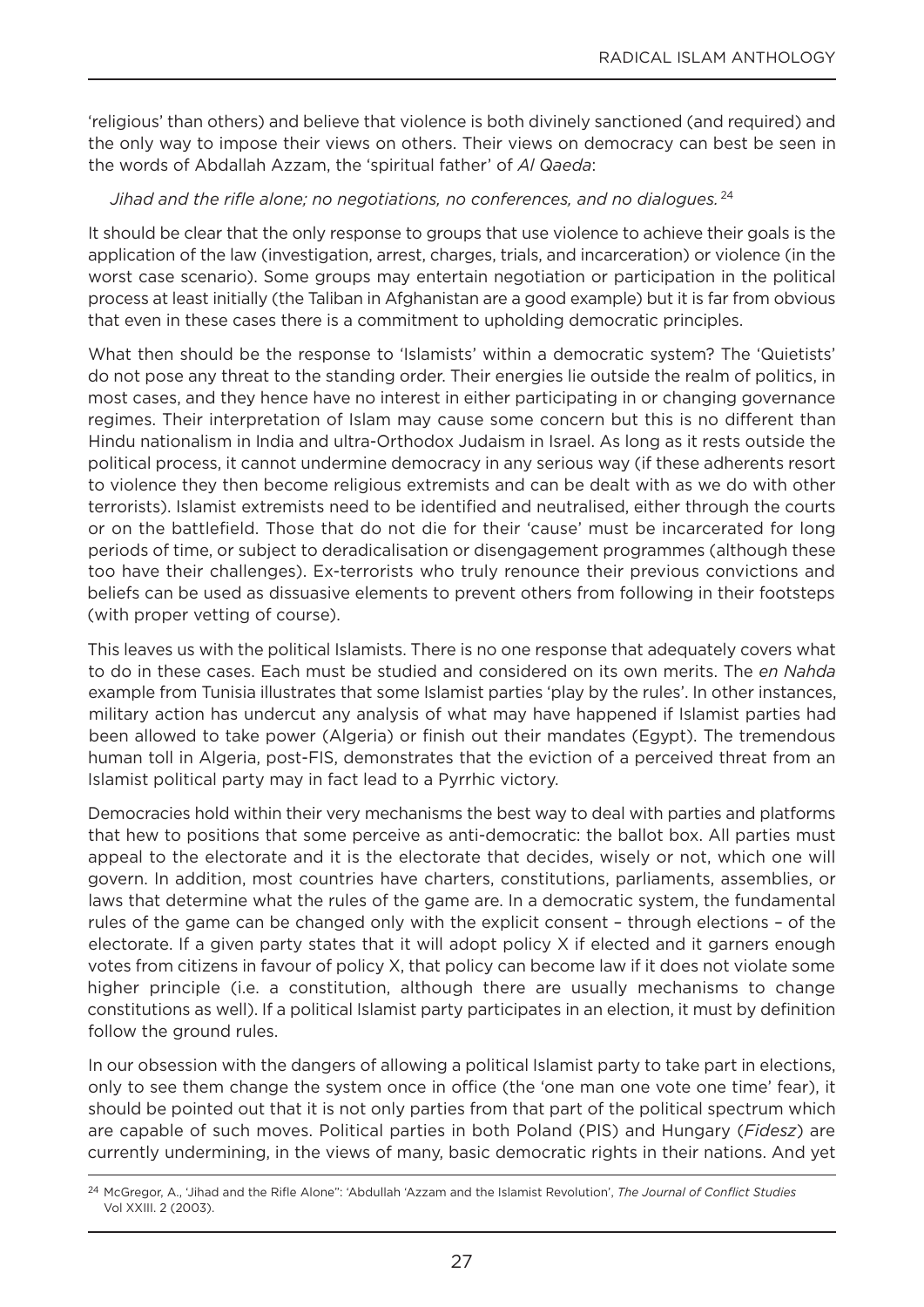'religious' than others) and believe that violence is both divinely sanctioned (and required) and the only way to impose their views on others. Their views on democracy can best be seen in the words of Abdallah Azzam, the 'spiritual father' of *Al Qaeda*:

*Jihad and the rifle alone; no negotiations, no conferences, and no dialogues.*[24]

It should be clear that the only response to groups that use violence to achieve their goals is the application of the law (investigation, arrest, charges, trials, and incarceration) or violence (in the worst case scenario). Some groups may entertain negotiation or participation in the political process at least initially (the Taliban in Afghanistan are a good example) but it is far from obvious that even in these cases there is a commitment to upholding democratic principles.

What then should be the response to 'Islamists' within a democratic system? The 'Quietists' do not pose any threat to the standing order. Their energies lie outside the realm of politics, in most cases, and they hence have no interest in either participating in or changing governance regimes. Their interpretation of Islam may cause some concern but this is no different than Hindu nationalism in India and ultra-Orthodox Judaism in Israel. As long as it rests outside the political process, it cannot undermine democracy in any serious way (if these adherents resort to violence they then become religious extremists and can be dealt with as we do with other terrorists). Islamist extremists need to be identified and neutralised, either through the courts or on the battlefield. Those that do not die for their 'cause' must be incarcerated for long periods of time, or subject to deradicalisation or disengagement programmes (although these too have their challenges). Ex-terrorists who truly renounce their previous convictions and beliefs can be used as dissuasive elements to prevent others from following in their footsteps (with proper vetting of course).

This leaves us with the political Islamists. There is no one response that adequately covers what to do in these cases. Each must be studied and considered on its own merits. The *en Nahda* example from Tunisia illustrates that some Islamist parties 'play by the rules'. In other instances, military action has undercut any analysis of what may have happened if Islamist parties had been allowed to take power (Algeria) or finish out their mandates (Egypt). The tremendous human toll in Algeria, post-FIS, demonstrates that the eviction of a perceived threat from an Islamist political party may in fact lead to a Pyrrhic victory.

Democracies hold within their very mechanisms the best way to deal with parties and platforms that hew to positions that some perceive as anti-democratic: the ballot box. All parties must appeal to the electorate and it is the electorate that decides, wisely or not, which one will govern. In addition, most countries have charters, constitutions, parliaments, assemblies, or laws that determine what the rules of the game are. In a democratic system, the fundamental rules of the game can be changed only with the explicit consent – through elections – of the electorate. If a given party states that it will adopt policy X if elected and it garners enough votes from citizens in favour of policy X, that policy can become law if it does not violate some higher principle (i.e. a constitution, although there are usually mechanisms to change constitutions as well). If a political Islamist party participates in an election, it must by definition follow the ground rules.

In our obsession with the dangers of allowing a political Islamist party to take part in elections, only to see them change the system once in office (the 'one man one vote one time' fear), it should be pointed out that it is not only parties from that part of the political spectrum which are capable of such moves. Political parties in both Poland (PIS) and Hungary (*Fidesz*) are currently undermining, in the views of many, basic democratic rights in their nations. And yet

[24] McGregor, A., 'Jihad and the Rifle Alone": 'Abdullah 'Azzam and the Islamist Revolution', *The Journal of Conflict Studies* Vol XXIII. 2 (2003).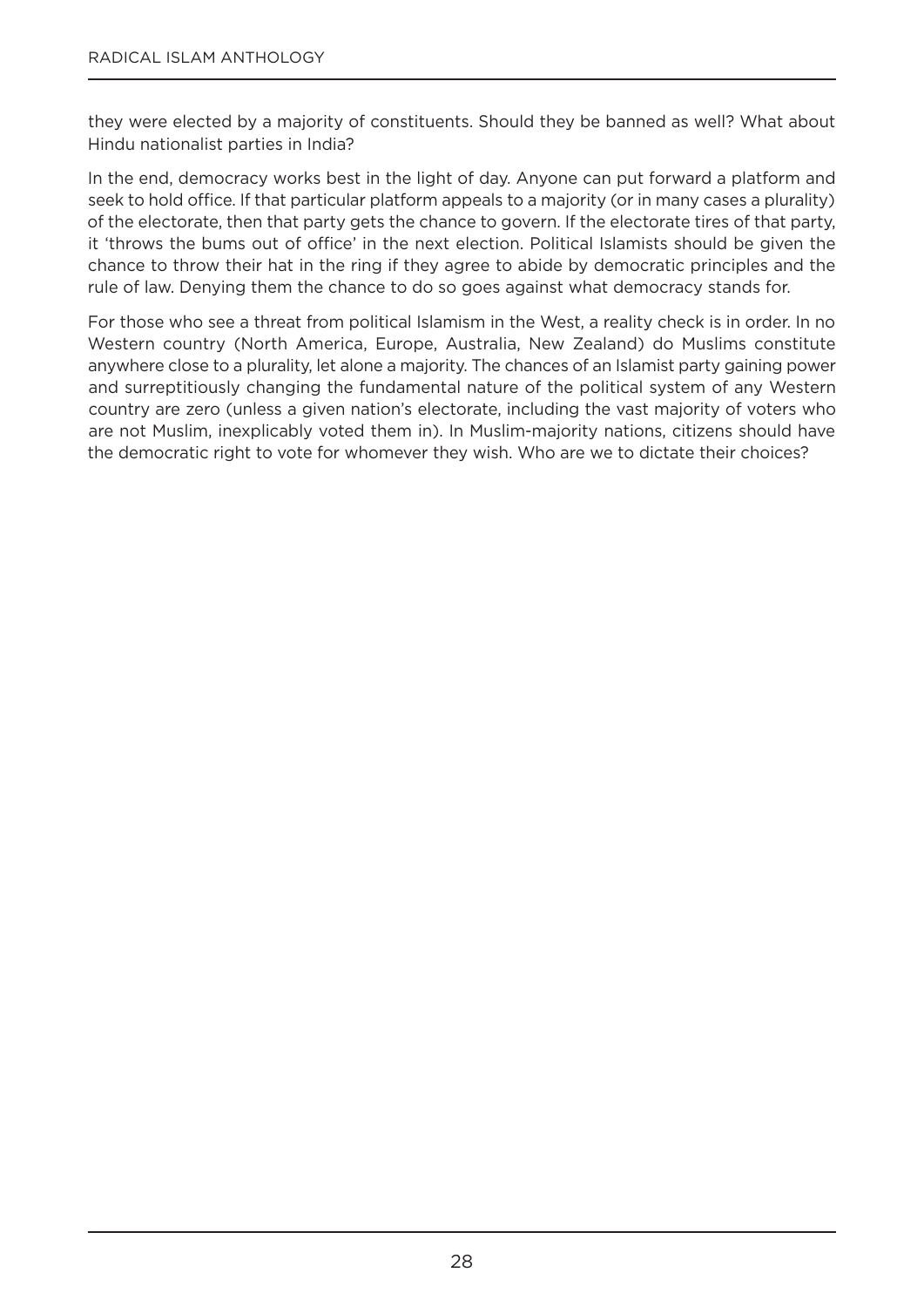they were elected by a majority of constituents. Should they be banned as well? What about Hindu nationalist parties in India?

In the end, democracy works best in the light of day. Anyone can put forward a platform and seek to hold office. If that particular platform appeals to a majority (or in many cases a plurality) of the electorate, then that party gets the chance to govern. If the electorate tires of that party, it 'throws the bums out of office' in the next election. Political Islamists should be given the chance to throw their hat in the ring if they agree to abide by democratic principles and the rule of law. Denying them the chance to do so goes against what democracy stands for.

For those who see a threat from political Islamism in the West, a reality check is in order. In no Western country (North America, Europe, Australia, New Zealand) do Muslims constitute anywhere close to a plurality, let alone a majority. The chances of an Islamist party gaining power and surreptitiously changing the fundamental nature of the political system of any Western country are zero (unless a given nation's electorate, including the vast majority of voters who are not Muslim, inexplicably voted them in). In Muslim-majority nations, citizens should have the democratic right to vote for whomever they wish. Who are we to dictate their choices?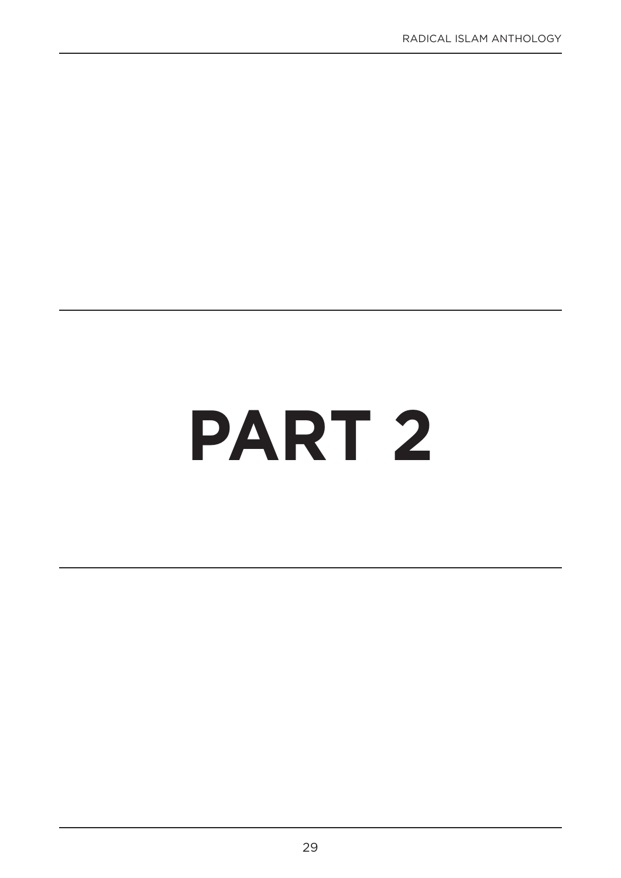# PART 2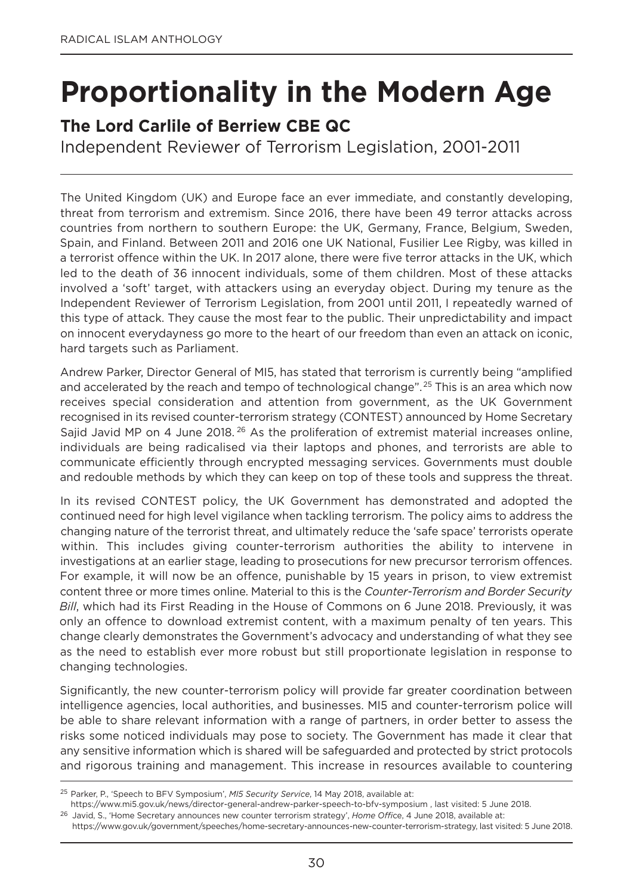# Proportionality in the Modern Age

## The Lord Carlile of Berriew CBE QC

Independent Reviewer of Terrorism Legislation, 2001-2011

The United Kingdom (UK) and Europe face an ever immediate, and constantly developing, threat from terrorism and extremism. Since 2016, there have been 49 terror attacks across countries from northern to southern Europe: the UK, Germany, France, Belgium, Sweden, Spain, and Finland. Between 2011 and 2016 one UK National, Fusilier Lee Rigby, was killed in a terrorist offence within the UK. In 2017 alone, there were five terror attacks in the UK, which led to the death of 36 innocent individuals, some of them children. Most of these attacks involved a 'soft' target, with attackers using an everyday object. During my tenure as the Independent Reviewer of Terrorism Legislation, from 2001 until 2011, I repeatedly warned of this type of attack. They cause the most fear to the public. Their unpredictability and impact on innocent everydayness go more to the heart of our freedom than even an attack on iconic, hard targets such as Parliament.

Andrew Parker, Director General of MI5, has stated that terrorism is currently being "amplified and accelerated by the reach and tempo of technological change".[25] This is an area which now receives special consideration and attention from government, as the UK Government recognised in its revised counter-terrorism strategy (CONTEST) announced by Home Secretary Sajid Javid MP on 4 June 2018.[26] As the proliferation of extremist material increases online, individuals are being radicalised via their laptops and phones, and terrorists are able to communicate efficiently through encrypted messaging services. Governments must double and redouble methods by which they can keep on top of these tools and suppress the threat.

In its revised CONTEST policy, the UK Government has demonstrated and adopted the continued need for high level vigilance when tackling terrorism. The policy aims to address the changing nature of the terrorist threat, and ultimately reduce the 'safe space' terrorists operate within. This includes giving counter-terrorism authorities the ability to intervene in investigations at an earlier stage, leading to prosecutions for new precursor terrorism offences. For example, it will now be an offence, punishable by 15 years in prison, to view extremist content three or more times online. Material to this is the *Counter-Terrorism and Border Security Bill*, which had its First Reading in the House of Commons on 6 June 2018. Previously, it was only an offence to download extremist content, with a maximum penalty of ten years. This change clearly demonstrates the Government's advocacy and understanding of what they see as the need to establish ever more robust but still proportionate legislation in response to changing technologies.

Significantly, the new counter-terrorism policy will provide far greater coordination between intelligence agencies, local authorities, and businesses. MI5 and counter-terrorism police will be able to share relevant information with a range of partners, in order better to assess the risks some noticed individuals may pose to society. The Government has made it clear that any sensitive information which is shared will be safeguarded and protected by strict protocols and rigorous training and management. This increase in resources available to countering

---

[25] Parker, P., 'Speech to BFV Symposium', *MI5 Security Service*, 14 May 2018, available at: https://www.mi5.gov.uk/news/director-general-andrew-parker-speech-to-bfv-symposium , last visited: 5 June 2018.

[26] Javid, S., 'Home Secretary announces new counter terrorism strategy', *Home Office*, 4 June 2018, available at: https://www.gov.uk/government/speeches/home-secretary-announces-new-counter-terrorism-strategy, last visited: 5 June 2018.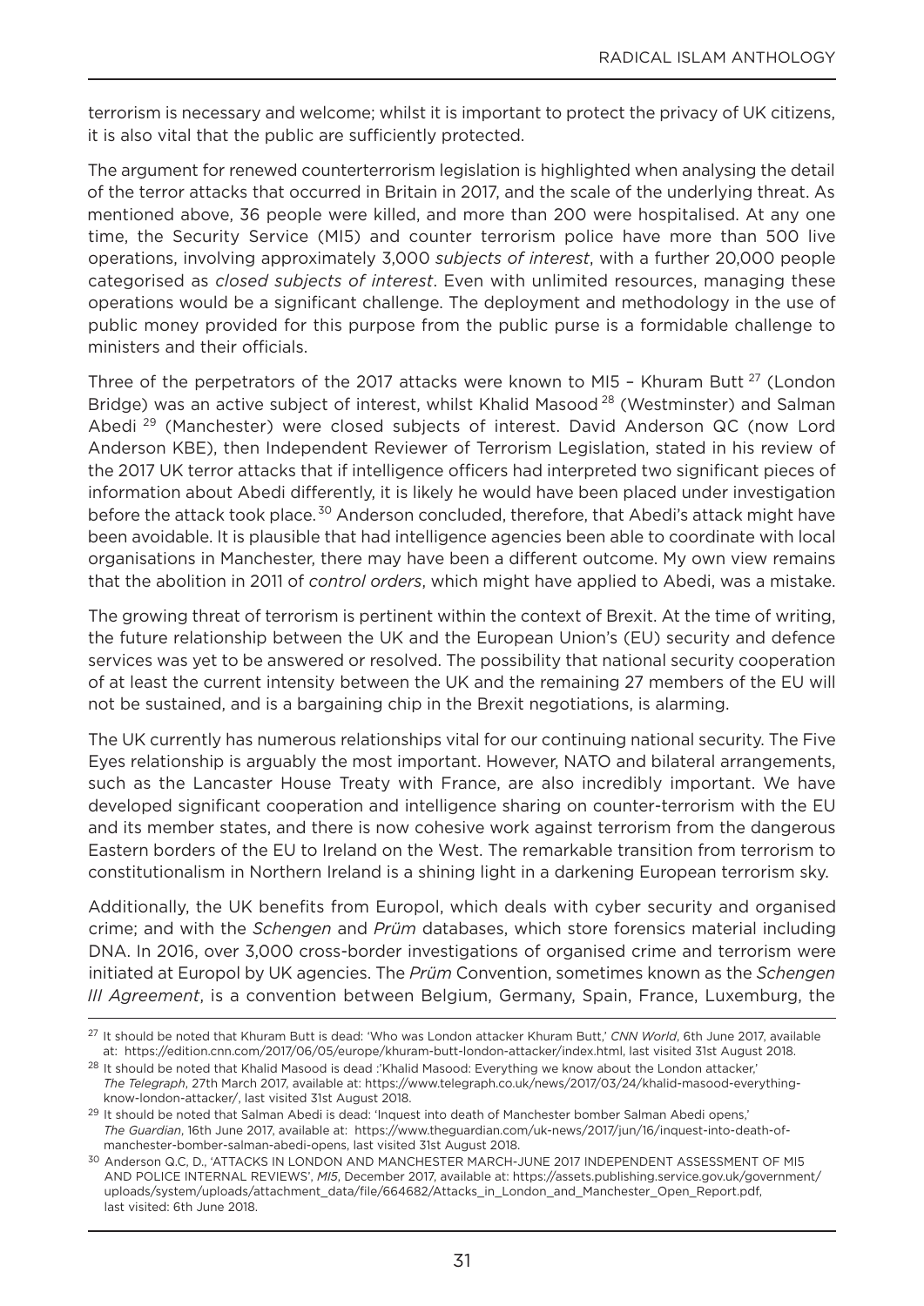terrorism is necessary and welcome; whilst it is important to protect the privacy of UK citizens, it is also vital that the public are sufficiently protected.

The argument for renewed counterterrorism legislation is highlighted when analysing the detail of the terror attacks that occurred in Britain in 2017, and the scale of the underlying threat. As mentioned above, 36 people were killed, and more than 200 were hospitalised. At any one time, the Security Service (MI5) and counter terrorism police have more than 500 live operations, involving approximately 3,000 *subjects of interest*, with a further 20,000 people categorised as *closed subjects of interest*. Even with unlimited resources, managing these operations would be a significant challenge. The deployment and methodology in the use of public money provided for this purpose from the public purse is a formidable challenge to ministers and their officials.

Three of the perpetrators of the 2017 attacks were known to MI5 – Khuram Butt [27] (London Bridge) was an active subject of interest, whilst Khalid Masood [28] (Westminster) and Salman Abedi [29] (Manchester) were closed subjects of interest. David Anderson QC (now Lord Anderson KBE), then Independent Reviewer of Terrorism Legislation, stated in his review of the 2017 UK terror attacks that if intelligence officers had interpreted two significant pieces of information about Abedi differently, it is likely he would have been placed under investigation before the attack took place. [30] Anderson concluded, therefore, that Abedi's attack might have been avoidable. It is plausible that had intelligence agencies been able to coordinate with local organisations in Manchester, there may have been a different outcome. My own view remains that the abolition in 2011 of *control orders*, which might have applied to Abedi, was a mistake.

The growing threat of terrorism is pertinent within the context of Brexit. At the time of writing, the future relationship between the UK and the European Union's (EU) security and defence services was yet to be answered or resolved. The possibility that national security cooperation of at least the current intensity between the UK and the remaining 27 members of the EU will not be sustained, and is a bargaining chip in the Brexit negotiations, is alarming.

The UK currently has numerous relationships vital for our continuing national security. The Five Eyes relationship is arguably the most important. However, NATO and bilateral arrangements, such as the Lancaster House Treaty with France, are also incredibly important. We have developed significant cooperation and intelligence sharing on counter-terrorism with the EU and its member states, and there is now cohesive work against terrorism from the dangerous Eastern borders of the EU to Ireland on the West. The remarkable transition from terrorism to constitutionalism in Northern Ireland is a shining light in a darkening European terrorism sky.

Additionally, the UK benefits from Europol, which deals with cyber security and organised crime; and with the *Schengen* and *Prüm* databases, which store forensics material including DNA. In 2016, over 3,000 cross-border investigations of organised crime and terrorism were initiated at Europol by UK agencies. The *Prüm* Convention, sometimes known as the *Schengen III Agreement*, is a convention between Belgium, Germany, Spain, France, Luxemburg, the

---

[27] It should be noted that Khuram Butt is dead: 'Who was London attacker Khuram Butt,' *CNN World*, 6th June 2017, available at: https://edition.cnn.com/2017/06/05/europe/khuram-butt-london-attacker/index.html, last visited 31st August 2018.

[28] It should be noted that Khalid Masood is dead :'Khalid Masood: Everything we know about the London attacker,' *The Telegraph*, 27th March 2017, available at: https://www.telegraph.co.uk/news/2017/03/24/khalid-masood-everything-know-london-attacker/, last visited 31st August 2018.

[29] It should be noted that Salman Abedi is dead: 'Inquest into death of Manchester bomber Salman Abedi opens,' *The Guardian*, 16th June 2017, available at: https://www.theguardian.com/uk-news/2017/jun/16/inquest-into-death-of-manchester-bomber-salman-abedi-opens, last visited 31st August 2018.

[30] Anderson Q.C, D., 'ATTACKS IN LONDON AND MANCHESTER MARCH-JUNE 2017 INDEPENDENT ASSESSMENT OF MI5 AND POLICE INTERNAL REVIEWS', *MI5*, December 2017, available at: https://assets.publishing.service.gov.uk/government/uploads/system/uploads/attachment_data/file/664682/Attacks_in_London_and_Manchester_Open_Report.pdf, last visited: 6th June 2018.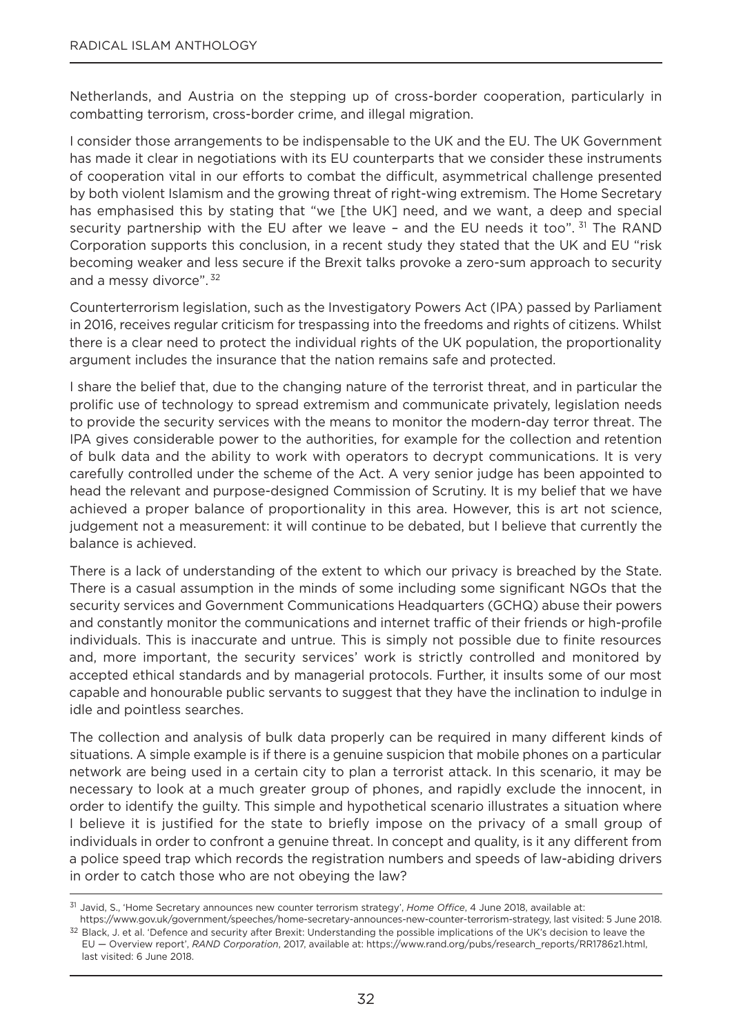Netherlands, and Austria on the stepping up of cross-border cooperation, particularly in combatting terrorism, cross-border crime, and illegal migration.

I consider those arrangements to be indispensable to the UK and the EU. The UK Government has made it clear in negotiations with its EU counterparts that we consider these instruments of cooperation vital in our efforts to combat the difficult, asymmetrical challenge presented by both violent Islamism and the growing threat of right-wing extremism. The Home Secretary has emphasised this by stating that "we [the UK] need, and we want, a deep and special security partnership with the EU after we leave – and the EU needs it too".[31] The RAND Corporation supports this conclusion, in a recent study they stated that the UK and EU "risk becoming weaker and less secure if the Brexit talks provoke a zero-sum approach to security and a messy divorce".[32]

Counterterrorism legislation, such as the Investigatory Powers Act (IPA) passed by Parliament in 2016, receives regular criticism for trespassing into the freedoms and rights of citizens. Whilst there is a clear need to protect the individual rights of the UK population, the proportionality argument includes the insurance that the nation remains safe and protected.

I share the belief that, due to the changing nature of the terrorist threat, and in particular the prolific use of technology to spread extremism and communicate privately, legislation needs to provide the security services with the means to monitor the modern-day terror threat. The IPA gives considerable power to the authorities, for example for the collection and retention of bulk data and the ability to work with operators to decrypt communications. It is very carefully controlled under the scheme of the Act. A very senior judge has been appointed to head the relevant and purpose-designed Commission of Scrutiny. It is my belief that we have achieved a proper balance of proportionality in this area. However, this is art not science, judgement not a measurement: it will continue to be debated, but I believe that currently the balance is achieved.

There is a lack of understanding of the extent to which our privacy is breached by the State. There is a casual assumption in the minds of some including some significant NGOs that the security services and Government Communications Headquarters (GCHQ) abuse their powers and constantly monitor the communications and internet traffic of their friends or high-profile individuals. This is inaccurate and untrue. This is simply not possible due to finite resources and, more important, the security services' work is strictly controlled and monitored by accepted ethical standards and by managerial protocols. Further, it insults some of our most capable and honourable public servants to suggest that they have the inclination to indulge in idle and pointless searches.

The collection and analysis of bulk data properly can be required in many different kinds of situations. A simple example is if there is a genuine suspicion that mobile phones on a particular network are being used in a certain city to plan a terrorist attack. In this scenario, it may be necessary to look at a much greater group of phones, and rapidly exclude the innocent, in order to identify the guilty. This simple and hypothetical scenario illustrates a situation where I believe it is justified for the state to briefly impose on the privacy of a small group of individuals in order to confront a genuine threat. In concept and quality, is it any different from a police speed trap which records the registration numbers and speeds of law-abiding drivers in order to catch those who are not obeying the law?

---

[31] Javid, S., 'Home Secretary announces new counter terrorism strategy', *Home Office*, 4 June 2018, available at: https://www.gov.uk/government/speeches/home-secretary-announces-new-counter-terrorism-strategy, last visited: 5 June 2018.

[32] Black, J. et al. 'Defence and security after Brexit: Understanding the possible implications of the UK's decision to leave the EU — Overview report', *RAND Corporation*, 2017, available at: https://www.rand.org/pubs/research_reports/RR1786z1.html, last visited: 6 June 2018.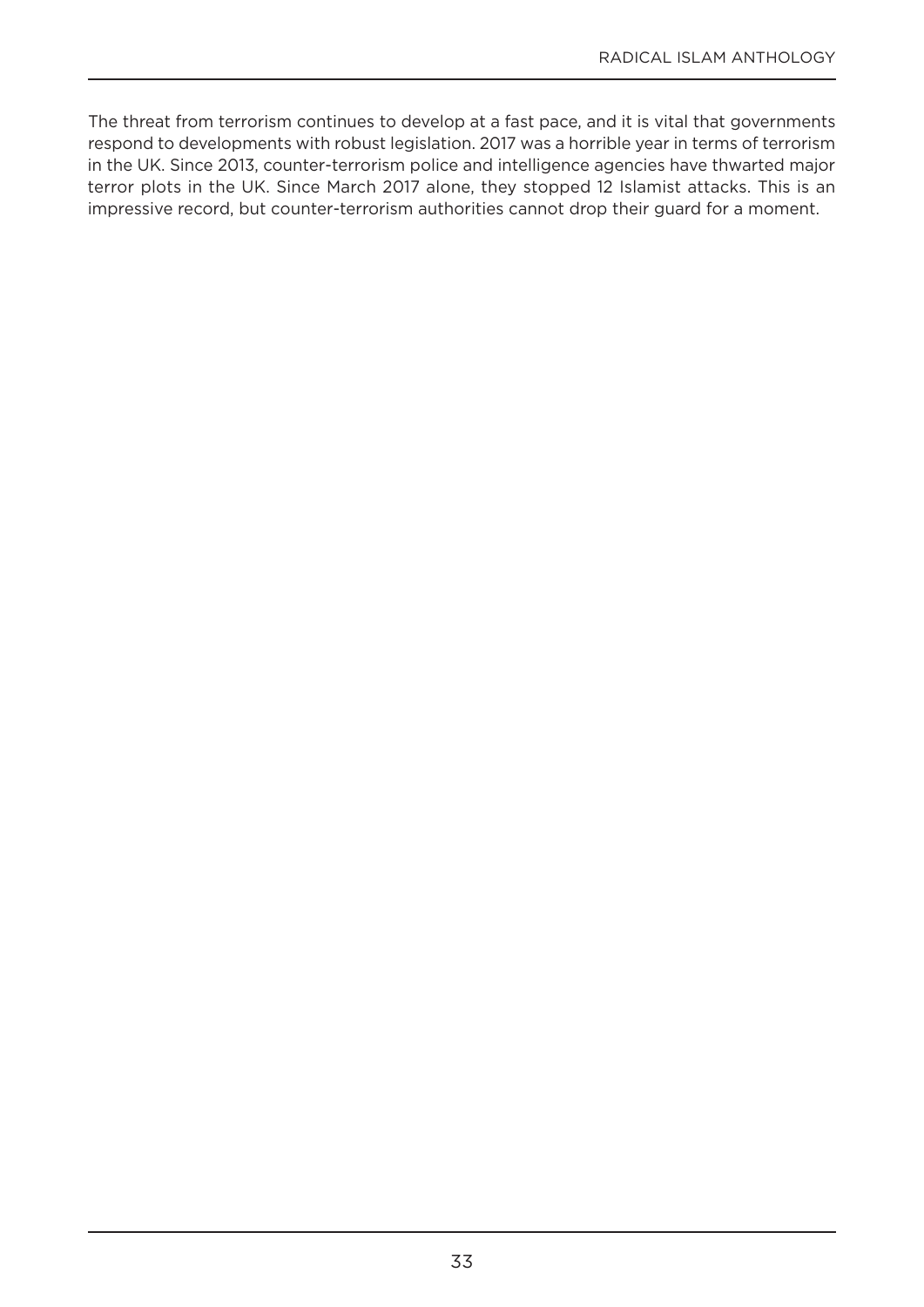The threat from terrorism continues to develop at a fast pace, and it is vital that governments respond to developments with robust legislation. 2017 was a horrible year in terms of terrorism in the UK. Since 2013, counter-terrorism police and intelligence agencies have thwarted major terror plots in the UK. Since March 2017 alone, they stopped 12 Islamist attacks. This is an impressive record, but counter-terrorism authorities cannot drop their guard for a moment.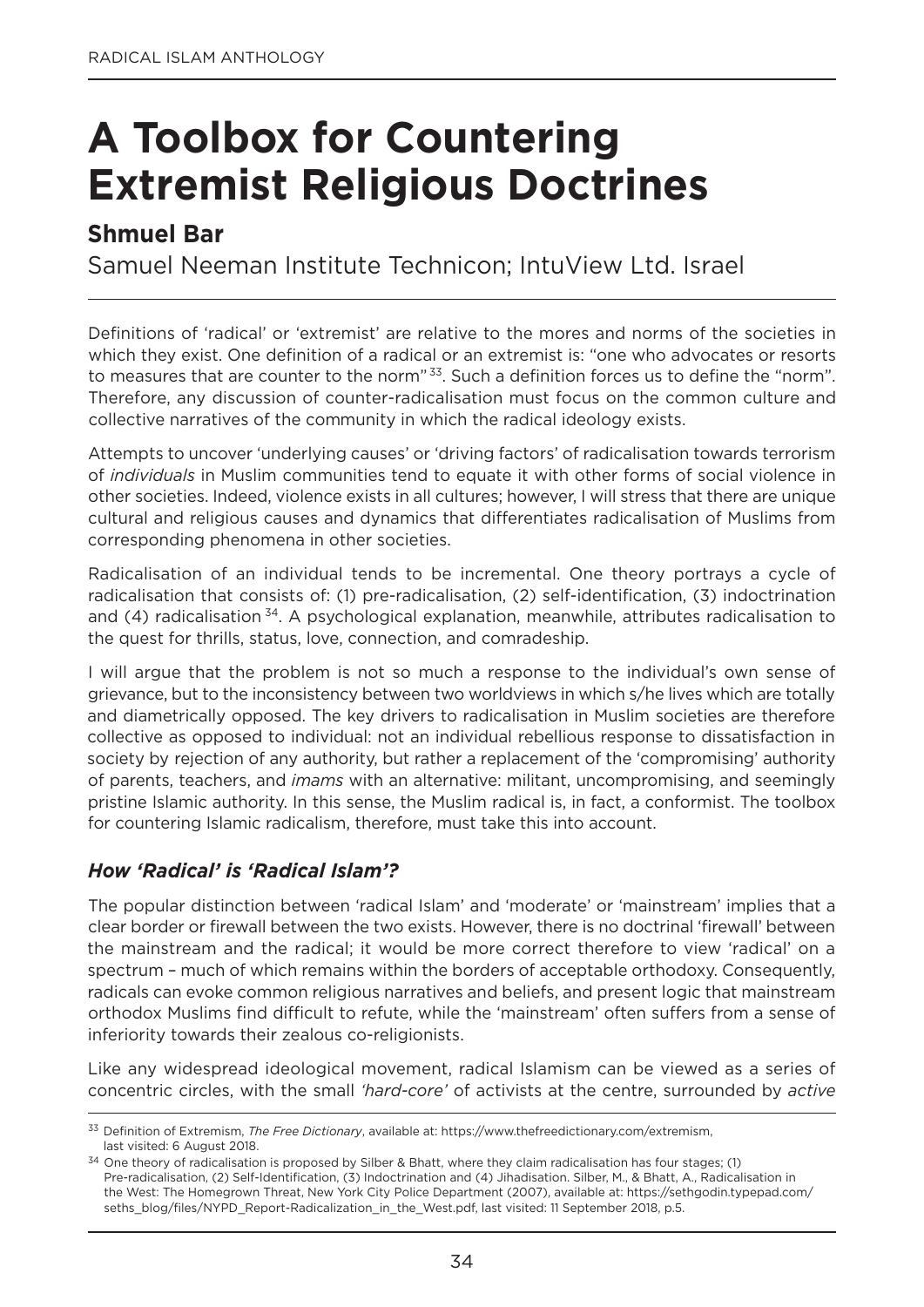# A Toolbox for Countering Extremist Religious Doctrines

## Shmuel Bar

Samuel Neeman Institute Technicon; IntuView Ltd. Israel

Definitions of 'radical' or 'extremist' are relative to the mores and norms of the societies in which they exist. One definition of a radical or an extremist is: "one who advocates or resorts to measures that are counter to the norm"[33]. Such a definition forces us to define the "norm". Therefore, any discussion of counter-radicalisation must focus on the common culture and collective narratives of the community in which the radical ideology exists.

Attempts to uncover 'underlying causes' or 'driving factors' of radicalisation towards terrorism of *individuals* in Muslim communities tend to equate it with other forms of social violence in other societies. Indeed, violence exists in all cultures; however, I will stress that there are unique cultural and religious causes and dynamics that differentiates radicalisation of Muslims from corresponding phenomena in other societies.

Radicalisation of an individual tends to be incremental. One theory portrays a cycle of radicalisation that consists of: (1) pre-radicalisation, (2) self-identification, (3) indoctrination and (4) radicalisation[34]. A psychological explanation, meanwhile, attributes radicalisation to the quest for thrills, status, love, connection, and comradeship.

I will argue that the problem is not so much a response to the individual's own sense of grievance, but to the inconsistency between two worldviews in which s/he lives which are totally and diametrically opposed. The key drivers to radicalisation in Muslim societies are therefore collective as opposed to individual: not an individual rebellious response to dissatisfaction in society by rejection of any authority, but rather a replacement of the 'compromising' authority of parents, teachers, and *imams* with an alternative: militant, uncompromising, and seemingly pristine Islamic authority. In this sense, the Muslim radical is, in fact, a conformist. The toolbox for countering Islamic radicalism, therefore, must take this into account.

### *How 'Radical' is 'Radical Islam'?*

The popular distinction between 'radical Islam' and 'moderate' or 'mainstream' implies that a clear border or firewall between the two exists. However, there is no doctrinal 'firewall' between the mainstream and the radical; it would be more correct therefore to view 'radical' on a spectrum – much of which remains within the borders of acceptable orthodoxy. Consequently, radicals can evoke common religious narratives and beliefs, and present logic that mainstream orthodox Muslims find difficult to refute, while the 'mainstream' often suffers from a sense of inferiority towards their zealous co-religionists.

Like any widespread ideological movement, radical Islamism can be viewed as a series of concentric circles, with the small *'hard-core'* of activists at the centre, surrounded by *active*

---

[33] Definition of Extremism, *The Free Dictionary*, available at: https://www.thefreedictionary.com/extremism, last visited: 6 August 2018.

[34] One theory of radicalisation is proposed by Silber & Bhatt, where they claim radicalisation has four stages; (1) Pre-radicalisation, (2) Self-Identification, (3) Indoctrination and (4) Jihadisation. Silber, M., & Bhatt, A., Radicalisation in the West: The Homegrown Threat, New York City Police Department (2007), available at: https://sethgodin.typepad.com/seths_blog/files/NYPD_Report-Radicalization_in_the_West.pdf, last visited: 11 September 2018, p.5.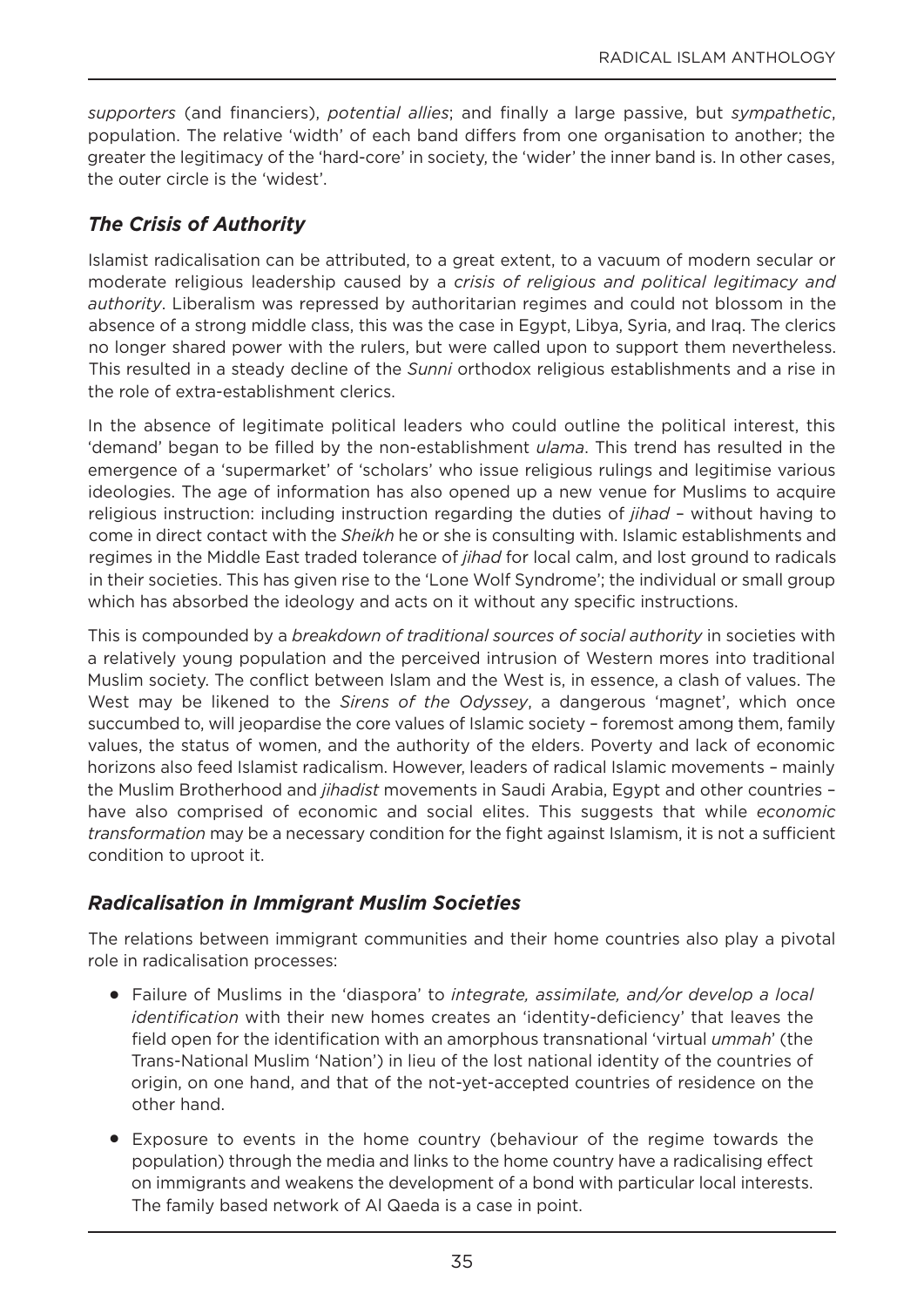*supporters* (and financiers), *potential allies*; and finally a large passive, but *sympathetic*, population. The relative 'width' of each band differs from one organisation to another; the greater the legitimacy of the 'hard-core' in society, the 'wider' the inner band is. In other cases, the outer circle is the 'widest'.

### *The Crisis of Authority*

Islamist radicalisation can be attributed, to a great extent, to a vacuum of modern secular or moderate religious leadership caused by a *crisis of religious and political legitimacy and authority*. Liberalism was repressed by authoritarian regimes and could not blossom in the absence of a strong middle class, this was the case in Egypt, Libya, Syria, and Iraq. The clerics no longer shared power with the rulers, but were called upon to support them nevertheless. This resulted in a steady decline of the *Sunni* orthodox religious establishments and a rise in the role of extra-establishment clerics.

In the absence of legitimate political leaders who could outline the political interest, this 'demand' began to be filled by the non-establishment *ulama*. This trend has resulted in the emergence of a 'supermarket' of 'scholars' who issue religious rulings and legitimise various ideologies. The age of information has also opened up a new venue for Muslims to acquire religious instruction: including instruction regarding the duties of *jihad* – without having to come in direct contact with the *Sheikh* he or she is consulting with. Islamic establishments and regimes in the Middle East traded tolerance of *jihad* for local calm, and lost ground to radicals in their societies. This has given rise to the 'Lone Wolf Syndrome'; the individual or small group which has absorbed the ideology and acts on it without any specific instructions.

This is compounded by a *breakdown of traditional sources of social authority* in societies with a relatively young population and the perceived intrusion of Western mores into traditional Muslim society. The conflict between Islam and the West is, in essence, a clash of values. The West may be likened to the *Sirens of the Odyssey*, a dangerous 'magnet', which once succumbed to, will jeopardise the core values of Islamic society – foremost among them, family values, the status of women, and the authority of the elders. Poverty and lack of economic horizons also feed Islamist radicalism. However, leaders of radical Islamic movements – mainly the Muslim Brotherhood and *jihadist* movements in Saudi Arabia, Egypt and other countries – have also comprised of economic and social elites. This suggests that while *economic transformation* may be a necessary condition for the fight against Islamism, it is not a sufficient condition to uproot it.

### *Radicalisation in Immigrant Muslim Societies*

The relations between immigrant communities and their home countries also play a pivotal role in radicalisation processes:

- Failure of Muslims in the 'diaspora' to *integrate, assimilate, and/or develop a local identification* with their new homes creates an 'identity-deficiency' that leaves the field open for the identification with an amorphous transnational 'virtual *ummah*' (the Trans-National Muslim 'Nation') in lieu of the lost national identity of the countries of origin, on one hand, and that of the not-yet-accepted countries of residence on the other hand.
- Exposure to events in the home country (behaviour of the regime towards the population) through the media and links to the home country have a radicalising effect on immigrants and weakens the development of a bond with particular local interests. The family based network of Al Qaeda is a case in point.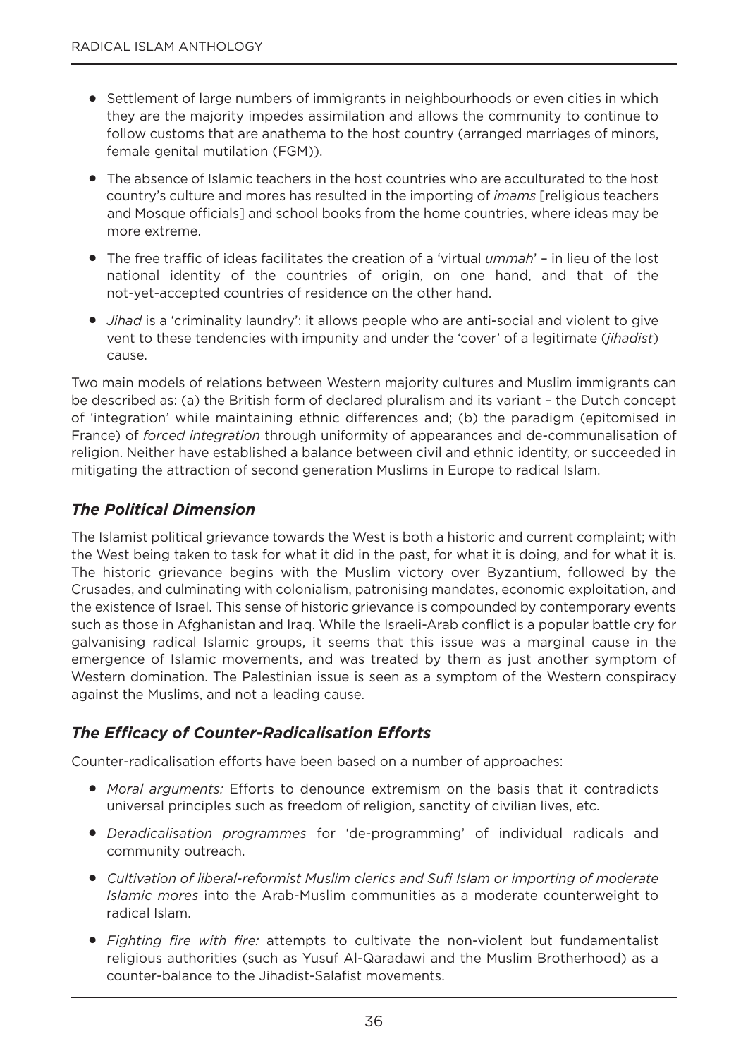- Settlement of large numbers of immigrants in neighbourhoods or even cities in which they are the majority impedes assimilation and allows the community to continue to follow customs that are anathema to the host country (arranged marriages of minors, female genital mutilation (FGM)).

- The absence of Islamic teachers in the host countries who are acculturated to the host country's culture and mores has resulted in the importing of *imams* [religious teachers and Mosque officials] and school books from the home countries, where ideas may be more extreme.

- The free traffic of ideas facilitates the creation of a 'virtual *ummah*' – in lieu of the lost national identity of the countries of origin, on one hand, and that of the not-yet-accepted countries of residence on the other hand.

- *Jihad* is a 'criminality laundry': it allows people who are anti-social and violent to give vent to these tendencies with impunity and under the 'cover' of a legitimate (*jihadist*) cause.

Two main models of relations between Western majority cultures and Muslim immigrants can be described as: (a) the British form of declared pluralism and its variant – the Dutch concept of 'integration' while maintaining ethnic differences and; (b) the paradigm (epitomised in France) of *forced integration* through uniformity of appearances and de-communalisation of religion. Neither have established a balance between civil and ethnic identity, or succeeded in mitigating the attraction of second generation Muslims in Europe to radical Islam.

## *The Political Dimension*

The Islamist political grievance towards the West is both a historic and current complaint; with the West being taken to task for what it did in the past, for what it is doing, and for what it is. The historic grievance begins with the Muslim victory over Byzantium, followed by the Crusades, and culminating with colonialism, patronising mandates, economic exploitation, and the existence of Israel. This sense of historic grievance is compounded by contemporary events such as those in Afghanistan and Iraq. While the Israeli-Arab conflict is a popular battle cry for galvanising radical Islamic groups, it seems that this issue was a marginal cause in the emergence of Islamic movements, and was treated by them as just another symptom of Western domination. The Palestinian issue is seen as a symptom of the Western conspiracy against the Muslims, and not a leading cause.

## *The Efficacy of Counter-Radicalisation Efforts*

Counter-radicalisation efforts have been based on a number of approaches:

- *Moral arguments:* Efforts to denounce extremism on the basis that it contradicts universal principles such as freedom of religion, sanctity of civilian lives, etc.

- *Deradicalisation programmes* for 'de-programming' of individual radicals and community outreach.

- *Cultivation of liberal-reformist Muslim clerics and Sufi Islam or importing of moderate Islamic mores* into the Arab-Muslim communities as a moderate counterweight to radical Islam.

- *Fighting fire with fire:* attempts to cultivate the non-violent but fundamentalist religious authorities (such as Yusuf Al-Qaradawi and the Muslim Brotherhood) as a counter-balance to the Jihadist-Salafist movements.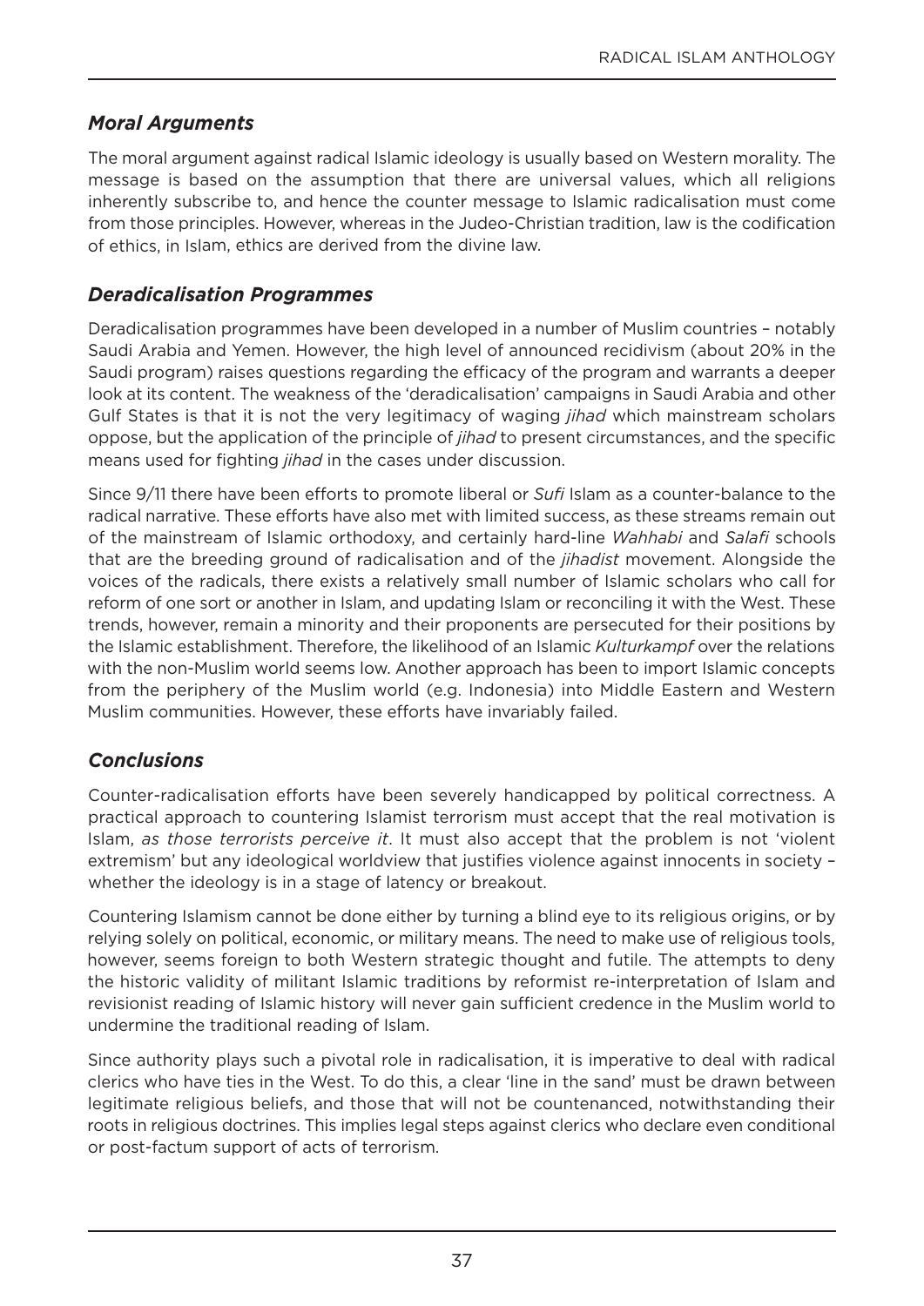### *Moral Arguments*

The moral argument against radical Islamic ideology is usually based on Western morality. The message is based on the assumption that there are universal values, which all religions inherently subscribe to, and hence the counter message to Islamic radicalisation must come from those principles. However, whereas in the Judeo-Christian tradition, law is the codification of ethics, in Islam, ethics are derived from the divine law.

### *Deradicalisation Programmes*

Deradicalisation programmes have been developed in a number of Muslim countries – notably Saudi Arabia and Yemen. However, the high level of announced recidivism (about 20% in the Saudi program) raises questions regarding the efficacy of the program and warrants a deeper look at its content. The weakness of the 'deradicalisation' campaigns in Saudi Arabia and other Gulf States is that it is not the very legitimacy of waging *jihad* which mainstream scholars oppose, but the application of the principle of *jihad* to present circumstances, and the specific means used for fighting *jihad* in the cases under discussion.

Since 9/11 there have been efforts to promote liberal or *Sufi* Islam as a counter-balance to the radical narrative. These efforts have also met with limited success, as these streams remain out of the mainstream of Islamic orthodoxy, and certainly hard-line *Wahhabi* and *Salafi* schools that are the breeding ground of radicalisation and of the *jihadist* movement. Alongside the voices of the radicals, there exists a relatively small number of Islamic scholars who call for reform of one sort or another in Islam, and updating Islam or reconciling it with the West. These trends, however, remain a minority and their proponents are persecuted for their positions by the Islamic establishment. Therefore, the likelihood of an Islamic *Kulturkampf* over the relations with the non-Muslim world seems low. Another approach has been to import Islamic concepts from the periphery of the Muslim world (e.g. Indonesia) into Middle Eastern and Western Muslim communities. However, these efforts have invariably failed.

### *Conclusions*

Counter-radicalisation efforts have been severely handicapped by political correctness. A practical approach to countering Islamist terrorism must accept that the real motivation is Islam, *as those terrorists perceive it*. It must also accept that the problem is not 'violent extremism' but any ideological worldview that justifies violence against innocents in society – whether the ideology is in a stage of latency or breakout.

Countering Islamism cannot be done either by turning a blind eye to its religious origins, or by relying solely on political, economic, or military means. The need to make use of religious tools, however, seems foreign to both Western strategic thought and futile. The attempts to deny the historic validity of militant Islamic traditions by reformist re-interpretation of Islam and revisionist reading of Islamic history will never gain sufficient credence in the Muslim world to undermine the traditional reading of Islam.

Since authority plays such a pivotal role in radicalisation, it is imperative to deal with radical clerics who have ties in the West. To do this, a clear 'line in the sand' must be drawn between legitimate religious beliefs, and those that will not be countenanced, notwithstanding their roots in religious doctrines. This implies legal steps against clerics who declare even conditional or post-factum support of acts of terrorism.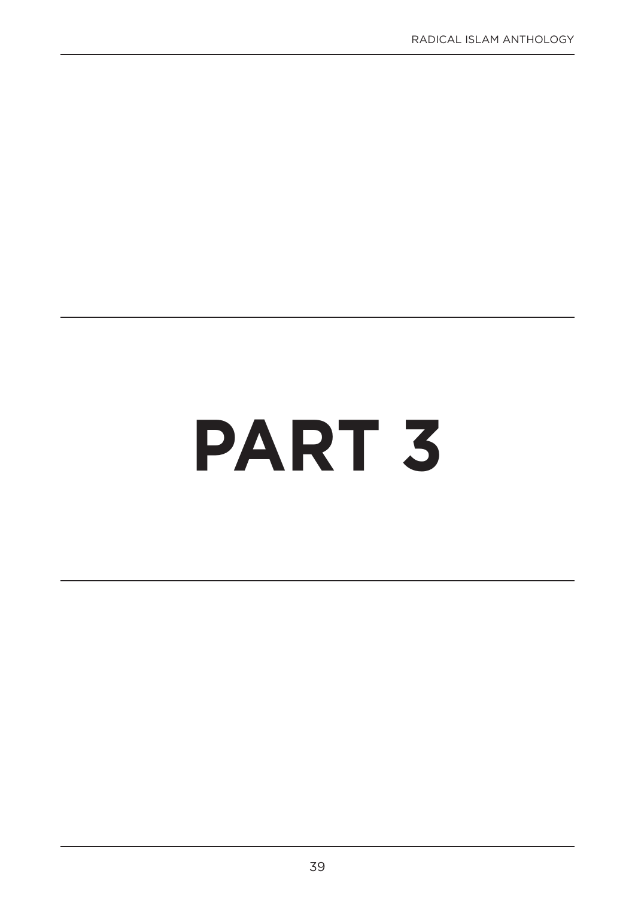# PART 3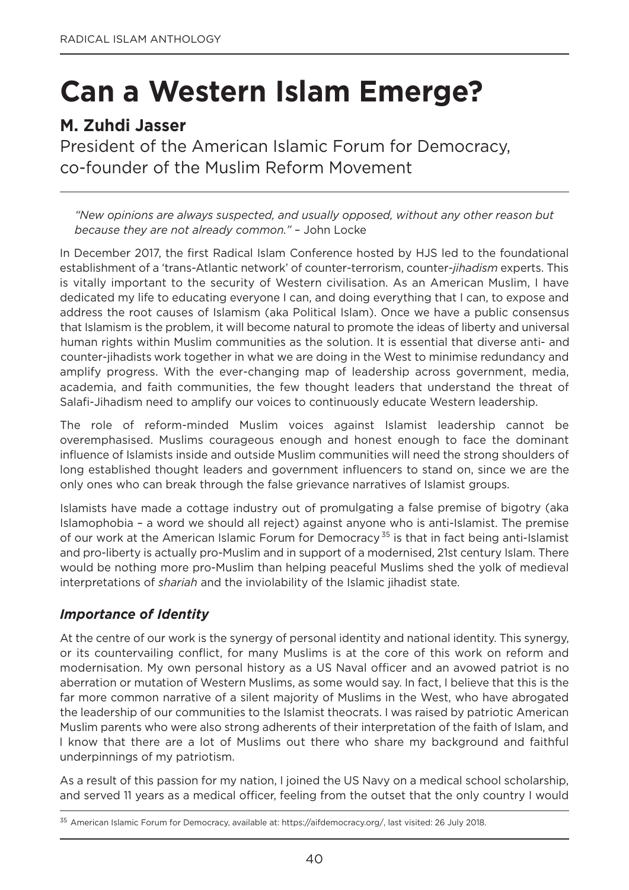# Can a Western Islam Emerge?

## M. Zuhdi Jasser

President of the American Islamic Forum for Democracy, co-founder of the Muslim Reform Movement

> *"New opinions are always suspected, and usually opposed, without any other reason but because they are not already common."* – John Locke

In December 2017, the first Radical Islam Conference hosted by HJS led to the foundational establishment of a 'trans-Atlantic network' of counter-terrorism, counter-*jihadism* experts. This is vitally important to the security of Western civilisation. As an American Muslim, I have dedicated my life to educating everyone I can, and doing everything that I can, to expose and address the root causes of Islamism (aka Political Islam). Once we have a public consensus that Islamism is the problem, it will become natural to promote the ideas of liberty and universal human rights within Muslim communities as the solution. It is essential that diverse anti- and counter-jihadists work together in what we are doing in the West to minimise redundancy and amplify progress. With the ever-changing map of leadership across government, media, academia, and faith communities, the few thought leaders that understand the threat of Salafi-Jihadism need to amplify our voices to continuously educate Western leadership.

The role of reform-minded Muslim voices against Islamist leadership cannot be overemphasised. Muslims courageous enough and honest enough to face the dominant influence of Islamists inside and outside Muslim communities will need the strong shoulders of long established thought leaders and government influencers to stand on, since we are the only ones who can break through the false grievance narratives of Islamist groups.

Islamists have made a cottage industry out of promulgating a false premise of bigotry (aka Islamophobia – a word we should all reject) against anyone who is anti-Islamist. The premise of our work at the American Islamic Forum for Democracy[35] is that in fact being anti-Islamist and pro-liberty is actually pro-Muslim and in support of a modernised, 21st century Islam. There would be nothing more pro-Muslim than helping peaceful Muslims shed the yolk of medieval interpretations of *shariah* and the inviolability of the Islamic jihadist state.

### *Importance of Identity*

At the centre of our work is the synergy of personal identity and national identity. This synergy, or its countervailing conflict, for many Muslims is at the core of this work on reform and modernisation. My own personal history as a US Naval officer and an avowed patriot is no aberration or mutation of Western Muslims, as some would say. In fact, I believe that this is the far more common narrative of a silent majority of Muslims in the West, who have abrogated the leadership of our communities to the Islamist theocrats. I was raised by patriotic American Muslim parents who were also strong adherents of their interpretation of the faith of Islam, and I know that there are a lot of Muslims out there who share my background and faithful underpinnings of my patriotism.

As a result of this passion for my nation, I joined the US Navy on a medical school scholarship, and served 11 years as a medical officer, feeling from the outset that the only country I would

[35] American Islamic Forum for Democracy, available at: https://aifdemocracy.org/, last visited: 26 July 2018.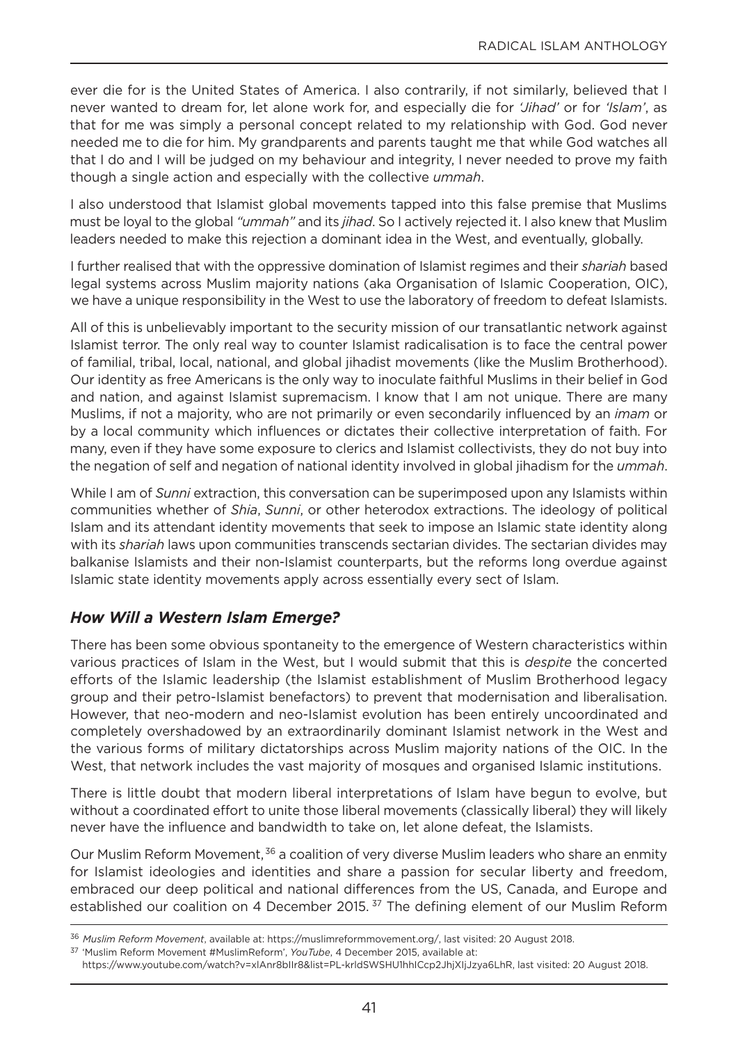ever die for is the United States of America. I also contrarily, if not similarly, believed that I never wanted to dream for, let alone work for, and especially die for *'Jihad'* or for *'Islam'*, as that for me was simply a personal concept related to my relationship with God. God never needed me to die for him. My grandparents and parents taught me that while God watches all that I do and I will be judged on my behaviour and integrity, I never needed to prove my faith though a single action and especially with the collective *ummah*.

I also understood that Islamist global movements tapped into this false premise that Muslims must be loyal to the global *"ummah"* and its *jihad*. So I actively rejected it. I also knew that Muslim leaders needed to make this rejection a dominant idea in the West, and eventually, globally.

I further realised that with the oppressive domination of Islamist regimes and their *shariah* based legal systems across Muslim majority nations (aka Organisation of Islamic Cooperation, OIC), we have a unique responsibility in the West to use the laboratory of freedom to defeat Islamists.

All of this is unbelievably important to the security mission of our transatlantic network against Islamist terror. The only real way to counter Islamist radicalisation is to face the central power of familial, tribal, local, national, and global jihadist movements (like the Muslim Brotherhood). Our identity as free Americans is the only way to inoculate faithful Muslims in their belief in God and nation, and against Islamist supremacism. I know that I am not unique. There are many Muslims, if not a majority, who are not primarily or even secondarily influenced by an *imam* or by a local community which influences or dictates their collective interpretation of faith. For many, even if they have some exposure to clerics and Islamist collectivists, they do not buy into the negation of self and negation of national identity involved in global jihadism for the *ummah*.

While I am of *Sunni* extraction, this conversation can be superimposed upon any Islamists within communities whether of *Shia*, *Sunni*, or other heterodox extractions. The ideology of political Islam and its attendant identity movements that seek to impose an Islamic state identity along with its *shariah* laws upon communities transcends sectarian divides. The sectarian divides may balkanise Islamists and their non-Islamist counterparts, but the reforms long overdue against Islamic state identity movements apply across essentially every sect of Islam.

### ***How Will a Western Islam Emerge?***

There has been some obvious spontaneity to the emergence of Western characteristics within various practices of Islam in the West, but I would submit that this is *despite* the concerted efforts of the Islamic leadership (the Islamist establishment of Muslim Brotherhood legacy group and their petro-Islamist benefactors) to prevent that modernisation and liberalisation. However, that neo-modern and neo-Islamist evolution has been entirely uncoordinated and completely overshadowed by an extraordinarily dominant Islamist network in the West and the various forms of military dictatorships across Muslim majority nations of the OIC. In the West, that network includes the vast majority of mosques and organised Islamic institutions.

There is little doubt that modern liberal interpretations of Islam have begun to evolve, but without a coordinated effort to unite those liberal movements (classically liberal) they will likely never have the influence and bandwidth to take on, let alone defeat, the Islamists.

Our Muslim Reform Movement,[36] a coalition of very diverse Muslim leaders who share an enmity for Islamist ideologies and identities and share a passion for secular liberty and freedom, embraced our deep political and national differences from the US, Canada, and Europe and established our coalition on 4 December 2015.[37] The defining element of our Muslim Reform

---

[36] *Muslim Reform Movement*, available at: https://muslimreformmovement.org/, last visited: 20 August 2018.

[37] 'Muslim Reform Movement #MuslimReform', *YouTube*, 4 December 2015, available at: https://www.youtube.com/watch?v=xIAnr8bIIr8&list=PL-krldSWSHU1hhICcp2JhjXIjJzya6LhR, last visited: 20 August 2018.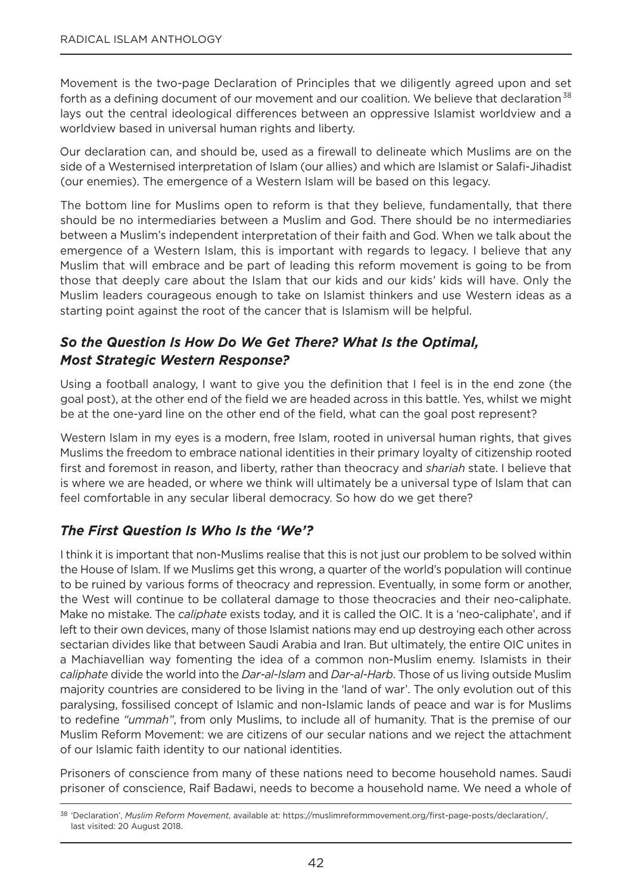Movement is the two-page Declaration of Principles that we diligently agreed upon and set forth as a defining document of our movement and our coalition. We believe that declaration[38] lays out the central ideological differences between an oppressive Islamist worldview and a worldview based in universal human rights and liberty.

Our declaration can, and should be, used as a firewall to delineate which Muslims are on the side of a Westernised interpretation of Islam (our allies) and which are Islamist or Salafi-Jihadist (our enemies). The emergence of a Western Islam will be based on this legacy.

The bottom line for Muslims open to reform is that they believe, fundamentally, that there should be no intermediaries between a Muslim and God. There should be no intermediaries between a Muslim's independent interpretation of their faith and God. When we talk about the emergence of a Western Islam, this is important with regards to legacy. I believe that any Muslim that will embrace and be part of leading this reform movement is going to be from those that deeply care about the Islam that our kids and our kids' kids will have. Only the Muslim leaders courageous enough to take on Islamist thinkers and use Western ideas as a starting point against the root of the cancer that is Islamism will be helpful.

### *So the Question Is How Do We Get There? What Is the Optimal, Most Strategic Western Response?*

Using a football analogy, I want to give you the definition that I feel is in the end zone (the goal post), at the other end of the field we are headed across in this battle. Yes, whilst we might be at the one-yard line on the other end of the field, what can the goal post represent?

Western Islam in my eyes is a modern, free Islam, rooted in universal human rights, that gives Muslims the freedom to embrace national identities in their primary loyalty of citizenship rooted first and foremost in reason, and liberty, rather than theocracy and *shariah* state. I believe that is where we are headed, or where we think will ultimately be a universal type of Islam that can feel comfortable in any secular liberal democracy. So how do we get there?

### *The First Question Is Who Is the 'We'?*

I think it is important that non-Muslims realise that this is not just our problem to be solved within the House of Islam. If we Muslims get this wrong, a quarter of the world's population will continue to be ruined by various forms of theocracy and repression. Eventually, in some form or another, the West will continue to be collateral damage to those theocracies and their neo-caliphate. Make no mistake. The *caliphate* exists today, and it is called the OIC. It is a 'neo-caliphate', and if left to their own devices, many of those Islamist nations may end up destroying each other across sectarian divides like that between Saudi Arabia and Iran. But ultimately, the entire OIC unites in a Machiavellian way fomenting the idea of a common non-Muslim enemy. Islamists in their *caliphate* divide the world into the *Dar-al-Islam* and *Dar-al-Harb*. Those of us living outside Muslim majority countries are considered to be living in the 'land of war'. The only evolution out of this paralysing, fossilised concept of Islamic and non-Islamic lands of peace and war is for Muslims to redefine *"ummah"*, from only Muslims, to include all of humanity. That is the premise of our Muslim Reform Movement: we are citizens of our secular nations and we reject the attachment of our Islamic faith identity to our national identities.

Prisoners of conscience from many of these nations need to become household names. Saudi prisoner of conscience, Raif Badawi, needs to become a household name. We need a whole of

[38] 'Declaration', *Muslim Reform Movement*, available at: https://muslimreformmovement.org/first-page-posts/declaration/, last visited: 20 August 2018.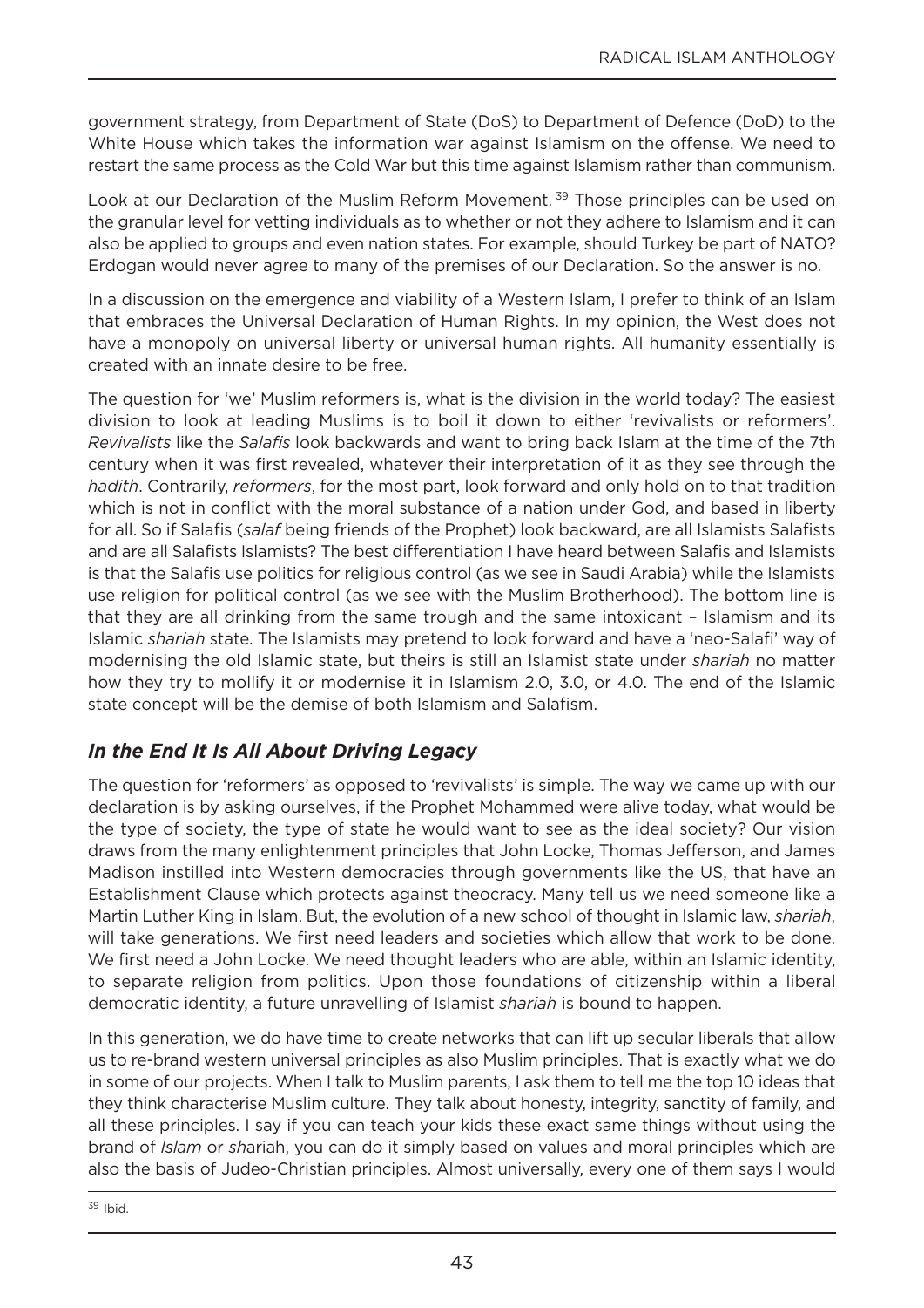government strategy, from Department of State (DoS) to Department of Defence (DoD) to the White House which takes the information war against Islamism on the offense. We need to restart the same process as the Cold War but this time against Islamism rather than communism.

Look at our Declaration of the Muslim Reform Movement. [39] Those principles can be used on the granular level for vetting individuals as to whether or not they adhere to Islamism and it can also be applied to groups and even nation states. For example, should Turkey be part of NATO? Erdogan would never agree to many of the premises of our Declaration. So the answer is no.

In a discussion on the emergence and viability of a Western Islam, I prefer to think of an Islam that embraces the Universal Declaration of Human Rights. In my opinion, the West does not have a monopoly on universal liberty or universal human rights. All humanity essentially is created with an innate desire to be free.

The question for 'we' Muslim reformers is, what is the division in the world today? The easiest division to look at leading Muslims is to boil it down to either 'revivalists or reformers'. *Revivalists* like the *Salafis* look backwards and want to bring back Islam at the time of the 7th century when it was first revealed, whatever their interpretation of it as they see through the *hadith*. Contrarily, *reformers*, for the most part, look forward and only hold on to that tradition which is not in conflict with the moral substance of a nation under God, and based in liberty for all. So if Salafis (*salaf* being friends of the Prophet) look backward, are all Islamists Salafists and are all Salafists Islamists? The best differentiation I have heard between Salafis and Islamists is that the Salafis use politics for religious control (as we see in Saudi Arabia) while the Islamists use religion for political control (as we see with the Muslim Brotherhood). The bottom line is that they are all drinking from the same trough and the same intoxicant – Islamism and its Islamic *shariah* state. The Islamists may pretend to look forward and have a 'neo-Salafi' way of modernising the old Islamic state, but theirs is still an Islamist state under *shariah* no matter how they try to mollify it or modernise it in Islamism 2.0, 3.0, or 4.0. The end of the Islamic state concept will be the demise of both Islamism and Salafism.

## *In the End It Is All About Driving Legacy*

The question for 'reformers' as opposed to 'revivalists' is simple. The way we came up with our declaration is by asking ourselves, if the Prophet Mohammed were alive today, what would be the type of society, the type of state he would want to see as the ideal society? Our vision draws from the many enlightenment principles that John Locke, Thomas Jefferson, and James Madison instilled into Western democracies through governments like the US, that have an Establishment Clause which protects against theocracy. Many tell us we need someone like a Martin Luther King in Islam. But, the evolution of a new school of thought in Islamic law, *shariah*, will take generations. We first need leaders and societies which allow that work to be done. We first need a John Locke. We need thought leaders who are able, within an Islamic identity, to separate religion from politics. Upon those foundations of citizenship within a liberal democratic identity, a future unravelling of Islamist *shariah* is bound to happen.

In this generation, we do have time to create networks that can lift up secular liberals that allow us to re-brand western universal principles as also Muslim principles. That is exactly what we do in some of our projects. When I talk to Muslim parents, I ask them to tell me the top 10 ideas that they think characterise Muslim culture. They talk about honesty, integrity, sanctity of family, and all these principles. I say if you can teach your kids these exact same things without using the brand of *Islam* or *sh*ariah, you can do it simply based on values and moral principles which are also the basis of Judeo-Christian principles. Almost universally, every one of them says I would

[39] Ibid.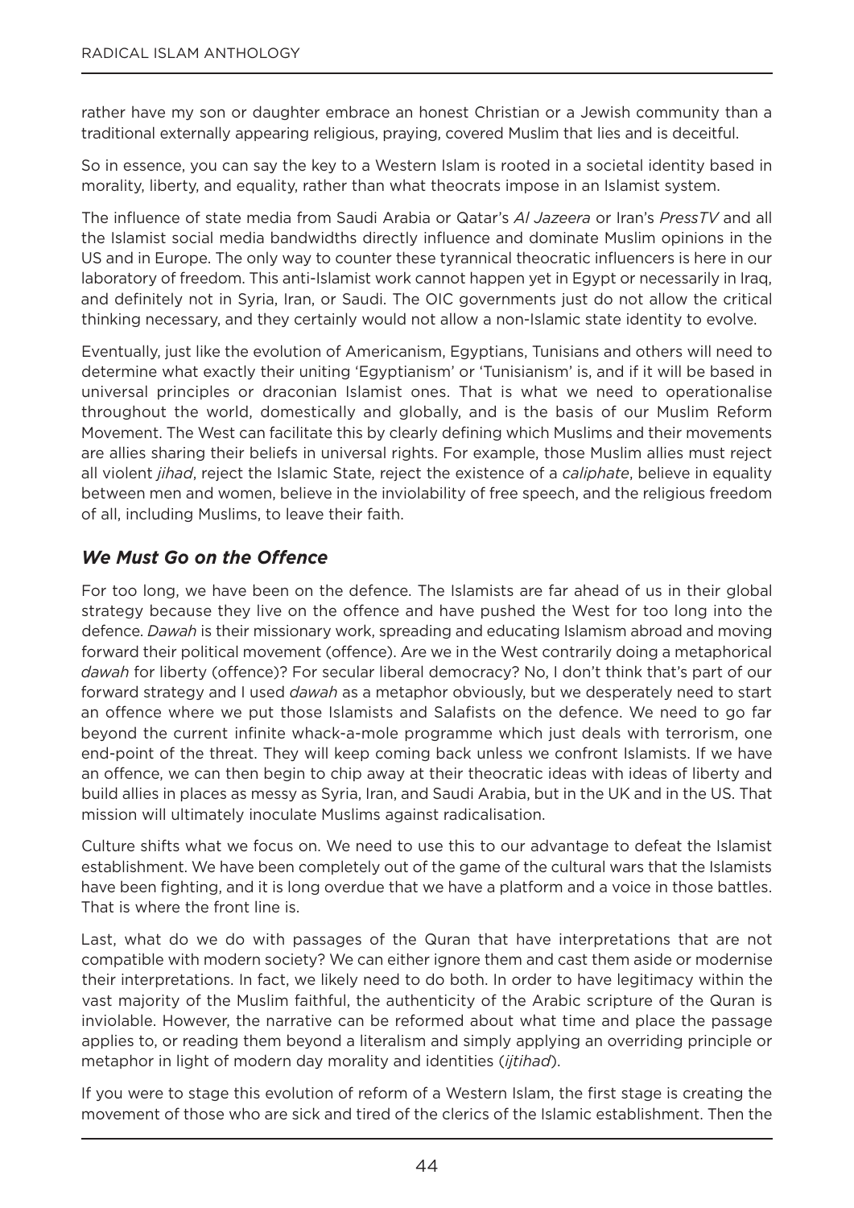rather have my son or daughter embrace an honest Christian or a Jewish community than a traditional externally appearing religious, praying, covered Muslim that lies and is deceitful.

So in essence, you can say the key to a Western Islam is rooted in a societal identity based in morality, liberty, and equality, rather than what theocrats impose in an Islamist system.

The influence of state media from Saudi Arabia or Qatar's *Al Jazeera* or Iran's *PressTV* and all the Islamist social media bandwidths directly influence and dominate Muslim opinions in the US and in Europe. The only way to counter these tyrannical theocratic influencers is here in our laboratory of freedom. This anti-Islamist work cannot happen yet in Egypt or necessarily in Iraq, and definitely not in Syria, Iran, or Saudi. The OIC governments just do not allow the critical thinking necessary, and they certainly would not allow a non-Islamic state identity to evolve.

Eventually, just like the evolution of Americanism, Egyptians, Tunisians and others will need to determine what exactly their uniting 'Egyptianism' or 'Tunisianism' is, and if it will be based in universal principles or draconian Islamist ones. That is what we need to operationalise throughout the world, domestically and globally, and is the basis of our Muslim Reform Movement. The West can facilitate this by clearly defining which Muslims and their movements are allies sharing their beliefs in universal rights. For example, those Muslim allies must reject all violent *jihad*, reject the Islamic State, reject the existence of a *caliphate*, believe in equality between men and women, believe in the inviolability of free speech, and the religious freedom of all, including Muslims, to leave their faith.

### *We Must Go on the Offence*

For too long, we have been on the defence. The Islamists are far ahead of us in their global strategy because they live on the offence and have pushed the West for too long into the defence. *Dawah* is their missionary work, spreading and educating Islamism abroad and moving forward their political movement (offence). Are we in the West contrarily doing a metaphorical *dawah* for liberty (offence)? For secular liberal democracy? No, I don't think that's part of our forward strategy and I used *dawah* as a metaphor obviously, but we desperately need to start an offence where we put those Islamists and Salafists on the defence. We need to go far beyond the current infinite whack-a-mole programme which just deals with terrorism, one end-point of the threat. They will keep coming back unless we confront Islamists. If we have an offence, we can then begin to chip away at their theocratic ideas with ideas of liberty and build allies in places as messy as Syria, Iran, and Saudi Arabia, but in the UK and in the US. That mission will ultimately inoculate Muslims against radicalisation.

Culture shifts what we focus on. We need to use this to our advantage to defeat the Islamist establishment. We have been completely out of the game of the cultural wars that the Islamists have been fighting, and it is long overdue that we have a platform and a voice in those battles. That is where the front line is.

Last, what do we do with passages of the Quran that have interpretations that are not compatible with modern society? We can either ignore them and cast them aside or modernise their interpretations. In fact, we likely need to do both. In order to have legitimacy within the vast majority of the Muslim faithful, the authenticity of the Arabic scripture of the Quran is inviolable. However, the narrative can be reformed about what time and place the passage applies to, or reading them beyond a literalism and simply applying an overriding principle or metaphor in light of modern day morality and identities (*ijtihad*).

If you were to stage this evolution of reform of a Western Islam, the first stage is creating the movement of those who are sick and tired of the clerics of the Islamic establishment. Then the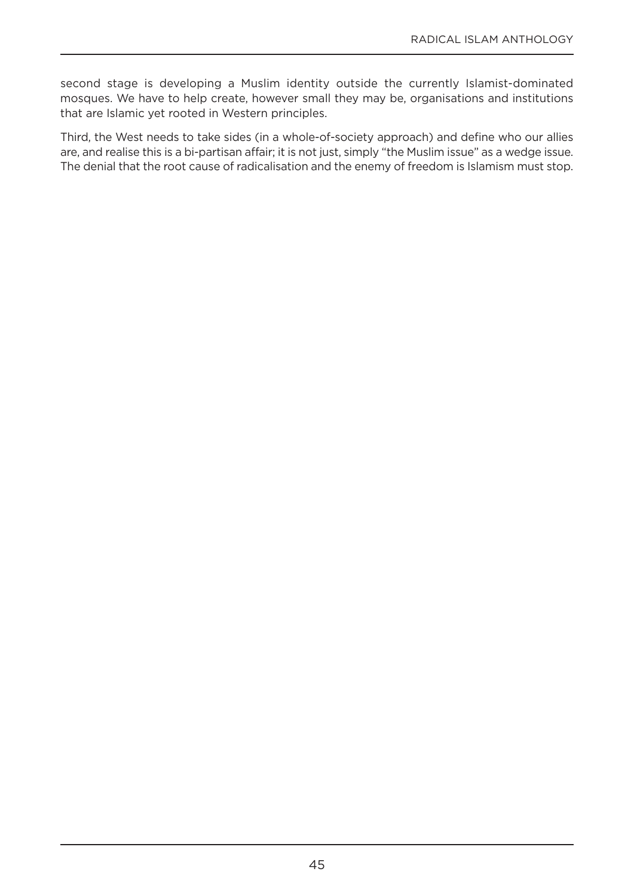second stage is developing a Muslim identity outside the currently Islamist-dominated mosques. We have to help create, however small they may be, organisations and institutions that are Islamic yet rooted in Western principles.

Third, the West needs to take sides (in a whole-of-society approach) and define who our allies are, and realise this is a bi-partisan affair; it is not just, simply "the Muslim issue" as a wedge issue. The denial that the root cause of radicalisation and the enemy of freedom is Islamism must stop.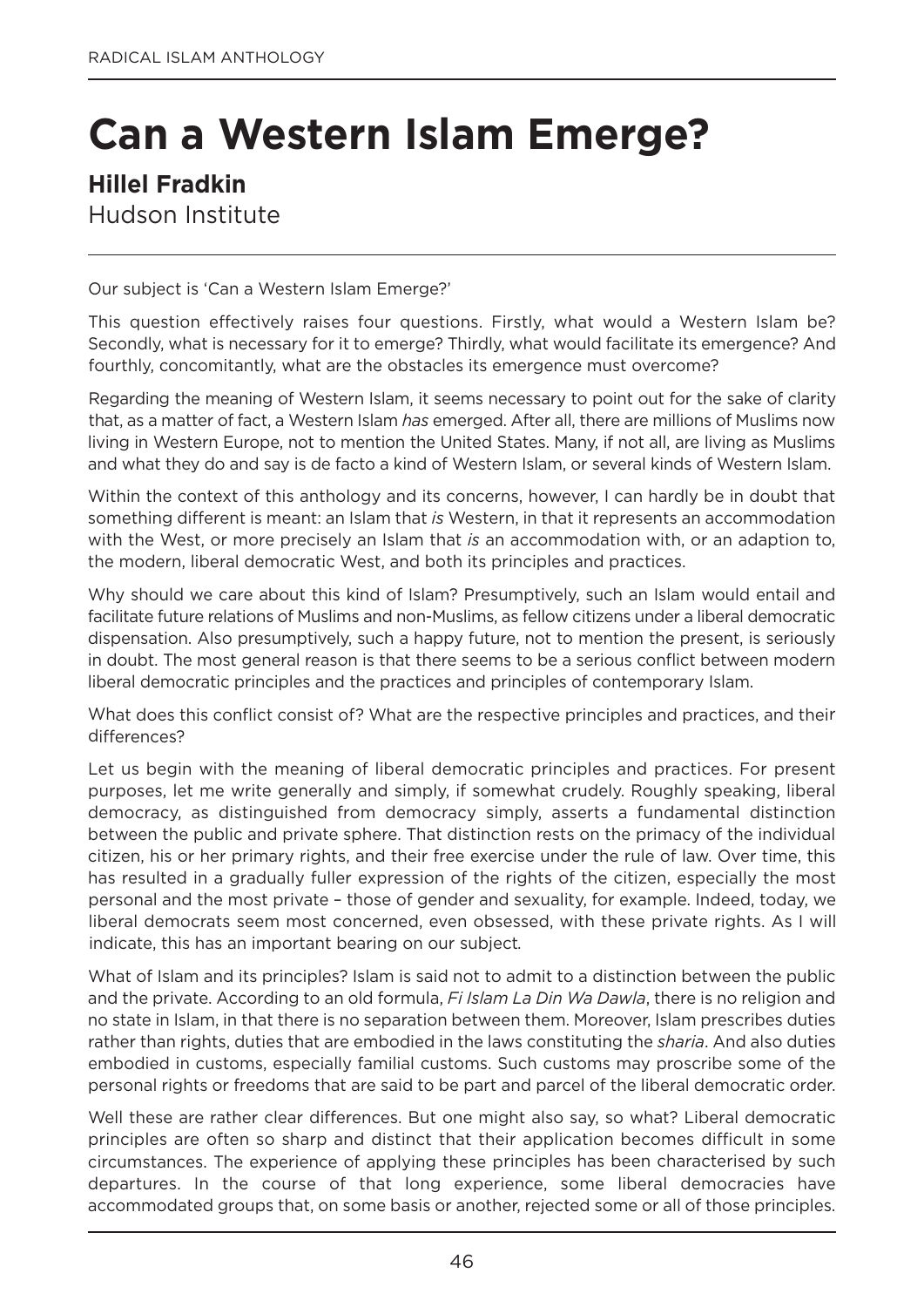# Can a Western Islam Emerge?

**Hillel Fradkin**
Hudson Institute

Our subject is 'Can a Western Islam Emerge?'

This question effectively raises four questions. Firstly, what would a Western Islam be? Secondly, what is necessary for it to emerge? Thirdly, what would facilitate its emergence? And fourthly, concomitantly, what are the obstacles its emergence must overcome?

Regarding the meaning of Western Islam, it seems necessary to point out for the sake of clarity that, as a matter of fact, a Western Islam *has* emerged. After all, there are millions of Muslims now living in Western Europe, not to mention the United States. Many, if not all, are living as Muslims and what they do and say is de facto a kind of Western Islam, or several kinds of Western Islam.

Within the context of this anthology and its concerns, however, I can hardly be in doubt that something different is meant: an Islam that *is* Western, in that it represents an accommodation with the West, or more precisely an Islam that *is* an accommodation with, or an adaption to, the modern, liberal democratic West, and both its principles and practices.

Why should we care about this kind of Islam? Presumptively, such an Islam would entail and facilitate future relations of Muslims and non-Muslims, as fellow citizens under a liberal democratic dispensation. Also presumptively, such a happy future, not to mention the present, is seriously in doubt. The most general reason is that there seems to be a serious conflict between modern liberal democratic principles and the practices and principles of contemporary Islam.

What does this conflict consist of? What are the respective principles and practices, and their differences?

Let us begin with the meaning of liberal democratic principles and practices. For present purposes, let me write generally and simply, if somewhat crudely. Roughly speaking, liberal democracy, as distinguished from democracy simply, asserts a fundamental distinction between the public and private sphere. That distinction rests on the primacy of the individual citizen, his or her primary rights, and their free exercise under the rule of law. Over time, this has resulted in a gradually fuller expression of the rights of the citizen, especially the most personal and the most private – those of gender and sexuality, for example. Indeed, today, we liberal democrats seem most concerned, even obsessed, with these private rights. As I will indicate, this has an important bearing on our subject.

What of Islam and its principles? Islam is said not to admit to a distinction between the public and the private. According to an old formula, *Fi Islam La Din Wa Dawla*, there is no religion and no state in Islam, in that there is no separation between them. Moreover, Islam prescribes duties rather than rights, duties that are embodied in the laws constituting the *sharia*. And also duties embodied in customs, especially familial customs. Such customs may proscribe some of the personal rights or freedoms that are said to be part and parcel of the liberal democratic order.

Well these are rather clear differences. But one might also say, so what? Liberal democratic principles are often so sharp and distinct that their application becomes difficult in some circumstances. The experience of applying these principles has been characterised by such departures. In the course of that long experience, some liberal democracies have accommodated groups that, on some basis or another, rejected some or all of those principles.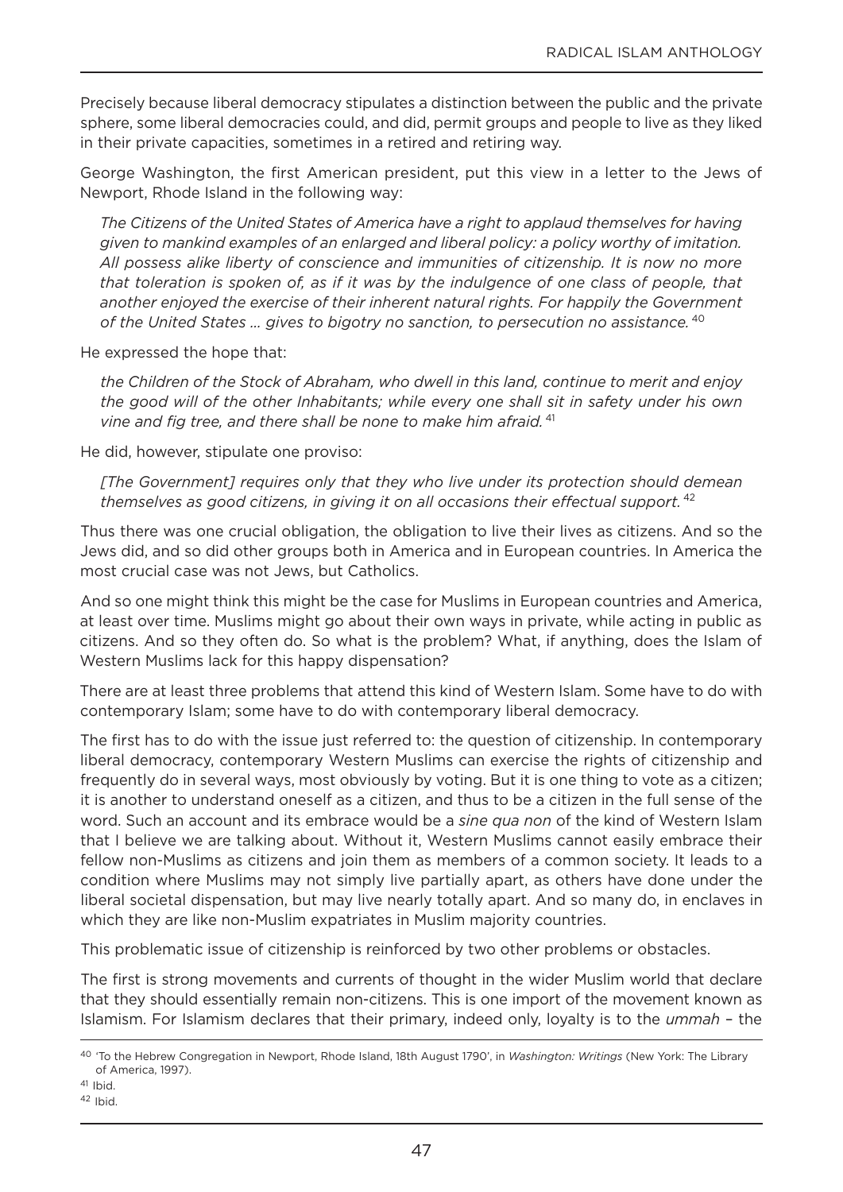Precisely because liberal democracy stipulates a distinction between the public and the private sphere, some liberal democracies could, and did, permit groups and people to live as they liked in their private capacities, sometimes in a retired and retiring way.

George Washington, the first American president, put this view in a letter to the Jews of Newport, Rhode Island in the following way:

> *The Citizens of the United States of America have a right to applaud themselves for having given to mankind examples of an enlarged and liberal policy: a policy worthy of imitation. All possess alike liberty of conscience and immunities of citizenship. It is now no more that toleration is spoken of, as if it was by the indulgence of one class of people, that another enjoyed the exercise of their inherent natural rights. For happily the Government of the United States ... gives to bigotry no sanction, to persecution no assistance.* [40]

He expressed the hope that:

> *the Children of the Stock of Abraham, who dwell in this land, continue to merit and enjoy the good will of the other Inhabitants; while every one shall sit in safety under his own vine and fig tree, and there shall be none to make him afraid.* [41]

He did, however, stipulate one proviso:

> *[The Government] requires only that they who live under its protection should demean themselves as good citizens, in giving it on all occasions their effectual support.* [42]

Thus there was one crucial obligation, the obligation to live their lives as citizens. And so the Jews did, and so did other groups both in America and in European countries. In America the most crucial case was not Jews, but Catholics.

And so one might think this might be the case for Muslims in European countries and America, at least over time. Muslims might go about their own ways in private, while acting in public as citizens. And so they often do. So what is the problem? What, if anything, does the Islam of Western Muslims lack for this happy dispensation?

There are at least three problems that attend this kind of Western Islam. Some have to do with contemporary Islam; some have to do with contemporary liberal democracy.

The first has to do with the issue just referred to: the question of citizenship. In contemporary liberal democracy, contemporary Western Muslims can exercise the rights of citizenship and frequently do in several ways, most obviously by voting. But it is one thing to vote as a citizen; it is another to understand oneself as a citizen, and thus to be a citizen in the full sense of the word. Such an account and its embrace would be a *sine qua non* of the kind of Western Islam that I believe we are talking about. Without it, Western Muslims cannot easily embrace their fellow non-Muslims as citizens and join them as members of a common society. It leads to a condition where Muslims may not simply live partially apart, as others have done under the liberal societal dispensation, but may live nearly totally apart. And so many do, in enclaves in which they are like non-Muslim expatriates in Muslim majority countries.

This problematic issue of citizenship is reinforced by two other problems or obstacles.

The first is strong movements and currents of thought in the wider Muslim world that declare that they should essentially remain non-citizens. This is one import of the movement known as Islamism. For Islamism declares that their primary, indeed only, loyalty is to the *ummah* – the

---

[40] 'To the Hebrew Congregation in Newport, Rhode Island, 18th August 1790', in *Washington: Writings* (New York: The Library of America, 1997).

[41] Ibid.

[42] Ibid.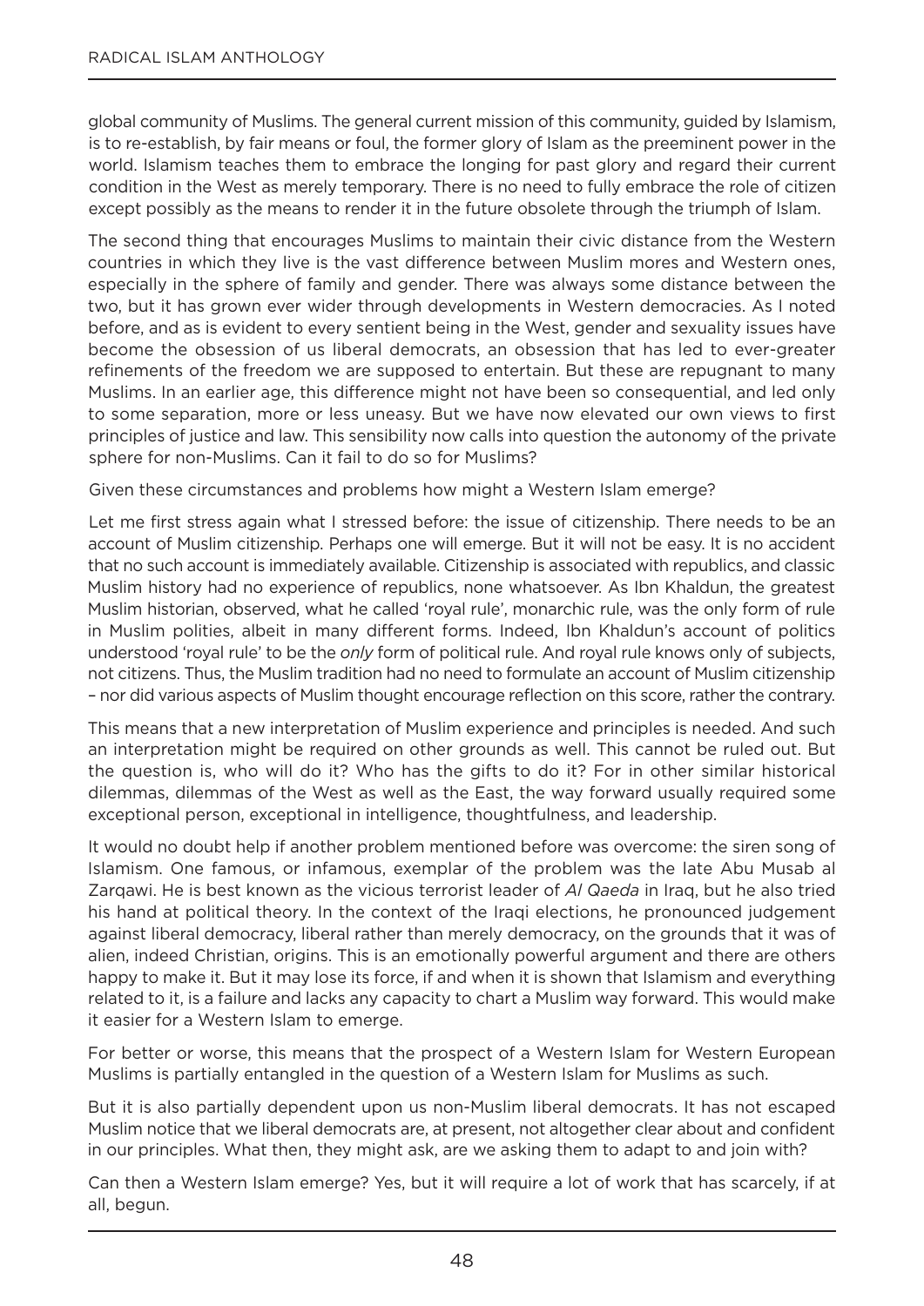global community of Muslims. The general current mission of this community, guided by Islamism, is to re-establish, by fair means or foul, the former glory of Islam as the preeminent power in the world. Islamism teaches them to embrace the longing for past glory and regard their current condition in the West as merely temporary. There is no need to fully embrace the role of citizen except possibly as the means to render it in the future obsolete through the triumph of Islam.

The second thing that encourages Muslims to maintain their civic distance from the Western countries in which they live is the vast difference between Muslim mores and Western ones, especially in the sphere of family and gender. There was always some distance between the two, but it has grown ever wider through developments in Western democracies. As I noted before, and as is evident to every sentient being in the West, gender and sexuality issues have become the obsession of us liberal democrats, an obsession that has led to ever-greater refinements of the freedom we are supposed to entertain. But these are repugnant to many Muslims. In an earlier age, this difference might not have been so consequential, and led only to some separation, more or less uneasy. But we have now elevated our own views to first principles of justice and law. This sensibility now calls into question the autonomy of the private sphere for non-Muslims. Can it fail to do so for Muslims?

Given these circumstances and problems how might a Western Islam emerge?

Let me first stress again what I stressed before: the issue of citizenship. There needs to be an account of Muslim citizenship. Perhaps one will emerge. But it will not be easy. It is no accident that no such account is immediately available. Citizenship is associated with republics, and classic Muslim history had no experience of republics, none whatsoever. As Ibn Khaldun, the greatest Muslim historian, observed, what he called 'royal rule', monarchic rule, was the only form of rule in Muslim polities, albeit in many different forms. Indeed, Ibn Khaldun's account of politics understood 'royal rule' to be the *only* form of political rule. And royal rule knows only of subjects, not citizens. Thus, the Muslim tradition had no need to formulate an account of Muslim citizenship – nor did various aspects of Muslim thought encourage reflection on this score, rather the contrary.

This means that a new interpretation of Muslim experience and principles is needed. And such an interpretation might be required on other grounds as well. This cannot be ruled out. But the question is, who will do it? Who has the gifts to do it? For in other similar historical dilemmas, dilemmas of the West as well as the East, the way forward usually required some exceptional person, exceptional in intelligence, thoughtfulness, and leadership.

It would no doubt help if another problem mentioned before was overcome: the siren song of Islamism. One famous, or infamous, exemplar of the problem was the late Abu Musab al Zarqawi. He is best known as the vicious terrorist leader of *Al Qaeda* in Iraq, but he also tried his hand at political theory. In the context of the Iraqi elections, he pronounced judgement against liberal democracy, liberal rather than merely democracy, on the grounds that it was of alien, indeed Christian, origins. This is an emotionally powerful argument and there are others happy to make it. But it may lose its force, if and when it is shown that Islamism and everything related to it, is a failure and lacks any capacity to chart a Muslim way forward. This would make it easier for a Western Islam to emerge.

For better or worse, this means that the prospect of a Western Islam for Western European Muslims is partially entangled in the question of a Western Islam for Muslims as such.

But it is also partially dependent upon us non-Muslim liberal democrats. It has not escaped Muslim notice that we liberal democrats are, at present, not altogether clear about and confident in our principles. What then, they might ask, are we asking them to adapt to and join with?

Can then a Western Islam emerge? Yes, but it will require a lot of work that has scarcely, if at all, begun.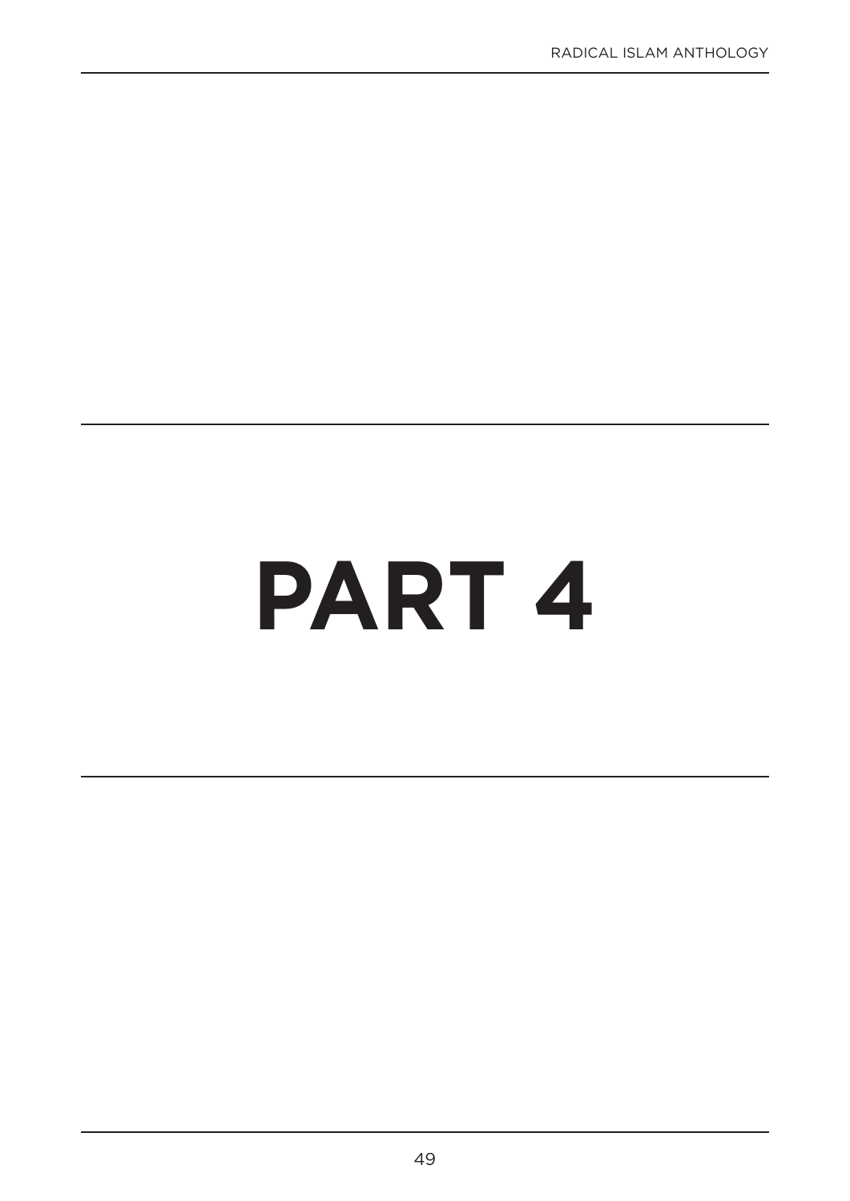# PART 4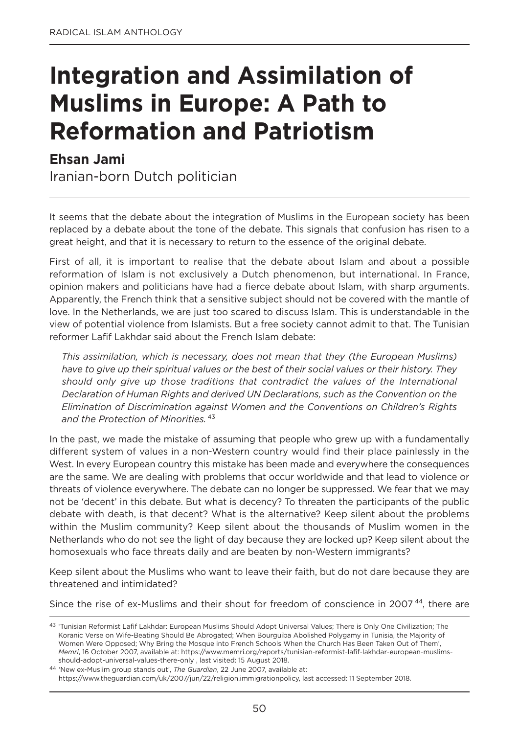# Integration and Assimilation of Muslims in Europe: A Path to Reformation and Patriotism

**Ehsan Jami**

Iranian-born Dutch politician

---

It seems that the debate about the integration of Muslims in the European society has been replaced by a debate about the tone of the debate. This signals that confusion has risen to a great height, and that it is necessary to return to the essence of the original debate.

First of all, it is important to realise that the debate about Islam and about a possible reformation of Islam is not exclusively a Dutch phenomenon, but international. In France, opinion makers and politicians have had a fierce debate about Islam, with sharp arguments. Apparently, the French think that a sensitive subject should not be covered with the mantle of love. In the Netherlands, we are just too scared to discuss Islam. This is understandable in the view of potential violence from Islamists. But a free society cannot admit to that. The Tunisian reformer Lafif Lakhdar said about the French Islam debate:

> *This assimilation, which is necessary, does not mean that they (the European Muslims) have to give up their spiritual values or the best of their social values or their history. They should only give up those traditions that contradict the values of the International Declaration of Human Rights and derived UN Declarations, such as the Convention on the Elimination of Discrimination against Women and the Conventions on Children's Rights and the Protection of Minorities.* [43]

In the past, we made the mistake of assuming that people who grew up with a fundamentally different system of values in a non-Western country would find their place painlessly in the West. In every European country this mistake has been made and everywhere the consequences are the same. We are dealing with problems that occur worldwide and that lead to violence or threats of violence everywhere. The debate can no longer be suppressed. We fear that we may not be 'decent' in this debate. But what is decency? To threaten the participants of the public debate with death, is that decent? What is the alternative? Keep silent about the problems within the Muslim community? Keep silent about the thousands of Muslim women in the Netherlands who do not see the light of day because they are locked up? Keep silent about the homosexuals who face threats daily and are beaten by non-Western immigrants?

Keep silent about the Muslims who want to leave their faith, but do not dare because they are threatened and intimidated?

Since the rise of ex-Muslims and their shout for freedom of conscience in 2007 [44], there are

---

[43] 'Tunisian Reformist Lafif Lakhdar: European Muslims Should Adopt Universal Values; There is Only One Civilization; The Koranic Verse on Wife-Beating Should Be Abrogated; When Bourguiba Abolished Polygamy in Tunisia, the Majority of Women Were Opposed; Why Bring the Mosque into French Schools When the Church Has Been Taken Out of Them', *Memri*, 16 October 2007, available at: https://www.memri.org/reports/tunisian-reformist-lafif-lakhdar-european-muslims-should-adopt-universal-values-there-only , last visited: 15 August 2018.

[44] 'New ex-Muslim group stands out', *The Guardian*, 22 June 2007, available at: https://www.theguardian.com/uk/2007/jun/22/religion.immigrationpolicy, last accessed: 11 September 2018.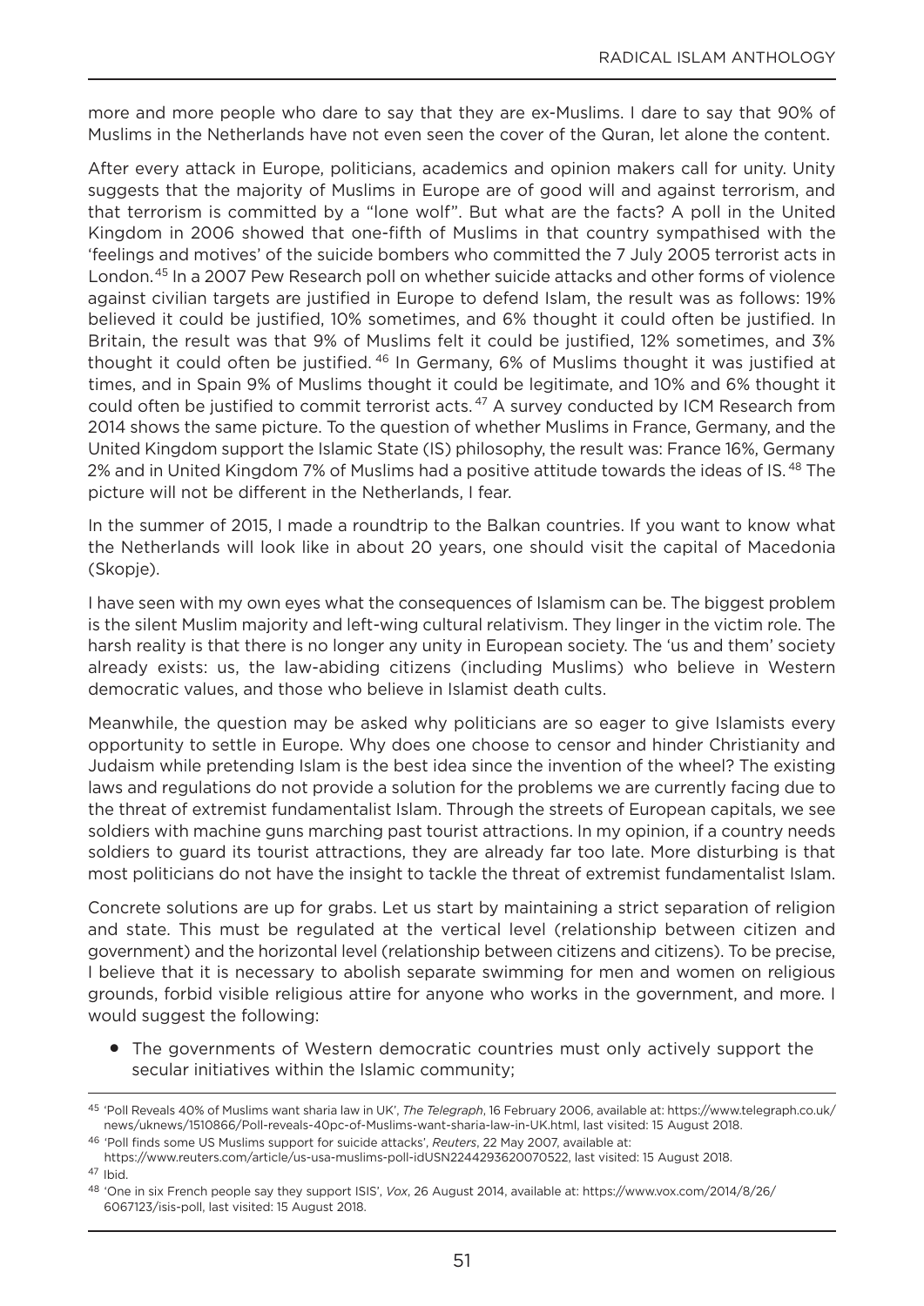more and more people who dare to say that they are ex-Muslims. I dare to say that 90% of Muslims in the Netherlands have not even seen the cover of the Quran, let alone the content.

After every attack in Europe, politicians, academics and opinion makers call for unity. Unity suggests that the majority of Muslims in Europe are of good will and against terrorism, and that terrorism is committed by a "lone wolf". But what are the facts? A poll in the United Kingdom in 2006 showed that one-fifth of Muslims in that country sympathised with the 'feelings and motives' of the suicide bombers who committed the 7 July 2005 terrorist acts in London.[45] In a 2007 Pew Research poll on whether suicide attacks and other forms of violence against civilian targets are justified in Europe to defend Islam, the result was as follows: 19% believed it could be justified, 10% sometimes, and 6% thought it could often be justified. In Britain, the result was that 9% of Muslims felt it could be justified, 12% sometimes, and 3% thought it could often be justified.[46] In Germany, 6% of Muslims thought it was justified at times, and in Spain 9% of Muslims thought it could be legitimate, and 10% and 6% thought it could often be justified to commit terrorist acts.[47] A survey conducted by ICM Research from 2014 shows the same picture. To the question of whether Muslims in France, Germany, and the United Kingdom support the Islamic State (IS) philosophy, the result was: France 16%, Germany 2% and in United Kingdom 7% of Muslims had a positive attitude towards the ideas of IS.[48] The picture will not be different in the Netherlands, I fear.

In the summer of 2015, I made a roundtrip to the Balkan countries. If you want to know what the Netherlands will look like in about 20 years, one should visit the capital of Macedonia (Skopje).

I have seen with my own eyes what the consequences of Islamism can be. The biggest problem is the silent Muslim majority and left-wing cultural relativism. They linger in the victim role. The harsh reality is that there is no longer any unity in European society. The 'us and them' society already exists: us, the law-abiding citizens (including Muslims) who believe in Western democratic values, and those who believe in Islamist death cults.

Meanwhile, the question may be asked why politicians are so eager to give Islamists every opportunity to settle in Europe. Why does one choose to censor and hinder Christianity and Judaism while pretending Islam is the best idea since the invention of the wheel? The existing laws and regulations do not provide a solution for the problems we are currently facing due to the threat of extremist fundamentalist Islam. Through the streets of European capitals, we see soldiers with machine guns marching past tourist attractions. In my opinion, if a country needs soldiers to guard its tourist attractions, they are already far too late. More disturbing is that most politicians do not have the insight to tackle the threat of extremist fundamentalist Islam.

Concrete solutions are up for grabs. Let us start by maintaining a strict separation of religion and state. This must be regulated at the vertical level (relationship between citizen and government) and the horizontal level (relationship between citizens and citizens). To be precise, I believe that it is necessary to abolish separate swimming for men and women on religious grounds, forbid visible religious attire for anyone who works in the government, and more. I would suggest the following:

- The governments of Western democratic countries must only actively support the secular initiatives within the Islamic community;

---

[45] 'Poll Reveals 40% of Muslims want sharia law in UK', *The Telegraph*, 16 February 2006, available at: https://www.telegraph.co.uk/news/uknews/1510866/Poll-reveals-40pc-of-Muslims-want-sharia-law-in-UK.html, last visited: 15 August 2018.

[46] 'Poll finds some US Muslims support for suicide attacks', *Reuters*, 22 May 2007, available at: https://www.reuters.com/article/us-usa-muslims-poll-idUSN2244293620070522, last visited: 15 August 2018.

[47] Ibid.

[48] 'One in six French people say they support ISIS', *Vox*, 26 August 2014, available at: https://www.vox.com/2014/8/26/6067123/isis-poll, last visited: 15 August 2018.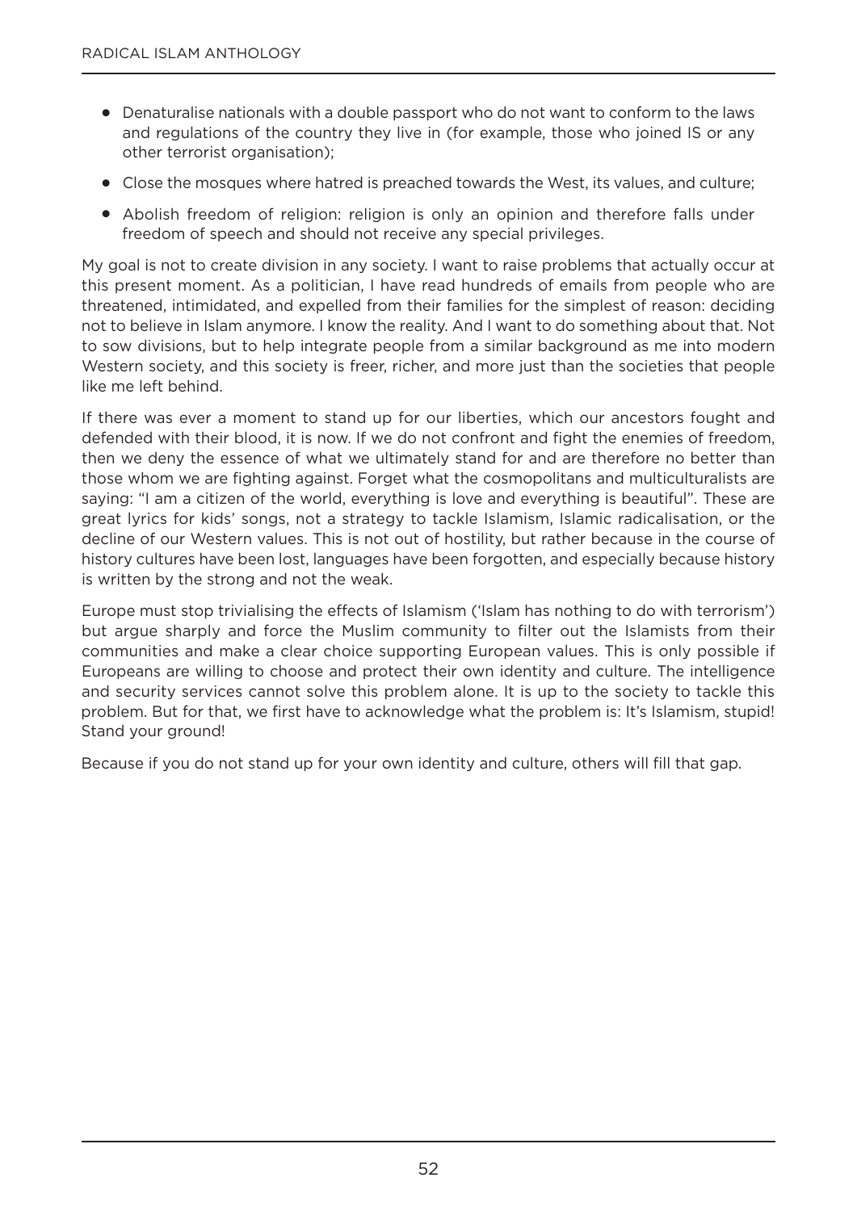- Denaturalise nationals with a double passport who do not want to conform to the laws and regulations of the country they live in (for example, those who joined IS or any other terrorist organisation);
- Close the mosques where hatred is preached towards the West, its values, and culture;
- Abolish freedom of religion: religion is only an opinion and therefore falls under freedom of speech and should not receive any special privileges.

My goal is not to create division in any society. I want to raise problems that actually occur at this present moment. As a politician, I have read hundreds of emails from people who are threatened, intimidated, and expelled from their families for the simplest of reason: deciding not to believe in Islam anymore. I know the reality. And I want to do something about that. Not to sow divisions, but to help integrate people from a similar background as me into modern Western society, and this society is freer, richer, and more just than the societies that people like me left behind.

If there was ever a moment to stand up for our liberties, which our ancestors fought and defended with their blood, it is now. If we do not confront and fight the enemies of freedom, then we deny the essence of what we ultimately stand for and are therefore no better than those whom we are fighting against. Forget what the cosmopolitans and multiculturalists are saying: "I am a citizen of the world, everything is love and everything is beautiful". These are great lyrics for kids' songs, not a strategy to tackle Islamism, Islamic radicalisation, or the decline of our Western values. This is not out of hostility, but rather because in the course of history cultures have been lost, languages have been forgotten, and especially because history is written by the strong and not the weak.

Europe must stop trivialising the effects of Islamism ('Islam has nothing to do with terrorism') but argue sharply and force the Muslim community to filter out the Islamists from their communities and make a clear choice supporting European values. This is only possible if Europeans are willing to choose and protect their own identity and culture. The intelligence and security services cannot solve this problem alone. It is up to the society to tackle this problem. But for that, we first have to acknowledge what the problem is: It's Islamism, stupid! Stand your ground!

Because if you do not stand up for your own identity and culture, others will fill that gap.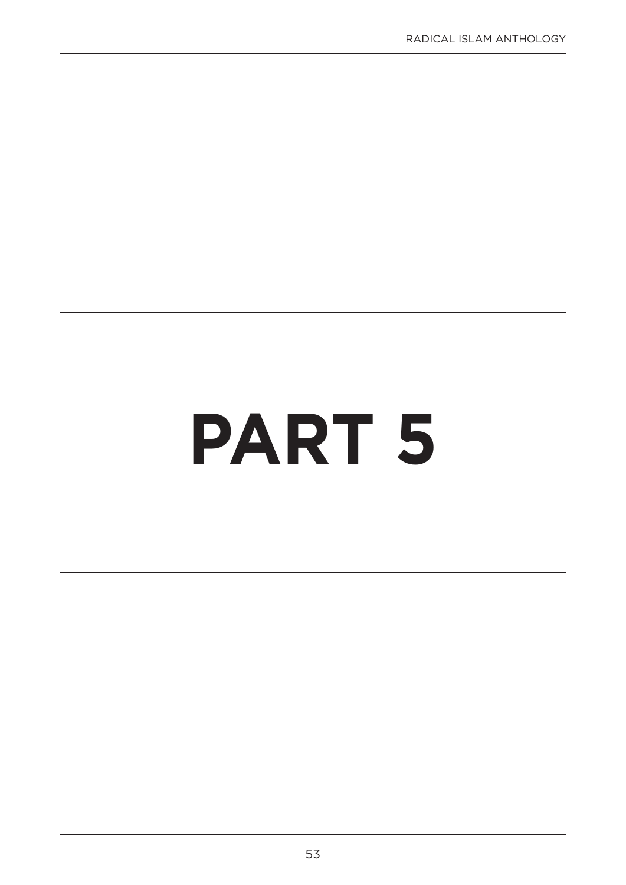# PART 5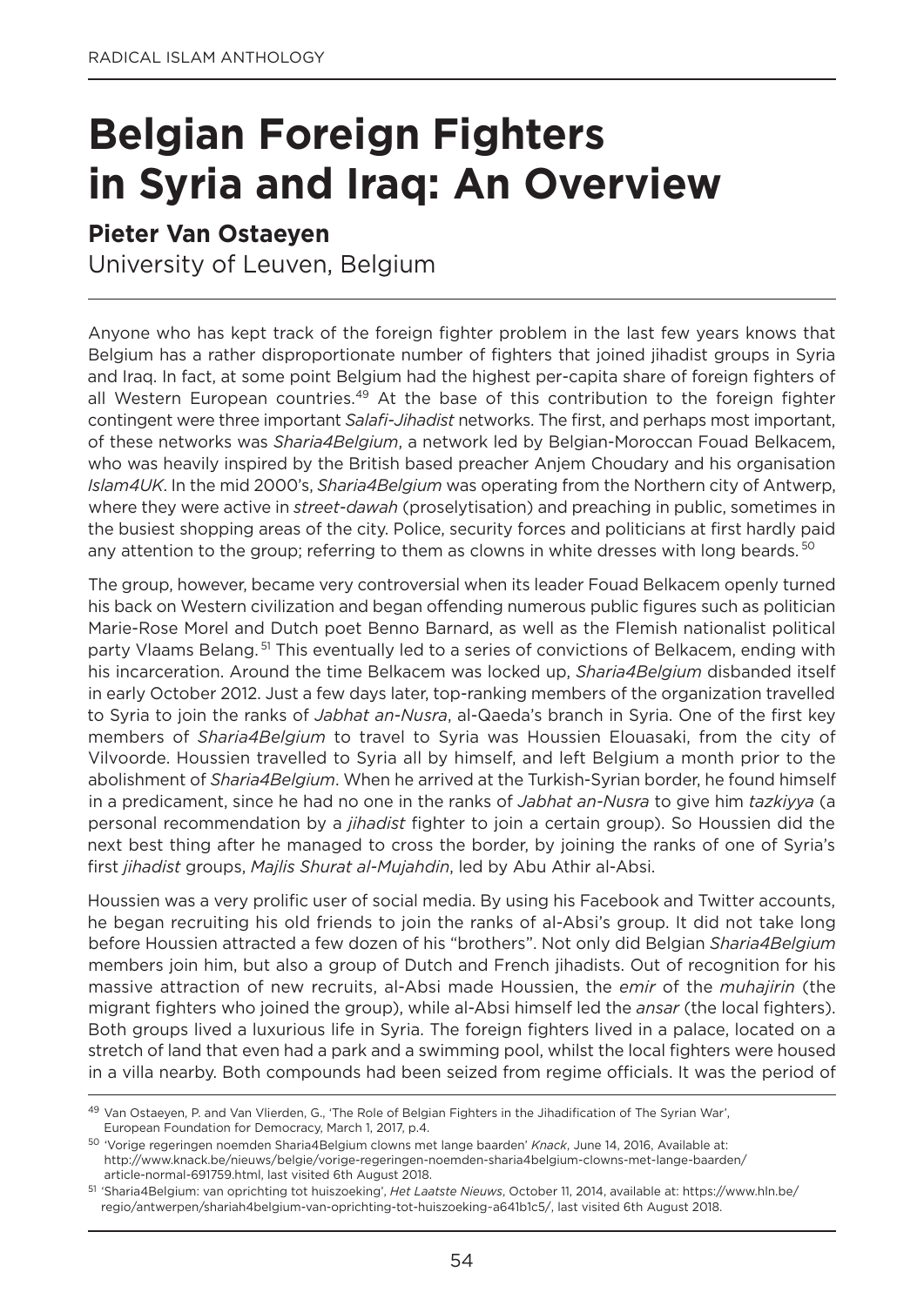# Belgian Foreign Fighters in Syria and Iraq: An Overview

**Pieter Van Ostaeyen**

University of Leuven, Belgium

Anyone who has kept track of the foreign fighter problem in the last few years knows that Belgium has a rather disproportionate number of fighters that joined jihadist groups in Syria and Iraq. In fact, at some point Belgium had the highest per-capita share of foreign fighters of all Western European countries.[49] At the base of this contribution to the foreign fighter contingent were three important *Salafi-Jihadist* networks. The first, and perhaps most important, of these networks was *Sharia4Belgium*, a network led by Belgian-Moroccan Fouad Belkacem, who was heavily inspired by the British based preacher Anjem Choudary and his organisation *Islam4UK*. In the mid 2000's, *Sharia4Belgium* was operating from the Northern city of Antwerp, where they were active in *street-dawah* (proselytisation) and preaching in public, sometimes in the busiest shopping areas of the city. Police, security forces and politicians at first hardly paid any attention to the group; referring to them as clowns in white dresses with long beards.[50]

The group, however, became very controversial when its leader Fouad Belkacem openly turned his back on Western civilization and began offending numerous public figures such as politician Marie-Rose Morel and Dutch poet Benno Barnard, as well as the Flemish nationalist political party Vlaams Belang.[51] This eventually led to a series of convictions of Belkacem, ending with his incarceration. Around the time Belkacem was locked up, *Sharia4Belgium* disbanded itself in early October 2012. Just a few days later, top-ranking members of the organization travelled to Syria to join the ranks of *Jabhat an-Nusra*, al-Qaeda's branch in Syria. One of the first key members of *Sharia4Belgium* to travel to Syria was Houssien Elouasaki, from the city of Vilvoorde. Houssien travelled to Syria all by himself, and left Belgium a month prior to the abolishment of *Sharia4Belgium*. When he arrived at the Turkish-Syrian border, he found himself in a predicament, since he had no one in the ranks of *Jabhat an-Nusra* to give him *tazkiyya* (a personal recommendation by a *jihadist* fighter to join a certain group). So Houssien did the next best thing after he managed to cross the border, by joining the ranks of one of Syria's first *jihadist* groups, *Majlis Shurat al-Mujahdin*, led by Abu Athir al-Absi.

Houssien was a very prolific user of social media. By using his Facebook and Twitter accounts, he began recruiting his old friends to join the ranks of al-Absi's group. It did not take long before Houssien attracted a few dozen of his "brothers". Not only did Belgian *Sharia4Belgium* members join him, but also a group of Dutch and French jihadists. Out of recognition for his massive attraction of new recruits, al-Absi made Houssien, the *emir* of the *muhajirin* (the migrant fighters who joined the group), while al-Absi himself led the *ansar* (the local fighters). Both groups lived a luxurious life in Syria. The foreign fighters lived in a palace, located on a stretch of land that even had a park and a swimming pool, whilst the local fighters were housed in a villa nearby. Both compounds had been seized from regime officials. It was the period of

---

[49] Van Ostaeyen, P. and Van Vlierden, G., 'The Role of Belgian Fighters in the Jihadification of The Syrian War', European Foundation for Democracy, March 1, 2017, p.4.

[50] 'Vorige regeringen noemden Sharia4Belgium clowns met lange baarden' *Knack*, June 14, 2016, Available at: http://www.knack.be/nieuws/belgie/vorige-regeringen-noemden-sharia4belgium-clowns-met-lange-baarden/article-normal-691759.html, last visited 6th August 2018.

[51] 'Sharia4Belgium: van oprichting tot huiszoeking', *Het Laatste Nieuws*, October 11, 2014, available at: https://www.hln.be/regio/antwerpen/shariah4belgium-van-oprichting-tot-huiszoeking-a641b1c5/, last visited 6th August 2018.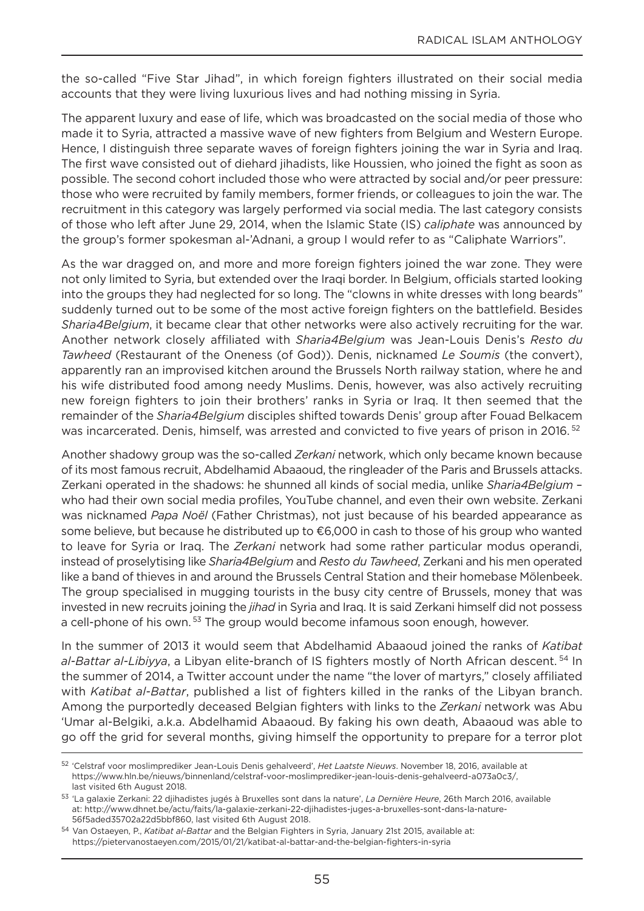the so-called "Five Star Jihad", in which foreign fighters illustrated on their social media accounts that they were living luxurious lives and had nothing missing in Syria.

The apparent luxury and ease of life, which was broadcasted on the social media of those who made it to Syria, attracted a massive wave of new fighters from Belgium and Western Europe. Hence, I distinguish three separate waves of foreign fighters joining the war in Syria and Iraq. The first wave consisted out of diehard jihadists, like Houssien, who joined the fight as soon as possible. The second cohort included those who were attracted by social and/or peer pressure: those who were recruited by family members, former friends, or colleagues to join the war. The recruitment in this category was largely performed via social media. The last category consists of those who left after June 29, 2014, when the Islamic State (IS) *caliphate* was announced by the group's former spokesman al-'Adnani, a group I would refer to as "Caliphate Warriors".

As the war dragged on, and more and more foreign fighters joined the war zone. They were not only limited to Syria, but extended over the Iraqi border. In Belgium, officials started looking into the groups they had neglected for so long. The "clowns in white dresses with long beards" suddenly turned out to be some of the most active foreign fighters on the battlefield. Besides *Sharia4Belgium*, it became clear that other networks were also actively recruiting for the war. Another network closely affiliated with *Sharia4Belgium* was Jean-Louis Denis's *Resto du Tawheed* (Restaurant of the Oneness (of God)). Denis, nicknamed *Le Soumis* (the convert), apparently ran an improvised kitchen around the Brussels North railway station, where he and his wife distributed food among needy Muslims. Denis, however, was also actively recruiting new foreign fighters to join their brothers' ranks in Syria or Iraq. It then seemed that the remainder of the *Sharia4Belgium* disciples shifted towards Denis' group after Fouad Belkacem was incarcerated. Denis, himself, was arrested and convicted to five years of prison in 2016.[52]

Another shadowy group was the so-called *Zerkani* network, which only became known because of its most famous recruit, Abdelhamid Abaaoud, the ringleader of the Paris and Brussels attacks. Zerkani operated in the shadows: he shunned all kinds of social media, unlike *Sharia4Belgium* – who had their own social media profiles, YouTube channel, and even their own website. Zerkani was nicknamed *Papa Noël* (Father Christmas), not just because of his bearded appearance as some believe, but because he distributed up to €6,000 in cash to those of his group who wanted to leave for Syria or Iraq. The *Zerkani* network had some rather particular modus operandi, instead of proselytising like *Sharia4Belgium* and *Resto du Tawheed*, Zerkani and his men operated like a band of thieves in and around the Brussels Central Station and their homebase Mölenbeek. The group specialised in mugging tourists in the busy city centre of Brussels, money that was invested in new recruits joining the *jihad* in Syria and Iraq. It is said Zerkani himself did not possess a cell-phone of his own.[53] The group would become infamous soon enough, however.

In the summer of 2013 it would seem that Abdelhamid Abaaoud joined the ranks of *Katibat al-Battar al-Libiyya*, a Libyan elite-branch of IS fighters mostly of North African descent.[54] In the summer of 2014, a Twitter account under the name "the lover of martyrs," closely affiliated with *Katibat al-Battar*, published a list of fighters killed in the ranks of the Libyan branch. Among the purportedly deceased Belgian fighters with links to the *Zerkani* network was Abu 'Umar al-Belgiki, a.k.a. Abdelhamid Abaaoud. By faking his own death, Abaaoud was able to go off the grid for several months, giving himself the opportunity to prepare for a terror plot

---

[52] 'Celstraf voor moslimprediker Jean-Louis Denis gehalveerd', *Het Laatste Nieuws*. November 18, 2016, available at https://www.hln.be/nieuws/binnenland/celstraf-voor-moslimprediker-jean-louis-denis-gehalveerd-a073a0c3/, last visited 6th August 2018.

[53] 'La galaxie Zerkani: 22 djihadistes jugés à Bruxelles sont dans la nature', *La Dernière Heure*, 26th March 2016, available at: http://www.dhnet.be/actu/faits/la-galaxie-zerkani-22-djihadistes-juges-a-bruxelles-sont-dans-la-nature-56f5aded35702a22d5bbf860, last visited 6th August 2018.

[54] Van Ostaeyen, P., *Katibat al-Battar* and the Belgian Fighters in Syria, January 21st 2015, available at: https://pietervanostaeyen.com/2015/01/21/katibat-al-battar-and-the-belgian-fighters-in-syria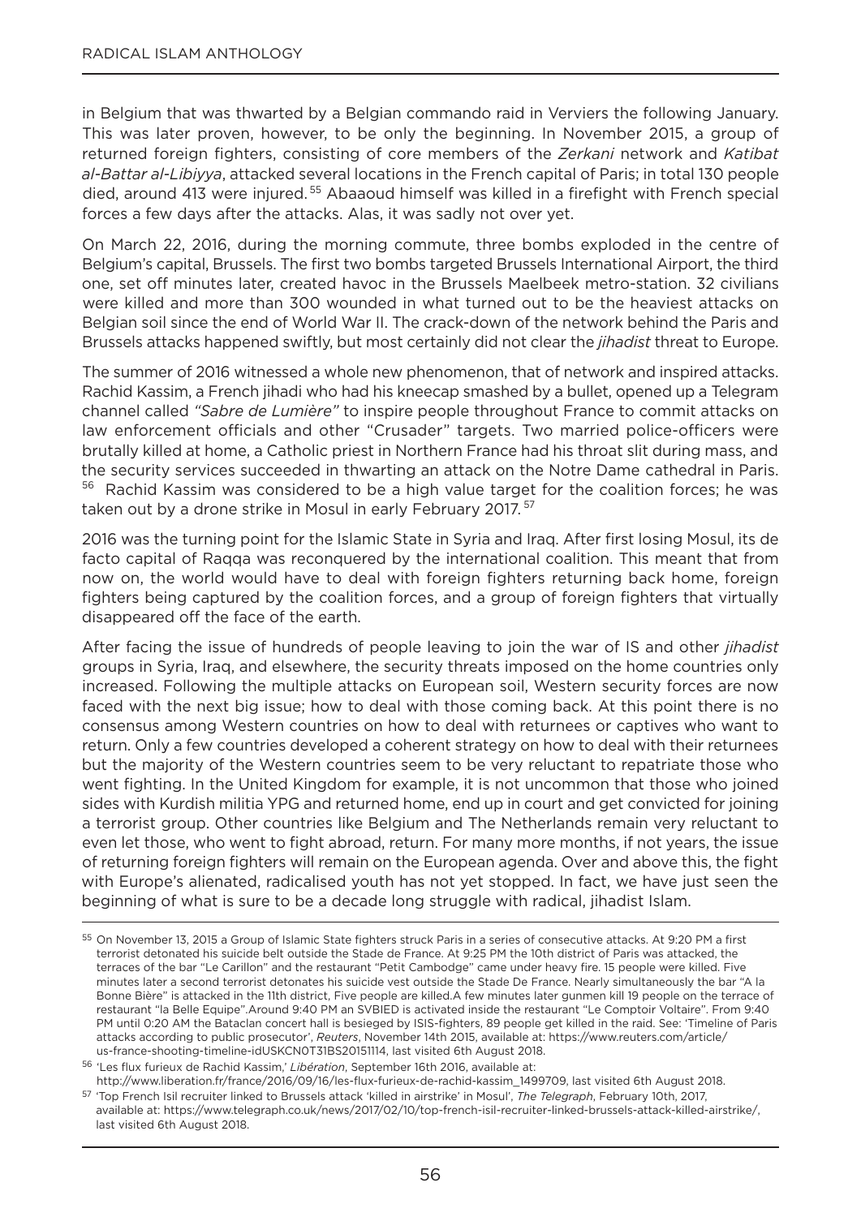in Belgium that was thwarted by a Belgian commando raid in Verviers the following January. This was later proven, however, to be only the beginning. In November 2015, a group of returned foreign fighters, consisting of core members of the *Zerkani* network and *Katibat al-Battar al-Libiyya*, attacked several locations in the French capital of Paris; in total 130 people died, around 413 were injured.[55] Abaaoud himself was killed in a firefight with French special forces a few days after the attacks. Alas, it was sadly not over yet.

On March 22, 2016, during the morning commute, three bombs exploded in the centre of Belgium's capital, Brussels. The first two bombs targeted Brussels International Airport, the third one, set off minutes later, created havoc in the Brussels Maelbeek metro-station. 32 civilians were killed and more than 300 wounded in what turned out to be the heaviest attacks on Belgian soil since the end of World War II. The crack-down of the network behind the Paris and Brussels attacks happened swiftly, but most certainly did not clear the *jihadist* threat to Europe.

The summer of 2016 witnessed a whole new phenomenon, that of network and inspired attacks. Rachid Kassim, a French jihadi who had his kneecap smashed by a bullet, opened up a Telegram channel called *"Sabre de Lumière"* to inspire people throughout France to commit attacks on law enforcement officials and other "Crusader" targets. Two married police-officers were brutally killed at home, a Catholic priest in Northern France had his throat slit during mass, and the security services succeeded in thwarting an attack on the Notre Dame cathedral in Paris.[56] Rachid Kassim was considered to be a high value target for the coalition forces; he was taken out by a drone strike in Mosul in early February 2017.[57]

2016 was the turning point for the Islamic State in Syria and Iraq. After first losing Mosul, its de facto capital of Raqqa was reconquered by the international coalition. This meant that from now on, the world would have to deal with foreign fighters returning back home, foreign fighters being captured by the coalition forces, and a group of foreign fighters that virtually disappeared off the face of the earth.

After facing the issue of hundreds of people leaving to join the war of IS and other *jihadist* groups in Syria, Iraq, and elsewhere, the security threats imposed on the home countries only increased. Following the multiple attacks on European soil, Western security forces are now faced with the next big issue; how to deal with those coming back. At this point there is no consensus among Western countries on how to deal with returnees or captives who want to return. Only a few countries developed a coherent strategy on how to deal with their returnees but the majority of the Western countries seem to be very reluctant to repatriate those who went fighting. In the United Kingdom for example, it is not uncommon that those who joined sides with Kurdish militia YPG and returned home, end up in court and get convicted for joining a terrorist group. Other countries like Belgium and The Netherlands remain very reluctant to even let those, who went to fight abroad, return. For many more months, if not years, the issue of returning foreign fighters will remain on the European agenda. Over and above this, the fight with Europe's alienated, radicalised youth has not yet stopped. In fact, we have just seen the beginning of what is sure to be a decade long struggle with radical, jihadist Islam.

---

[55] On November 13, 2015 a Group of Islamic State fighters struck Paris in a series of consecutive attacks. At 9:20 PM a first terrorist detonated his suicide belt outside the Stade de France. At 9:25 PM the 10th district of Paris was attacked, the terraces of the bar "Le Carillon" and the restaurant "Petit Cambodge" came under heavy fire. 15 people were killed. Five minutes later a second terrorist detonates his suicide vest outside the Stade De France. Nearly simultaneously the bar "A la Bonne Bière" is attacked in the 11th district, Five people are killed.A few minutes later gunmen kill 19 people on the terrace of restaurant "la Belle Equipe".Around 9:40 PM an SVBIED is activated inside the restaurant "Le Comptoir Voltaire". From 9:40 PM until 0:20 AM the Bataclan concert hall is besieged by ISIS-fighters, 89 people get killed in the raid. See: 'Timeline of Paris attacks according to public prosecutor', *Reuters*, November 14th 2015, available at: https://www.reuters.com/article/us-france-shooting-timeline-idUSKCN0T31BS20151114, last visited 6th August 2018.

[56] 'Les flux furieux de Rachid Kassim,' *Libération*, September 16th 2016, available at: http://www.liberation.fr/france/2016/09/16/les-flux-furieux-de-rachid-kassim_1499709, last visited 6th August 2018.

[57] 'Top French Isil recruiter linked to Brussels attack 'killed in airstrike' in Mosul', *The Telegraph*, February 10th, 2017, available at: https://www.telegraph.co.uk/news/2017/02/10/top-french-isil-recruiter-linked-brussels-attack-killed-airstrike/, last visited 6th August 2018.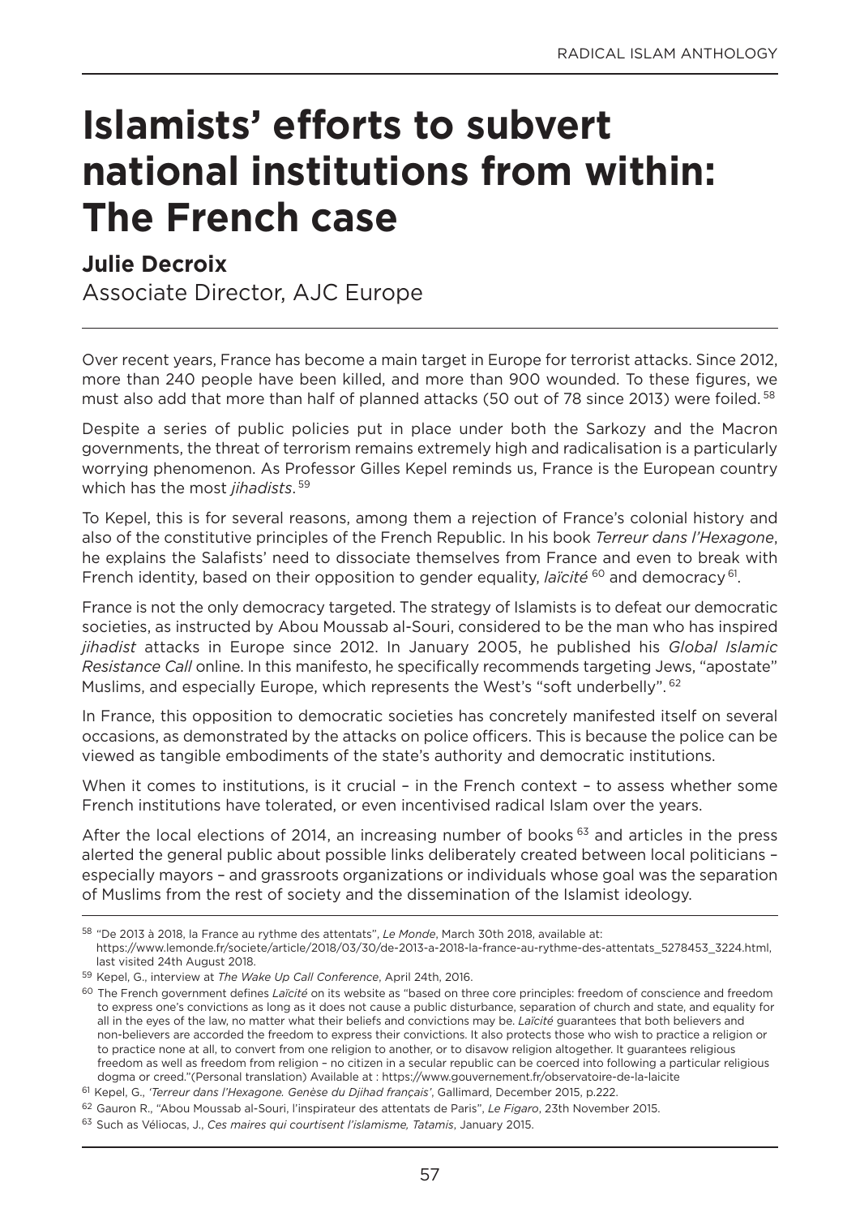# Islamists' efforts to subvert national institutions from within: The French case

**Julie Decroix**

Associate Director, AJC Europe

Over recent years, France has become a main target in Europe for terrorist attacks. Since 2012, more than 240 people have been killed, and more than 900 wounded. To these figures, we must also add that more than half of planned attacks (50 out of 78 since 2013) were foiled. [58]

Despite a series of public policies put in place under both the Sarkozy and the Macron governments, the threat of terrorism remains extremely high and radicalisation is a particularly worrying phenomenon. As Professor Gilles Kepel reminds us, France is the European country which has the most *jihadists*. [59]

To Kepel, this is for several reasons, among them a rejection of France's colonial history and also of the constitutive principles of the French Republic. In his book *Terreur dans l'Hexagone*, he explains the Salafists' need to dissociate themselves from France and even to break with French identity, based on their opposition to gender equality, *laïcité* [60] and democracy [61].

France is not the only democracy targeted. The strategy of Islamists is to defeat our democratic societies, as instructed by Abou Moussab al-Souri, considered to be the man who has inspired *jihadist* attacks in Europe since 2012. In January 2005, he published his *Global Islamic Resistance Call* online. In this manifesto, he specifically recommends targeting Jews, "apostate" Muslims, and especially Europe, which represents the West's "soft underbelly". [62]

In France, this opposition to democratic societies has concretely manifested itself on several occasions, as demonstrated by the attacks on police officers. This is because the police can be viewed as tangible embodiments of the state's authority and democratic institutions.

When it comes to institutions, is it crucial – in the French context – to assess whether some French institutions have tolerated, or even incentivised radical Islam over the years.

After the local elections of 2014, an increasing number of books [63] and articles in the press alerted the general public about possible links deliberately created between local politicians – especially mayors – and grassroots organizations or individuals whose goal was the separation of Muslims from the rest of society and the dissemination of the Islamist ideology.

---

[58] "De 2013 à 2018, la France au rythme des attentats", *Le Monde*, March 30th 2018, available at: https://www.lemonde.fr/societe/article/2018/03/30/de-2013-a-2018-la-france-au-rythme-des-attentats_5278453_3224.html, last visited 24th August 2018.

[59] Kepel, G., interview at *The Wake Up Call Conference*, April 24th, 2016.

[60] The French government defines *Laïcité* on its website as "based on three core principles: freedom of conscience and freedom to express one's convictions as long as it does not cause a public disturbance, separation of church and state, and equality for all in the eyes of the law, no matter what their beliefs and convictions may be. *Laïcité* guarantees that both believers and non-believers are accorded the freedom to express their convictions. It also protects those who wish to practice a religion or to practice none at all, to convert from one religion to another, or to disavow religion altogether. It guarantees religious freedom as well as freedom from religion – no citizen in a secular republic can be coerced into following a particular religious dogma or creed."(Personal translation) Available at : https://www.gouvernement.fr/observatoire-de-la-laicite

[61] Kepel, G., *'Terreur dans l'Hexagone. Genèse du Djihad français'*, Gallimard, December 2015, p.222.

[62] Gauron R., "Abou Moussab al-Souri, l'inspirateur des attentats de Paris", *Le Figaro*, 23th November 2015.

[63] Such as Véliocas, J., *Ces maires qui courtisent l'islamisme, Tatamis*, January 2015.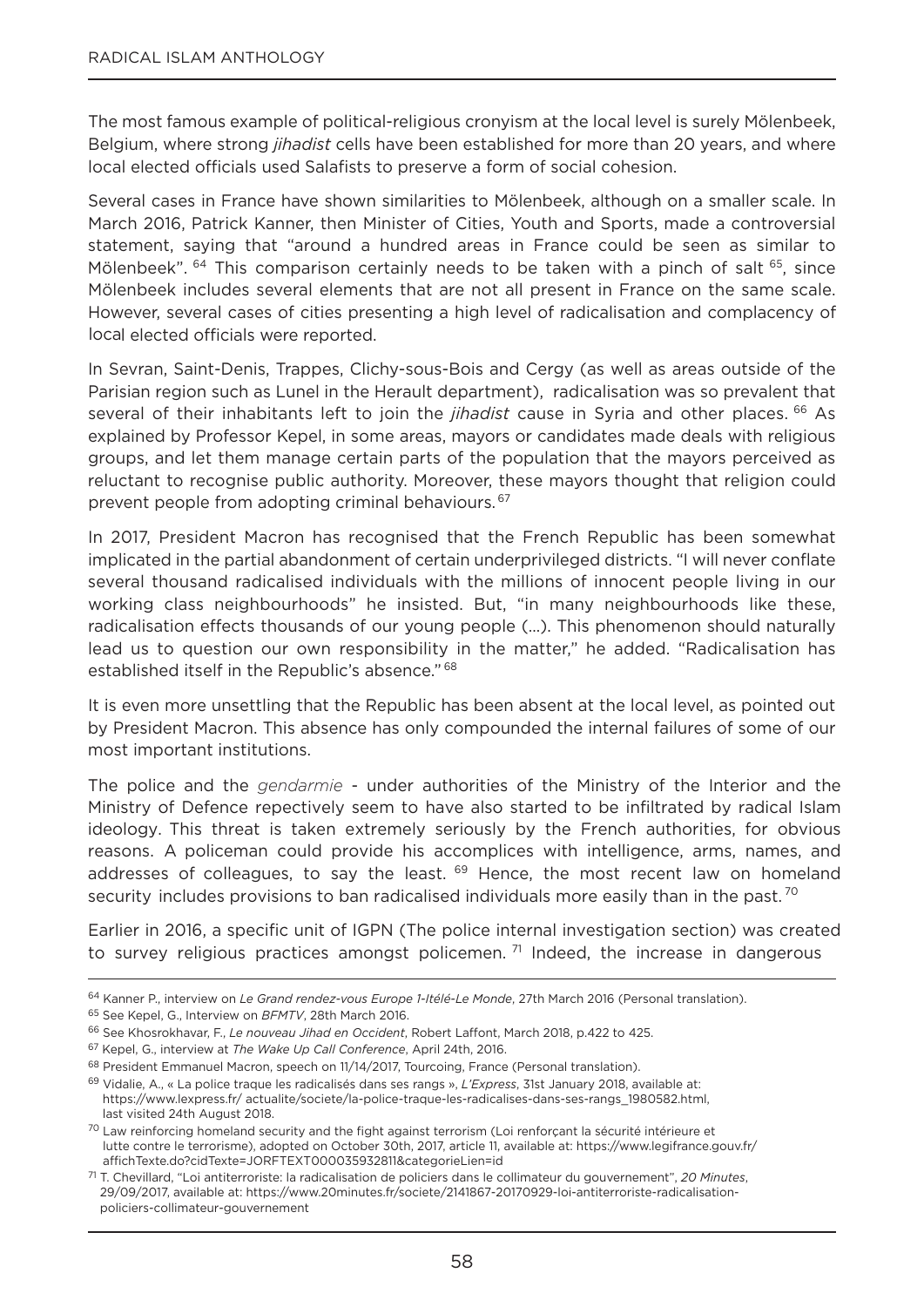The most famous example of political-religious cronyism at the local level is surely Mölenbeek, Belgium, where strong *jihadist* cells have been established for more than 20 years, and where local elected officials used Salafists to preserve a form of social cohesion.

Several cases in France have shown similarities to Mölenbeek, although on a smaller scale. In March 2016, Patrick Kanner, then Minister of Cities, Youth and Sports, made a controversial statement, saying that "around a hundred areas in France could be seen as similar to Mölenbeek". [64] This comparison certainly needs to be taken with a pinch of salt [65], since Mölenbeek includes several elements that are not all present in France on the same scale. However, several cases of cities presenting a high level of radicalisation and complacency of local elected officials were reported.

In Sevran, Saint-Denis, Trappes, Clichy-sous-Bois and Cergy (as well as areas outside of the Parisian region such as Lunel in the Herault department), radicalisation was so prevalent that several of their inhabitants left to join the *jihadist* cause in Syria and other places. [66] As explained by Professor Kepel, in some areas, mayors or candidates made deals with religious groups, and let them manage certain parts of the population that the mayors perceived as reluctant to recognise public authority. Moreover, these mayors thought that religion could prevent people from adopting criminal behaviours. [67]

In 2017, President Macron has recognised that the French Republic has been somewhat implicated in the partial abandonment of certain underprivileged districts. "I will never conflate several thousand radicalised individuals with the millions of innocent people living in our working class neighbourhoods" he insisted. But, "in many neighbourhoods like these, radicalisation effects thousands of our young people (…). This phenomenon should naturally lead us to question our own responsibility in the matter," he added. "Radicalisation has established itself in the Republic's absence." [68]

It is even more unsettling that the Republic has been absent at the local level, as pointed out by President Macron. This absence has only compounded the internal failures of some of our most important institutions.

The police and the *gendarmie* - under authorities of the Ministry of the Interior and the Ministry of Defence repectively seem to have also started to be infiltrated by radical Islam ideology. This threat is taken extremely seriously by the French authorities, for obvious reasons. A policeman could provide his accomplices with intelligence, arms, names, and addresses of colleagues, to say the least. [69] Hence, the most recent law on homeland security includes provisions to ban radicalised individuals more easily than in the past. [70]

Earlier in 2016, a specific unit of IGPN (The police internal investigation section) was created to survey religious practices amongst policemen. [71] Indeed, the increase in dangerous

---

[64] Kanner P., interview on *Le Grand rendez-vous Europe 1-Itélé-Le Monde*, 27th March 2016 (Personal translation).

[65] See Kepel, G., Interview on *BFMTV*, 28th March 2016.

[66] See Khosrokhavar, F., *Le nouveau Jihad en Occident*, Robert Laffont, March 2018, p.422 to 425.

[67] Kepel, G., interview at *The Wake Up Call Conference*, April 24th, 2016.

[68] President Emmanuel Macron, speech on 11/14/2017, Tourcoing, France (Personal translation).

[69] Vidalie, A., « La police traque les radicalisés dans ses rangs », *L'Express*, 31st January 2018, available at: https://www.lexpress.fr/ actualite/societe/la-police-traque-les-radicalises-dans-ses-rangs_1980582.html, last visited 24th August 2018.

[70] Law reinforcing homeland security and the fight against terrorism (Loi renforçant la sécurité intérieure et lutte contre le terrorisme), adopted on October 30th, 2017, article 11, available at: https://www.legifrance.gouv.fr/affichTexte.do?cidTexte=JORFTEXT000035932811&categorieLien=id

[71] T. Chevillard, "Loi antiterroriste: la radicalisation de policiers dans le collimateur du gouvernement", *20 Minutes*, 29/09/2017, available at: https://www.20minutes.fr/societe/2141867-20170929-loi-antiterroriste-radicalisation-policiers-collimateur-gouvernement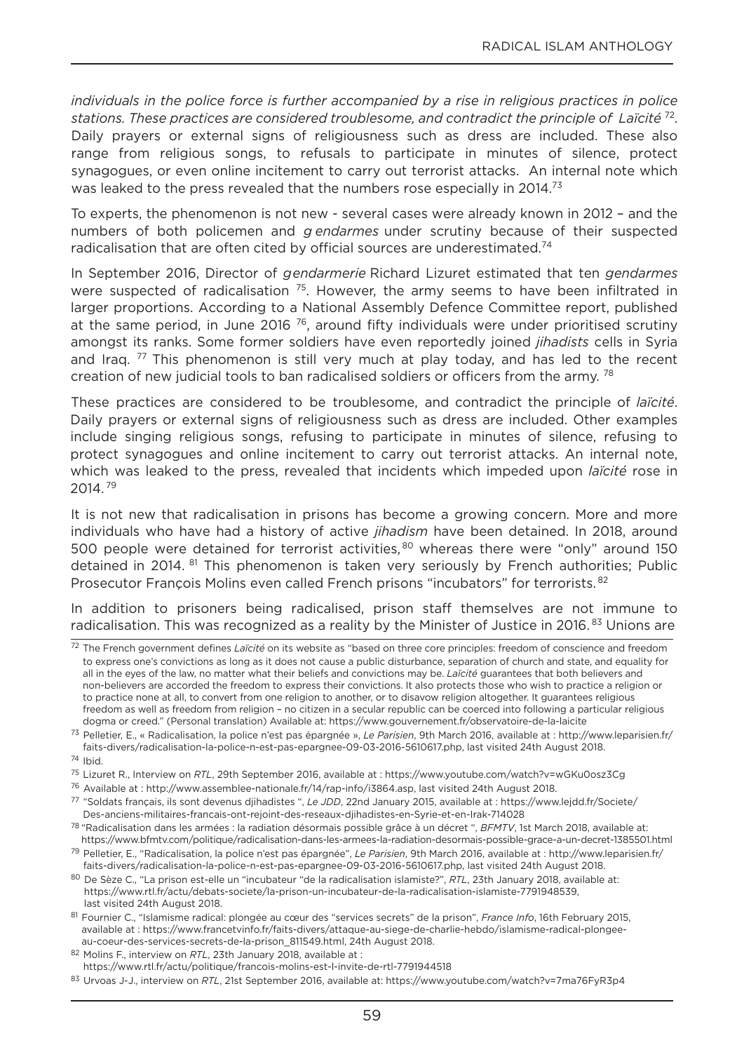*individuals in the police force is further accompanied by a rise in religious practices in police stations. These practices are considered troublesome, and contradict the principle of Laïcité* [72]. Daily prayers or external signs of religiousness such as dress are included. These also range from religious songs, to refusals to participate in minutes of silence, protect synagogues, or even online incitement to carry out terrorist attacks. An internal note which was leaked to the press revealed that the numbers rose especially in 2014.[73]

To experts, the phenomenon is not new - several cases were already known in 2012 – and the numbers of both policemen and *g endarmes* under scrutiny because of their suspected radicalisation that are often cited by official sources are underestimated.[74]

In September 2016, Director of *gendarmerie* Richard Lizuret estimated that ten *gendarmes* were suspected of radicalisation [75]. However, the army seems to have been infiltrated in larger proportions. According to a National Assembly Defence Committee report, published at the same period, in June 2016 [76], around fifty individuals were under prioritised scrutiny amongst its ranks. Some former soldiers have even reportedly joined *jihadists* cells in Syria and Iraq. [77] This phenomenon is still very much at play today, and has led to the recent creation of new judicial tools to ban radicalised soldiers or officers from the army. [78]

These practices are considered to be troublesome, and contradict the principle of *laïcité*. Daily prayers or external signs of religiousness such as dress are included. Other examples include singing religious songs, refusing to participate in minutes of silence, refusing to protect synagogues and online incitement to carry out terrorist attacks. An internal note, which was leaked to the press, revealed that incidents which impeded upon *laïcité* rose in 2014. [79]

It is not new that radicalisation in prisons has become a growing concern. More and more individuals who have had a history of active *jihadism* have been detained. In 2018, around 500 people were detained for terrorist activities, [80] whereas there were "only" around 150 detained in 2014. [81] This phenomenon is taken very seriously by French authorities; Public Prosecutor François Molins even called French prisons "incubators" for terrorists. [82]

In addition to prisoners being radicalised, prison staff themselves are not immune to radicalisation. This was recognized as a reality by the Minister of Justice in 2016. [83] Unions are

---

[72] The French government defines *Laïcité* on its website as "based on three core principles: freedom of conscience and freedom to express one's convictions as long as it does not cause a public disturbance, separation of church and state, and equality for all in the eyes of the law, no matter what their beliefs and convictions may be. *Laïcité* guarantees that both believers and non-believers are accorded the freedom to express their convictions. It also protects those who wish to practice a religion or to practice none at all, to convert from one religion to another, or to disavow religion altogether. It guarantees religious freedom as well as freedom from religion – no citizen in a secular republic can be coerced into following a particular religious dogma or creed." (Personal translation) Available at: https://www.gouvernement.fr/observatoire-de-la-laicite

[73] Pelletier, E., « Radicalisation, la police n'est pas épargnée », *Le Parisien*, 9th March 2016, available at : http://www.leparisien.fr/faits-divers/radicalisation-la-police-n-est-pas-epargnee-09-03-2016-5610617.php, last visited 24th August 2018.

[74] Ibid.

[75] Lizuret R., Interview on *RTL*, 29th September 2016, available at : https://www.youtube.com/watch?v=wGKu0osz3Cg

[76] Available at : http://www.assemblee-nationale.fr/14/rap-info/i3864.asp, last visited 24th August 2018.

[77] "Soldats français, ils sont devenus djihadistes ", *Le JDD*, 22nd January 2015, available at : https://www.lejdd.fr/Societe/Des-anciens-militaires-francais-ont-rejoint-des-reseaux-djihadistes-en-Syrie-et-en-Irak-714028

[78] "Radicalisation dans les armées : la radiation désormais possible grâce à un décret ", *BFMTV*, 1st March 2018, available at: https://www.bfmtv.com/politique/radicalisation-dans-les-armees-la-radiation-desormais-possible-grace-a-un-decret-1385501.html

[79] Pelletier, E., "Radicalisation, la police n'est pas épargnée", *Le Parisien*, 9th March 2016, available at : http://www.leparisien.fr/faits-divers/radicalisation-la-police-n-est-pas-epargnee-09-03-2016-5610617.php, last visited 24th August 2018.

[80] De Sèze C., "La prison est-elle un "incubateur "de la radicalisation islamiste?", *RTL*, 23th January 2018, available at: https://www.rtl.fr/actu/debats-societe/la-prison-un-incubateur-de-la-radicalisation-islamiste-7791948539, last visited 24th August 2018.

[81] Fournier C., "Islamisme radical: plongée au cœur des "services secrets" de la prison", *France Info*, 16th February 2015, available at : https://www.francetvinfo.fr/faits-divers/attaque-au-siege-de-charlie-hebdo/islamisme-radical-plongee-au-coeur-des-services-secrets-de-la-prison_811549.html, 24th August 2018.

[82] Molins F., interview on *RTL*, 23th January 2018, available at : https://www.rtl.fr/actu/politique/francois-molins-est-l-invite-de-rtl-7791944518

[83] Urvoas J-J., interview on *RTL*, 21st September 2016, available at: https://www.youtube.com/watch?v=7ma76FyR3p4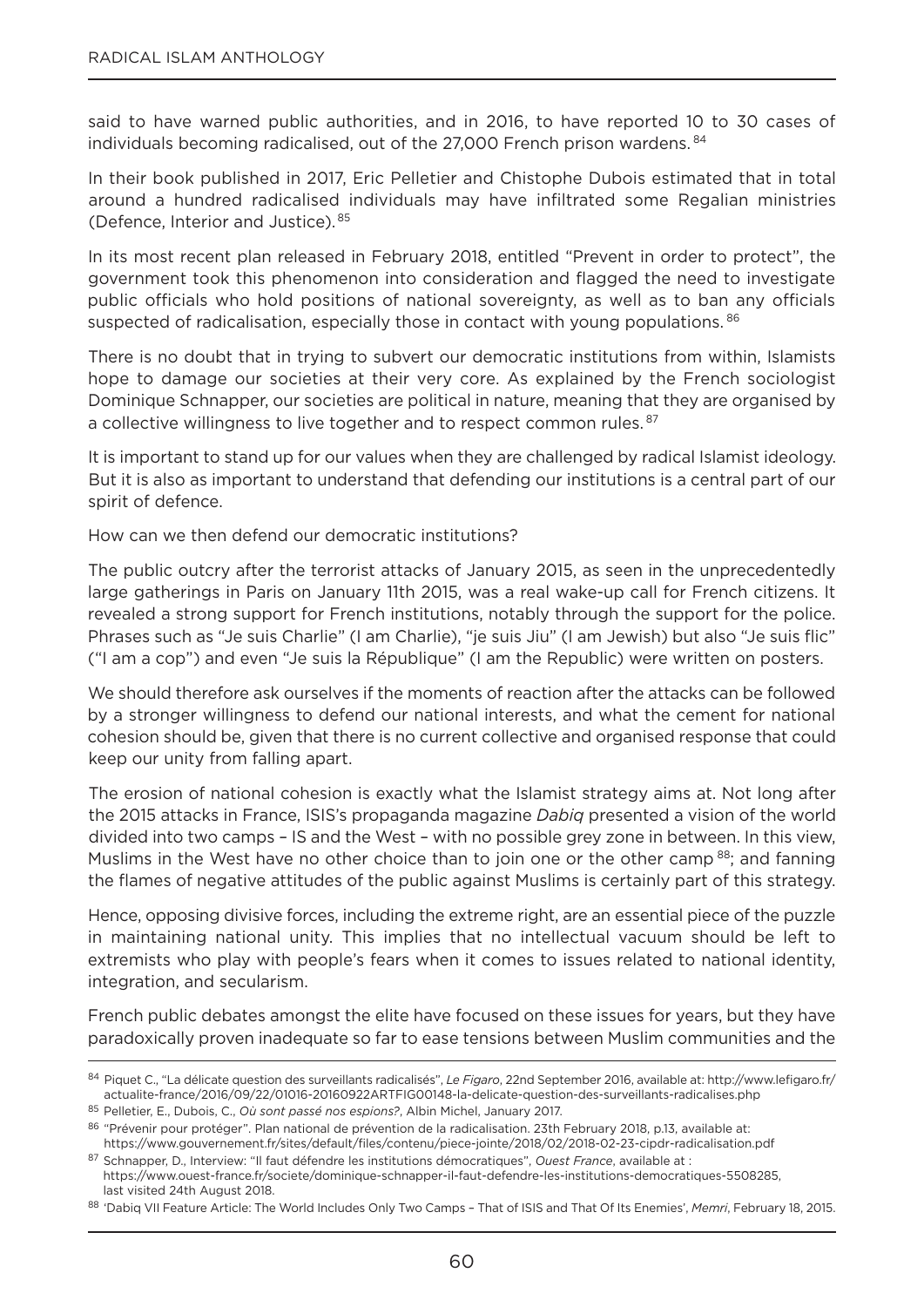said to have warned public authorities, and in 2016, to have reported 10 to 30 cases of individuals becoming radicalised, out of the 27,000 French prison wardens. [84]

In their book published in 2017, Eric Pelletier and Chistophe Dubois estimated that in total around a hundred radicalised individuals may have infiltrated some Regalian ministries (Defence, Interior and Justice). [85]

In its most recent plan released in February 2018, entitled "Prevent in order to protect", the government took this phenomenon into consideration and flagged the need to investigate public officials who hold positions of national sovereignty, as well as to ban any officials suspected of radicalisation, especially those in contact with young populations. [86]

There is no doubt that in trying to subvert our democratic institutions from within, Islamists hope to damage our societies at their very core. As explained by the French sociologist Dominique Schnapper, our societies are political in nature, meaning that they are organised by a collective willingness to live together and to respect common rules. [87]

It is important to stand up for our values when they are challenged by radical Islamist ideology. But it is also as important to understand that defending our institutions is a central part of our spirit of defence.

How can we then defend our democratic institutions?

The public outcry after the terrorist attacks of January 2015, as seen in the unprecedentedly large gatherings in Paris on January 11th 2015, was a real wake-up call for French citizens. It revealed a strong support for French institutions, notably through the support for the police. Phrases such as "Je suis Charlie" (I am Charlie), "je suis Jiu" (I am Jewish) but also "Je suis flic" ("I am a cop") and even "Je suis la République" (I am the Republic) were written on posters.

We should therefore ask ourselves if the moments of reaction after the attacks can be followed by a stronger willingness to defend our national interests, and what the cement for national cohesion should be, given that there is no current collective and organised response that could keep our unity from falling apart.

The erosion of national cohesion is exactly what the Islamist strategy aims at. Not long after the 2015 attacks in France, ISIS's propaganda magazine *Dabiq* presented a vision of the world divided into two camps – IS and the West – with no possible grey zone in between. In this view, Muslims in the West have no other choice than to join one or the other camp [88]; and fanning the flames of negative attitudes of the public against Muslims is certainly part of this strategy.

Hence, opposing divisive forces, including the extreme right, are an essential piece of the puzzle in maintaining national unity. This implies that no intellectual vacuum should be left to extremists who play with people's fears when it comes to issues related to national identity, integration, and secularism.

French public debates amongst the elite have focused on these issues for years, but they have paradoxically proven inadequate so far to ease tensions between Muslim communities and the

---

[84] Piquet C., "La délicate question des surveillants radicalisés", *Le Figaro*, 22nd September 2016, available at: http://www.lefigaro.fr/actualite-france/2016/09/22/01016-20160922ARTFIG00148-la-delicate-question-des-surveillants-radicalises.php

[85] Pelletier, E., Dubois, C., *Où sont passé nos espions?*, Albin Michel, January 2017.

[86] "Prévenir pour protéger". Plan national de prévention de la radicalisation. 23th February 2018, p.13, available at: https://www.gouvernement.fr/sites/default/files/contenu/piece-jointe/2018/02/2018-02-23-cipdr-radicalisation.pdf

[87] Schnapper, D., Interview: "Il faut défendre les institutions démocratiques", *Ouest France*, available at : https://www.ouest-france.fr/societe/dominique-schnapper-il-faut-defendre-les-institutions-democratiques-5508285, last visited 24th August 2018.

[88] 'Dabiq VII Feature Article: The World Includes Only Two Camps – That of ISIS and That Of Its Enemies', *Memri*, February 18, 2015.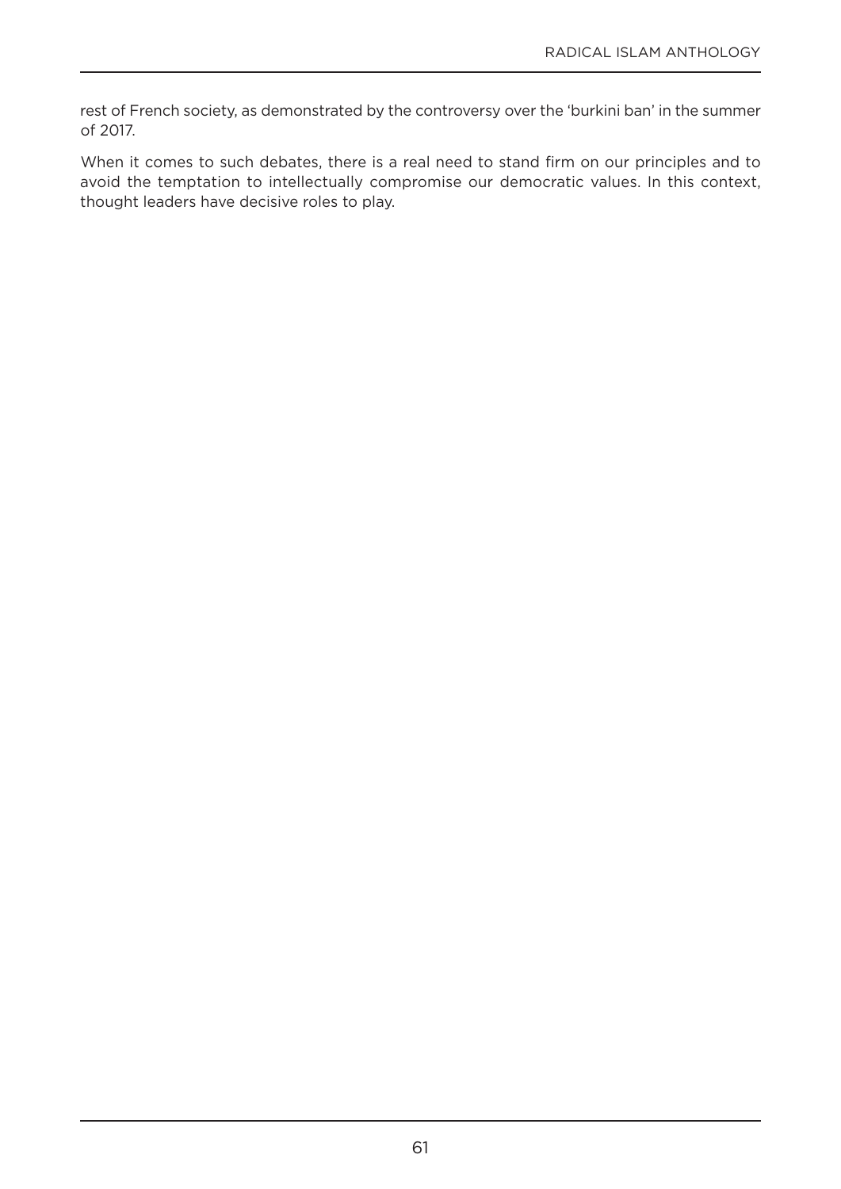rest of French society, as demonstrated by the controversy over the 'burkini ban' in the summer of 2017.

When it comes to such debates, there is a real need to stand firm on our principles and to avoid the temptation to intellectually compromise our democratic values. In this context, thought leaders have decisive roles to play.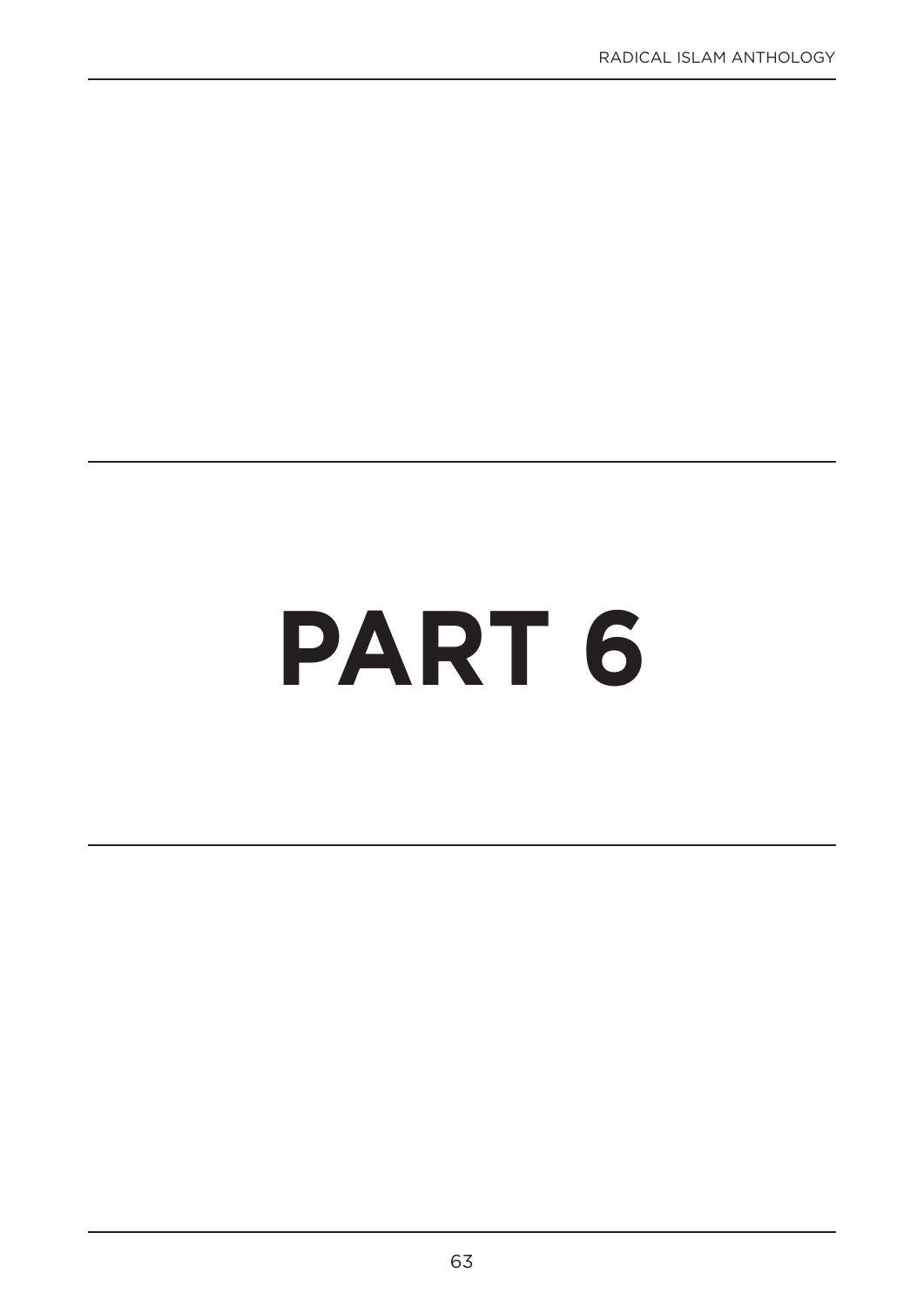# PART 6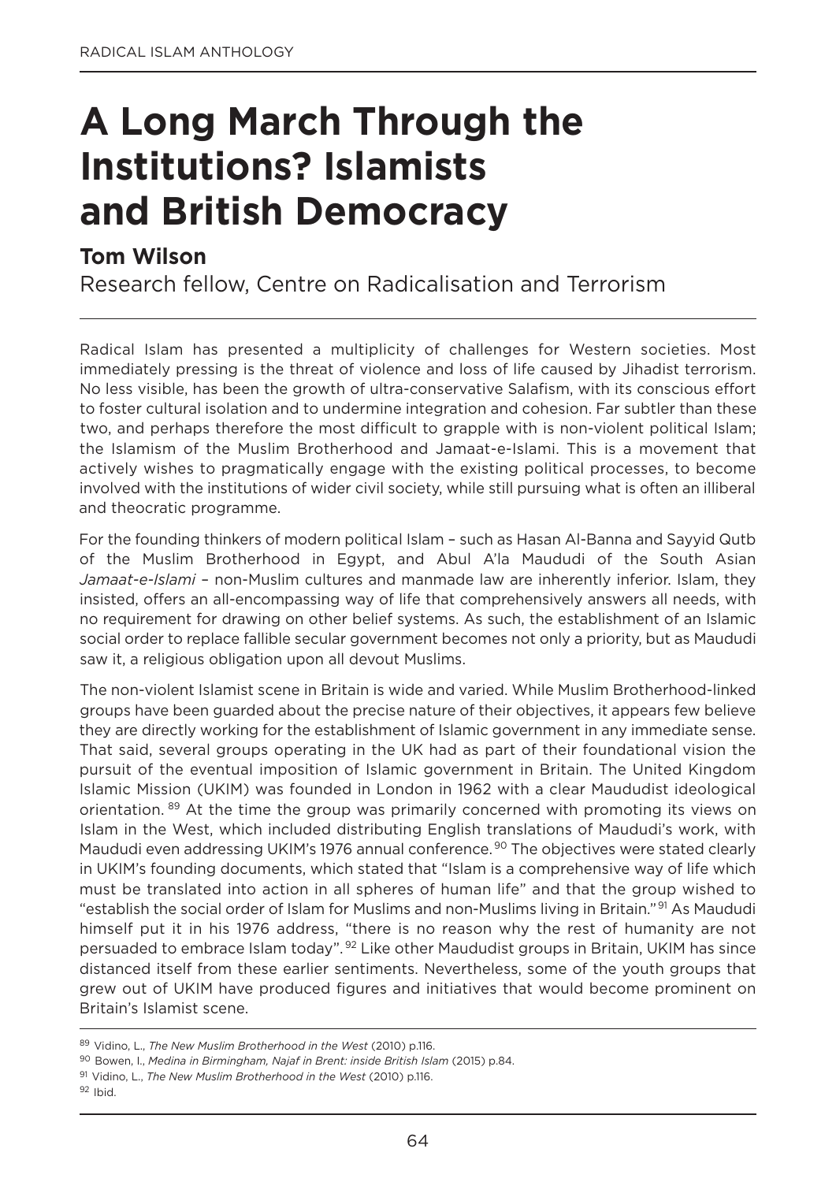# A Long March Through the Institutions? Islamists and British Democracy

**Tom Wilson**

Research fellow, Centre on Radicalisation and Terrorism

---

Radical Islam has presented a multiplicity of challenges for Western societies. Most immediately pressing is the threat of violence and loss of life caused by Jihadist terrorism. No less visible, has been the growth of ultra-conservative Salafism, with its conscious effort to foster cultural isolation and to undermine integration and cohesion. Far subtler than these two, and perhaps therefore the most difficult to grapple with is non-violent political Islam; the Islamism of the Muslim Brotherhood and Jamaat-e-Islami. This is a movement that actively wishes to pragmatically engage with the existing political processes, to become involved with the institutions of wider civil society, while still pursuing what is often an illiberal and theocratic programme.

For the founding thinkers of modern political Islam – such as Hasan Al-Banna and Sayyid Qutb of the Muslim Brotherhood in Egypt, and Abul A'la Maududi of the South Asian *Jamaat-e-Islami* – non-Muslim cultures and manmade law are inherently inferior. Islam, they insisted, offers an all-encompassing way of life that comprehensively answers all needs, with no requirement for drawing on other belief systems. As such, the establishment of an Islamic social order to replace fallible secular government becomes not only a priority, but as Maududi saw it, a religious obligation upon all devout Muslims.

The non-violent Islamist scene in Britain is wide and varied. While Muslim Brotherhood-linked groups have been guarded about the precise nature of their objectives, it appears few believe they are directly working for the establishment of Islamic government in any immediate sense. That said, several groups operating in the UK had as part of their foundational vision the pursuit of the eventual imposition of Islamic government in Britain. The United Kingdom Islamic Mission (UKIM) was founded in London in 1962 with a clear Maududist ideological orientation.[89] At the time the group was primarily concerned with promoting its views on Islam in the West, which included distributing English translations of Maududi's work, with Maududi even addressing UKIM's 1976 annual conference.[90] The objectives were stated clearly in UKIM's founding documents, which stated that "Islam is a comprehensive way of life which must be translated into action in all spheres of human life" and that the group wished to "establish the social order of Islam for Muslims and non-Muslims living in Britain."[91] As Maududi himself put it in his 1976 address, "there is no reason why the rest of humanity are not persuaded to embrace Islam today".[92] Like other Maududist groups in Britain, UKIM has since distanced itself from these earlier sentiments. Nevertheless, some of the youth groups that grew out of UKIM have produced figures and initiatives that would become prominent on Britain's Islamist scene.

---

[89] Vidino, L., *The New Muslim Brotherhood in the West* (2010) p.116.

[90] Bowen, I., *Medina in Birmingham, Najaf in Brent: inside British Islam* (2015) p.84.

[91] Vidino, L., *The New Muslim Brotherhood in the West* (2010) p.116.

[92] Ibid.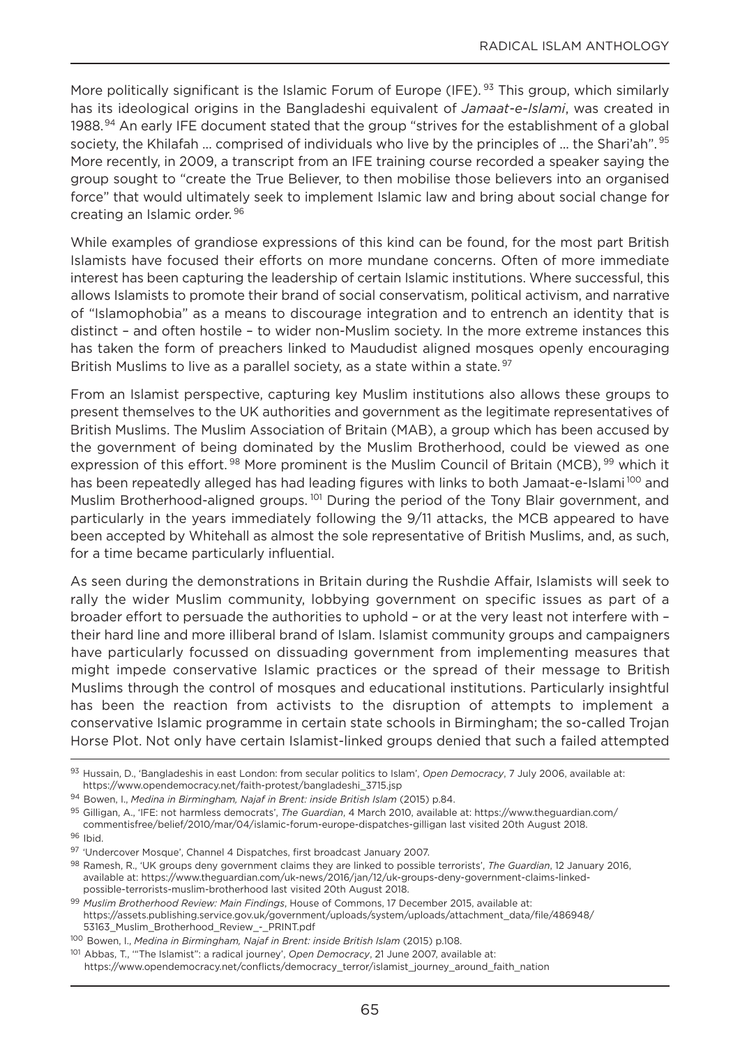More politically significant is the Islamic Forum of Europe (IFE). [93] This group, which similarly has its ideological origins in the Bangladeshi equivalent of *Jamaat-e-Islami*, was created in 1988. [94] An early IFE document stated that the group "strives for the establishment of a global society, the Khilafah … comprised of individuals who live by the principles of … the Shari'ah". [95] More recently, in 2009, a transcript from an IFE training course recorded a speaker saying the group sought to "create the True Believer, to then mobilise those believers into an organised force" that would ultimately seek to implement Islamic law and bring about social change for creating an Islamic order. [96]

While examples of grandiose expressions of this kind can be found, for the most part British Islamists have focused their efforts on more mundane concerns. Often of more immediate interest has been capturing the leadership of certain Islamic institutions. Where successful, this allows Islamists to promote their brand of social conservatism, political activism, and narrative of "Islamophobia" as a means to discourage integration and to entrench an identity that is distinct – and often hostile – to wider non-Muslim society. In the more extreme instances this has taken the form of preachers linked to Maududist aligned mosques openly encouraging British Muslims to live as a parallel society, as a state within a state. [97]

From an Islamist perspective, capturing key Muslim institutions also allows these groups to present themselves to the UK authorities and government as the legitimate representatives of British Muslims. The Muslim Association of Britain (MAB), a group which has been accused by the government of being dominated by the Muslim Brotherhood, could be viewed as one expression of this effort. [98] More prominent is the Muslim Council of Britain (MCB), [99] which it has been repeatedly alleged has had leading figures with links to both Jamaat-e-Islami [100] and Muslim Brotherhood-aligned groups. [101] During the period of the Tony Blair government, and particularly in the years immediately following the 9/11 attacks, the MCB appeared to have been accepted by Whitehall as almost the sole representative of British Muslims, and, as such, for a time became particularly influential.

As seen during the demonstrations in Britain during the Rushdie Affair, Islamists will seek to rally the wider Muslim community, lobbying government on specific issues as part of a broader effort to persuade the authorities to uphold – or at the very least not interfere with – their hard line and more illiberal brand of Islam. Islamist community groups and campaigners have particularly focussed on dissuading government from implementing measures that might impede conservative Islamic practices or the spread of their message to British Muslims through the control of mosques and educational institutions. Particularly insightful has been the reaction from activists to the disruption of attempts to implement a conservative Islamic programme in certain state schools in Birmingham; the so-called Trojan Horse Plot. Not only have certain Islamist-linked groups denied that such a failed attempted

---

[93] Hussain, D., 'Bangladeshis in east London: from secular politics to Islam', *Open Democracy*, 7 July 2006, available at: https://www.opendemocracy.net/faith-protest/bangladeshi_3715.jsp

[94] Bowen, I., *Medina in Birmingham, Najaf in Brent: inside British Islam* (2015) p.84.

[95] Gilligan, A., 'IFE: not harmless democrats', *The Guardian*, 4 March 2010, available at: https://www.theguardian.com/commentisfree/belief/2010/mar/04/islamic-forum-europe-dispatches-gilligan last visited 20th August 2018.

[96] Ibid.

[97] 'Undercover Mosque', Channel 4 Dispatches, first broadcast January 2007.

[98] Ramesh, R., 'UK groups deny government claims they are linked to possible terrorists', *The Guardian*, 12 January 2016, available at: https://www.theguardian.com/uk-news/2016/jan/12/uk-groups-deny-government-claims-linked-possible-terrorists-muslim-brotherhood last visited 20th August 2018.

[99] *Muslim Brotherhood Review: Main Findings*, House of Commons, 17 December 2015, available at: https://assets.publishing.service.gov.uk/government/uploads/system/uploads/attachment_data/file/486948/53163_Muslim_Brotherhood_Review_-_PRINT.pdf

[100] Bowen, I., *Medina in Birmingham, Najaf in Brent: inside British Islam* (2015) p.108.

[101] Abbas, T., '"The Islamist": a radical journey', *Open Democracy*, 21 June 2007, available at: https://www.opendemocracy.net/conflicts/democracy_terror/islamist_journey_around_faith_nation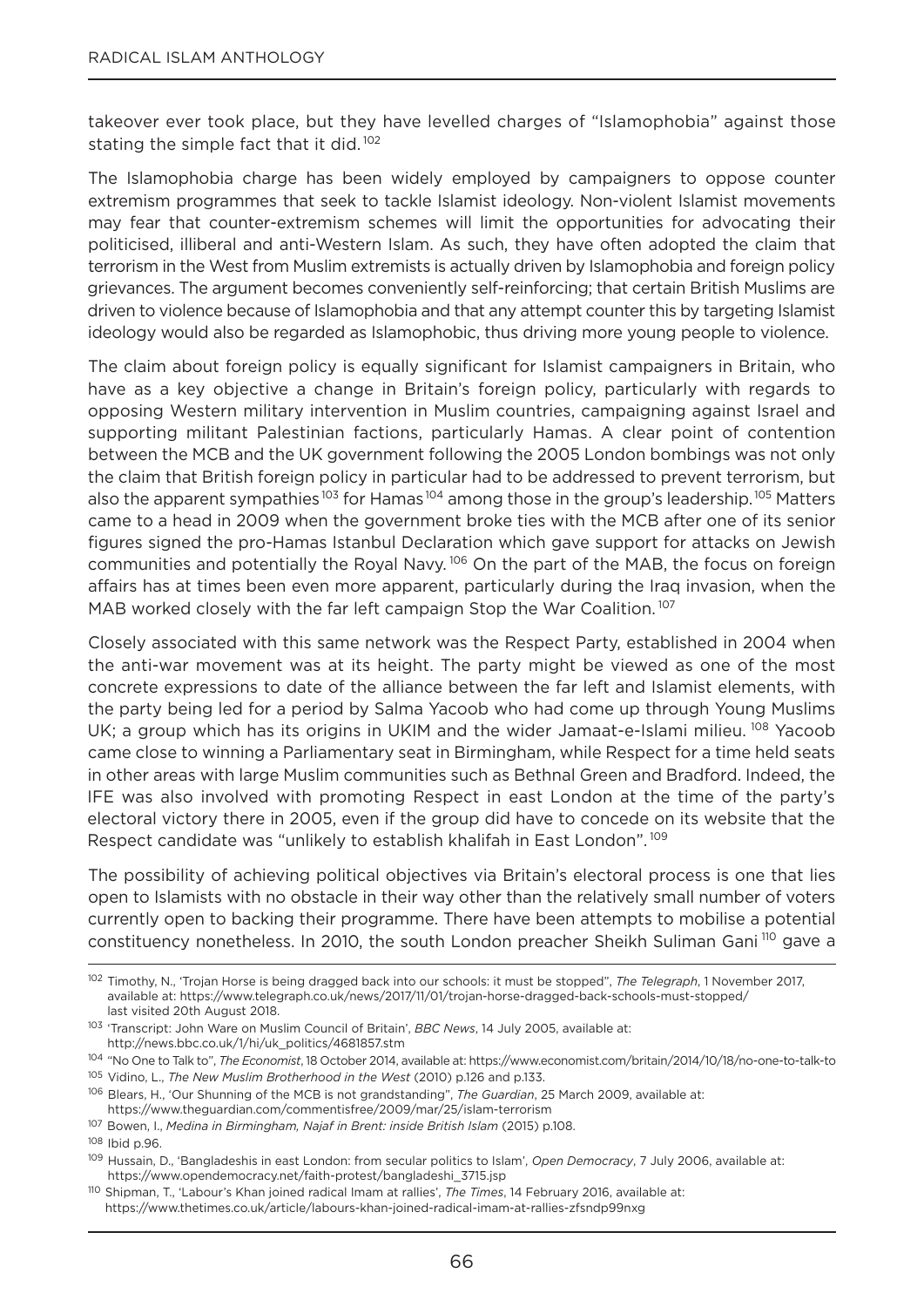takeover ever took place, but they have levelled charges of "Islamophobia" against those stating the simple fact that it did.[102]

The Islamophobia charge has been widely employed by campaigners to oppose counter extremism programmes that seek to tackle Islamist ideology. Non-violent Islamist movements may fear that counter-extremism schemes will limit the opportunities for advocating their politicised, illiberal and anti-Western Islam. As such, they have often adopted the claim that terrorism in the West from Muslim extremists is actually driven by Islamophobia and foreign policy grievances. The argument becomes conveniently self-reinforcing; that certain British Muslims are driven to violence because of Islamophobia and that any attempt counter this by targeting Islamist ideology would also be regarded as Islamophobic, thus driving more young people to violence.

The claim about foreign policy is equally significant for Islamist campaigners in Britain, who have as a key objective a change in Britain's foreign policy, particularly with regards to opposing Western military intervention in Muslim countries, campaigning against Israel and supporting militant Palestinian factions, particularly Hamas. A clear point of contention between the MCB and the UK government following the 2005 London bombings was not only the claim that British foreign policy in particular had to be addressed to prevent terrorism, but also the apparent sympathies[103] for Hamas[104] among those in the group's leadership.[105] Matters came to a head in 2009 when the government broke ties with the MCB after one of its senior figures signed the pro-Hamas Istanbul Declaration which gave support for attacks on Jewish communities and potentially the Royal Navy.[106] On the part of the MAB, the focus on foreign affairs has at times been even more apparent, particularly during the Iraq invasion, when the MAB worked closely with the far left campaign Stop the War Coalition.[107]

Closely associated with this same network was the Respect Party, established in 2004 when the anti-war movement was at its height. The party might be viewed as one of the most concrete expressions to date of the alliance between the far left and Islamist elements, with the party being led for a period by Salma Yacoob who had come up through Young Muslims UK; a group which has its origins in UKIM and the wider Jamaat-e-Islami milieu.[108] Yacoob came close to winning a Parliamentary seat in Birmingham, while Respect for a time held seats in other areas with large Muslim communities such as Bethnal Green and Bradford. Indeed, the IFE was also involved with promoting Respect in east London at the time of the party's electoral victory there in 2005, even if the group did have to concede on its website that the Respect candidate was "unlikely to establish khalifah in East London".[109]

The possibility of achieving political objectives via Britain's electoral process is one that lies open to Islamists with no obstacle in their way other than the relatively small number of voters currently open to backing their programme. There have been attempts to mobilise a potential constituency nonetheless. In 2010, the south London preacher Sheikh Suliman Gani[110] gave a

---

[102] Timothy, N., 'Trojan Horse is being dragged back into our schools: it must be stopped", *The Telegraph*, 1 November 2017, available at: https://www.telegraph.co.uk/news/2017/11/01/trojan-horse-dragged-back-schools-must-stopped/ last visited 20th August 2018.

[103] 'Transcript: John Ware on Muslim Council of Britain', *BBC News*, 14 July 2005, available at: http://news.bbc.co.uk/1/hi/uk_politics/4681857.stm

[104] "No One to Talk to", *The Economist*, 18 October 2014, available at: https://www.economist.com/britain/2014/10/18/no-one-to-talk-to

[105] Vidino, L., *The New Muslim Brotherhood in the West* (2010) p.126 and p.133.

[106] Blears, H., 'Our Shunning of the MCB is not grandstanding", *The Guardian*, 25 March 2009, available at: https://www.theguardian.com/commentisfree/2009/mar/25/islam-terrorism

[107] Bowen, I., *Medina in Birmingham, Najaf in Brent: inside British Islam* (2015) p.108.

[108] Ibid p.96.

[109] Hussain, D., 'Bangladeshis in east London: from secular politics to Islam', *Open Democracy*, 7 July 2006, available at: https://www.opendemocracy.net/faith-protest/bangladeshi_3715.jsp

[110] Shipman, T., 'Labour's Khan joined radical Imam at rallies', *The Times*, 14 February 2016, available at: https://www.thetimes.co.uk/article/labours-khan-joined-radical-imam-at-rallies-zfsndp99nxg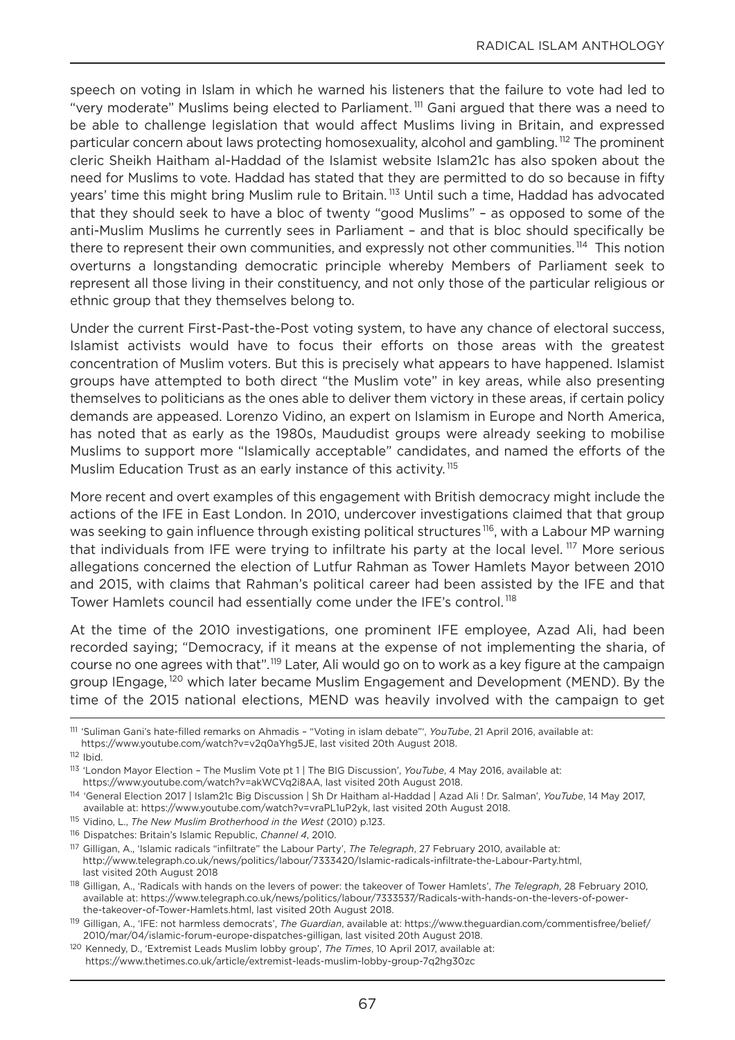speech on voting in Islam in which he warned his listeners that the failure to vote had led to "very moderate" Muslims being elected to Parliament.[111] Gani argued that there was a need to be able to challenge legislation that would affect Muslims living in Britain, and expressed particular concern about laws protecting homosexuality, alcohol and gambling.[112] The prominent cleric Sheikh Haitham al-Haddad of the Islamist website Islam21c has also spoken about the need for Muslims to vote. Haddad has stated that they are permitted to do so because in fifty years' time this might bring Muslim rule to Britain.[113] Until such a time, Haddad has advocated that they should seek to have a bloc of twenty "good Muslims" – as opposed to some of the anti-Muslim Muslims he currently sees in Parliament – and that is bloc should specifically be there to represent their own communities, and expressly not other communities.[114] This notion overturns a longstanding democratic principle whereby Members of Parliament seek to represent all those living in their constituency, and not only those of the particular religious or ethnic group that they themselves belong to.

Under the current First-Past-the-Post voting system, to have any chance of electoral success, Islamist activists would have to focus their efforts on those areas with the greatest concentration of Muslim voters. But this is precisely what appears to have happened. Islamist groups have attempted to both direct "the Muslim vote" in key areas, while also presenting themselves to politicians as the ones able to deliver them victory in these areas, if certain policy demands are appeased. Lorenzo Vidino, an expert on Islamism in Europe and North America, has noted that as early as the 1980s, Maududist groups were already seeking to mobilise Muslims to support more "Islamically acceptable" candidates, and named the efforts of the Muslim Education Trust as an early instance of this activity.[115]

More recent and overt examples of this engagement with British democracy might include the actions of the IFE in East London. In 2010, undercover investigations claimed that that group was seeking to gain influence through existing political structures[116], with a Labour MP warning that individuals from IFE were trying to infiltrate his party at the local level.[117] More serious allegations concerned the election of Lutfur Rahman as Tower Hamlets Mayor between 2010 and 2015, with claims that Rahman's political career had been assisted by the IFE and that Tower Hamlets council had essentially come under the IFE's control.[118]

At the time of the 2010 investigations, one prominent IFE employee, Azad Ali, had been recorded saying; "Democracy, if it means at the expense of not implementing the sharia, of course no one agrees with that".[119] Later, Ali would go on to work as a key figure at the campaign group IEngage,[120] which later became Muslim Engagement and Development (MEND). By the time of the 2015 national elections, MEND was heavily involved with the campaign to get

---

[111] 'Suliman Gani's hate-filled remarks on Ahmadis – "Voting in islam debate"', *YouTube*, 21 April 2016, available at: https://www.youtube.com/watch?v=v2q0aYhg5JE, last visited 20th August 2018.

[112] Ibid.

[113] 'London Mayor Election – The Muslim Vote pt 1 | The BIG Discussion', *YouTube*, 4 May 2016, available at: https://www.youtube.com/watch?v=akWCVq2i8AA, last visited 20th August 2018.

[114] 'General Election 2017 | Islam21c Big Discussion | Sh Dr Haitham al-Haddad | Azad Ali ! Dr. Salman', *YouTube*, 14 May 2017, available at: https://www.youtube.com/watch?v=vraPL1uP2yk, last visited 20th August 2018.

[115] Vidino, L., *The New Muslim Brotherhood in the West* (2010) p.123.

[116] Dispatches: Britain's Islamic Republic, *Channel 4*, 2010.

[117] Gilligan, A., 'Islamic radicals "infiltrate" the Labour Party', *The Telegraph*, 27 February 2010, available at: http://www.telegraph.co.uk/news/politics/labour/7333420/Islamic-radicals-infiltrate-the-Labour-Party.html, last visited 20th August 2018

[118] Gilligan, A., 'Radicals with hands on the levers of power: the takeover of Tower Hamlets', *The Telegraph*, 28 February 2010, available at: https://www.telegraph.co.uk/news/politics/labour/7333537/Radicals-with-hands-on-the-levers-of-power-the-takeover-of-Tower-Hamlets.html, last visited 20th August 2018.

[119] Gilligan, A., 'IFE: not harmless democrats', *The Guardian*, available at: https://www.theguardian.com/commentisfree/belief/2010/mar/04/islamic-forum-europe-dispatches-gilligan, last visited 20th August 2018.

[120] Kennedy, D., 'Extremist Leads Muslim lobby group', *The Times*, 10 April 2017, available at: https://www.thetimes.co.uk/article/extremist-leads-muslim-lobby-group-7q2hg30zc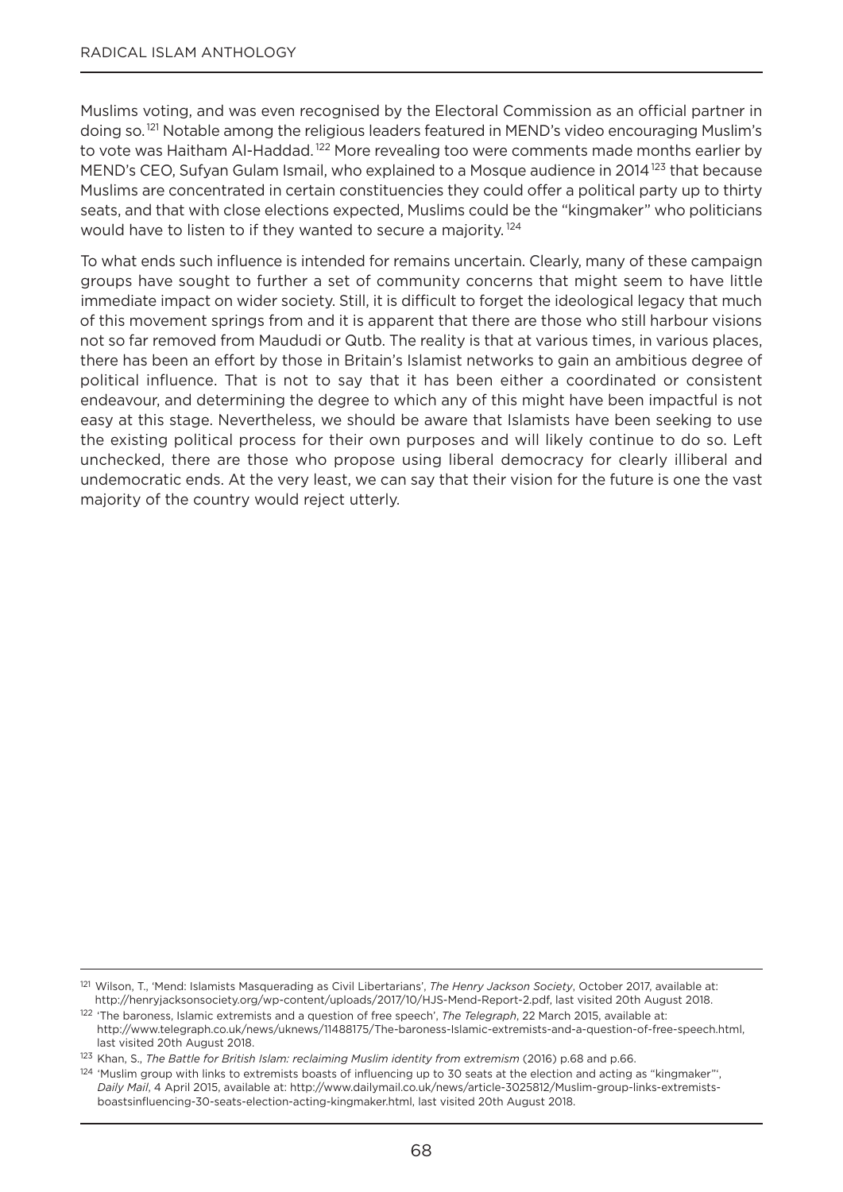Muslims voting, and was even recognised by the Electoral Commission as an official partner in doing so.[121] Notable among the religious leaders featured in MEND's video encouraging Muslim's to vote was Haitham Al-Haddad.[122] More revealing too were comments made months earlier by MEND's CEO, Sufyan Gulam Ismail, who explained to a Mosque audience in 2014[123] that because Muslims are concentrated in certain constituencies they could offer a political party up to thirty seats, and that with close elections expected, Muslims could be the "kingmaker" who politicians would have to listen to if they wanted to secure a majority.[124]

To what ends such influence is intended for remains uncertain. Clearly, many of these campaign groups have sought to further a set of community concerns that might seem to have little immediate impact on wider society. Still, it is difficult to forget the ideological legacy that much of this movement springs from and it is apparent that there are those who still harbour visions not so far removed from Maududi or Qutb. The reality is that at various times, in various places, there has been an effort by those in Britain's Islamist networks to gain an ambitious degree of political influence. That is not to say that it has been either a coordinated or consistent endeavour, and determining the degree to which any of this might have been impactful is not easy at this stage. Nevertheless, we should be aware that Islamists have been seeking to use the existing political process for their own purposes and will likely continue to do so. Left unchecked, there are those who propose using liberal democracy for clearly illiberal and undemocratic ends. At the very least, we can say that their vision for the future is one the vast majority of the country would reject utterly.

---

[121] Wilson, T., 'Mend: Islamists Masquerading as Civil Libertarians', *The Henry Jackson Society*, October 2017, available at: http://henryjacksonsociety.org/wp-content/uploads/2017/10/HJS-Mend-Report-2.pdf, last visited 20th August 2018.

[122] 'The baroness, Islamic extremists and a question of free speech', *The Telegraph*, 22 March 2015, available at: http://www.telegraph.co.uk/news/uknews/11488175/The-baroness-Islamic-extremists-and-a-question-of-free-speech.html, last visited 20th August 2018.

[123] Khan, S., *The Battle for British Islam: reclaiming Muslim identity from extremism* (2016) p.68 and p.66.

[124] 'Muslim group with links to extremists boasts of influencing up to 30 seats at the election and acting as "kingmaker"', *Daily Mail*, 4 April 2015, available at: http://www.dailymail.co.uk/news/article-3025812/Muslim-group-links-extremists-boastsinfluencing-30-seats-election-acting-kingmaker.html, last visited 20th August 2018.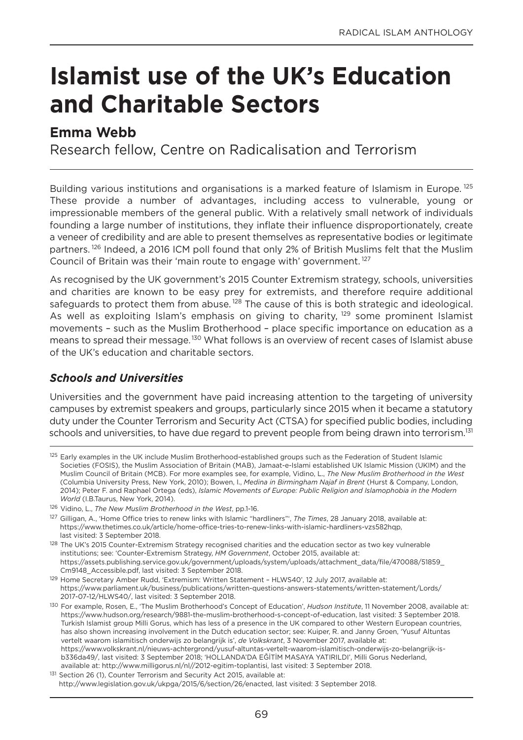# Islamist use of the UK's Education and Charitable Sectors

## Emma Webb

Research fellow, Centre on Radicalisation and Terrorism

Building various institutions and organisations is a marked feature of Islamism in Europe.[125] These provide a number of advantages, including access to vulnerable, young or impressionable members of the general public. With a relatively small network of individuals founding a large number of institutions, they inflate their influence disproportionately, create a veneer of credibility and are able to present themselves as representative bodies or legitimate partners.[126] Indeed, a 2016 ICM poll found that only 2% of British Muslims felt that the Muslim Council of Britain was their 'main route to engage with' government.[127]

As recognised by the UK government's 2015 Counter Extremism strategy, schools, universities and charities are known to be easy prey for extremists, and therefore require additional safeguards to protect them from abuse.[128] The cause of this is both strategic and ideological. As well as exploiting Islam's emphasis on giving to charity,[129] some prominent Islamist movements – such as the Muslim Brotherhood – place specific importance on education as a means to spread their message.[130] What follows is an overview of recent cases of Islamist abuse of the UK's education and charitable sectors.

### *Schools and Universities*

Universities and the government have paid increasing attention to the targeting of university campuses by extremist speakers and groups, particularly since 2015 when it became a statutory duty under the Counter Terrorism and Security Act (CTSA) for specified public bodies, including schools and universities, to have due regard to prevent people from being drawn into terrorism.[131]

---

[125] Early examples in the UK include Muslim Brotherhood-established groups such as the Federation of Student Islamic Societies (FOSIS), the Muslim Association of Britain (MAB), Jamaat-e-Islami established UK Islamic Mission (UKIM) and the Muslim Council of Britain (MCB). For more examples see, for example, Vidino, L., *The New Muslim Brotherhood in the West* (Columbia University Press, New York, 2010); Bowen, I., *Medina in Birmingham Najaf in Brent* (Hurst & Company, London, 2014); Peter F. and Raphael Ortega (eds), *Islamic Movements of Europe: Public Religion and Islamophobia in the Modern World* (I.B.Taurus, New York, 2014).

[126] Vidino, L., *The New Muslim Brotherhood in the West*, pp.1-16.

[127] Gilligan, A., 'Home Office tries to renew links with Islamic "hardliners"', *The Times*, 28 January 2018, available at: https://www.thetimes.co.uk/article/home-office-tries-to-renew-links-with-islamic-hardliners-vzs582hqp, last visited: 3 September 2018.

[128] The UK's 2015 Counter-Extremism Strategy recognised charities and the education sector as two key vulnerable institutions; see: 'Counter-Extremism Strategy', *HM Government*, October 2015, available at: https://assets.publishing.service.gov.uk/government/uploads/system/uploads/attachment_data/file/470088/51859_Cm9148_Accessible.pdf, last visited: 3 September 2018.

[129] Home Secretary Amber Rudd, 'Extremism: Written Statement – HLWS40', 12 July 2017, available at: https://www.parliament.uk/business/publications/written-questions-answers-statements/written-statement/Lords/2017-07-12/HLWS40/, last visited: 3 September 2018.

[130] For example, Rosen, E., 'The Muslim Brotherhood's Concept of Education', *Hudson Institute*, 11 November 2008, available at: https://www.hudson.org/research/9881-the-muslim-brotherhood-s-concept-of-education, last visited: 3 September 2018. Turkish Islamist group Milli Gorus, which has less of a presence in the UK compared to other Western European countries, has also shown increasing involvement in the Dutch education sector; see: Kuiper, R. and Janny Groen, 'Yusuf Altuntas vertelt waarom islamitisch onderwijs zo belangrijk is', *de Volkskrant*, 3 November 2017, available at: https://www.volkskrant.nl/nieuws-achtergrond/yusuf-altuntas-vertelt-waarom-islamitisch-onderwijs-zo-belangrijk-is-b336da49/, last visited: 3 September 2018; 'HOLLANDA'DA EĞİTİM MASAYA YATIRILDI', Milli Gorus Nederland, available at: http://www.milligorus.nl/nl//2012-egitim-toplantisi, last visited: 3 September 2018.

[131] Section 26 (1), Counter Terrorism and Security Act 2015, available at: http://www.legislation.gov.uk/ukpga/2015/6/section/26/enacted, last visited: 3 September 2018.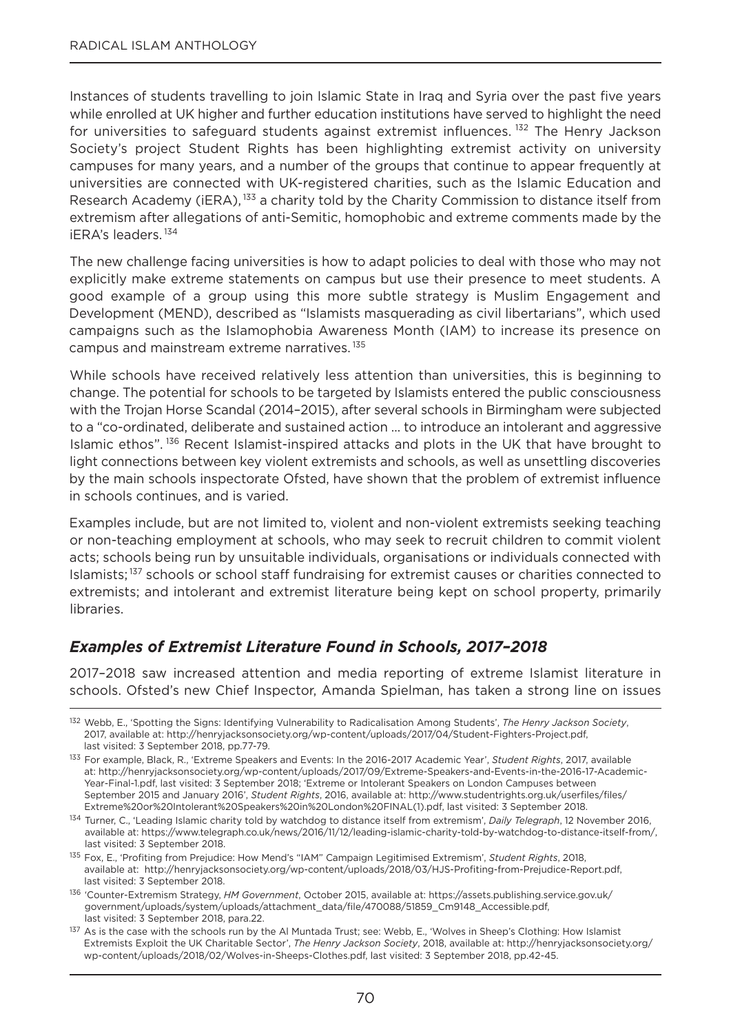Instances of students travelling to join Islamic State in Iraq and Syria over the past five years while enrolled at UK higher and further education institutions have served to highlight the need for universities to safeguard students against extremist influences. [132] The Henry Jackson Society's project Student Rights has been highlighting extremist activity on university campuses for many years, and a number of the groups that continue to appear frequently at universities are connected with UK-registered charities, such as the Islamic Education and Research Academy (iERA), [133] a charity told by the Charity Commission to distance itself from extremism after allegations of anti-Semitic, homophobic and extreme comments made by the iERA's leaders. [134]

The new challenge facing universities is how to adapt policies to deal with those who may not explicitly make extreme statements on campus but use their presence to meet students. A good example of a group using this more subtle strategy is Muslim Engagement and Development (MEND), described as "Islamists masquerading as civil libertarians", which used campaigns such as the Islamophobia Awareness Month (IAM) to increase its presence on campus and mainstream extreme narratives. [135]

While schools have received relatively less attention than universities, this is beginning to change. The potential for schools to be targeted by Islamists entered the public consciousness with the Trojan Horse Scandal (2014–2015), after several schools in Birmingham were subjected to a "co-ordinated, deliberate and sustained action … to introduce an intolerant and aggressive Islamic ethos". [136] Recent Islamist-inspired attacks and plots in the UK that have brought to light connections between key violent extremists and schools, as well as unsettling discoveries by the main schools inspectorate Ofsted, have shown that the problem of extremist influence in schools continues, and is varied.

Examples include, but are not limited to, violent and non-violent extremists seeking teaching or non-teaching employment at schools, who may seek to recruit children to commit violent acts; schools being run by unsuitable individuals, organisations or individuals connected with Islamists; [137] schools or school staff fundraising for extremist causes or charities connected to extremists; and intolerant and extremist literature being kept on school property, primarily libraries.

### *Examples of Extremist Literature Found in Schools, 2017–2018*

2017–2018 saw increased attention and media reporting of extreme Islamist literature in schools. Ofsted's new Chief Inspector, Amanda Spielman, has taken a strong line on issues

---

[132] Webb, E., 'Spotting the Signs: Identifying Vulnerability to Radicalisation Among Students', *The Henry Jackson Society*, 2017, available at: http://henryjacksonsociety.org/wp-content/uploads/2017/04/Student-Fighters-Project.pdf, last visited: 3 September 2018, pp.77-79.

[133] For example, Black, R., 'Extreme Speakers and Events: In the 2016-2017 Academic Year', *Student Rights*, 2017, available at: http://henryjacksonsociety.org/wp-content/uploads/2017/09/Extreme-Speakers-and-Events-in-the-2016-17-Academic-Year-Final-1.pdf, last visited: 3 September 2018; 'Extreme or Intolerant Speakers on London Campuses between September 2015 and January 2016', *Student Rights*, 2016, available at: http://www.studentrights.org.uk/userfiles/files/Extreme%20or%20Intolerant%20Speakers%20in%20London%20FINAL(1).pdf, last visited: 3 September 2018.

[134] Turner, C., 'Leading Islamic charity told by watchdog to distance itself from extremism', *Daily Telegraph*, 12 November 2016, available at: https://www.telegraph.co.uk/news/2016/11/12/leading-islamic-charity-told-by-watchdog-to-distance-itself-from/, last visited: 3 September 2018.

[135] Fox, E., 'Profiting from Prejudice: How Mend's "IAM" Campaign Legitimised Extremism', *Student Rights*, 2018, available at: http://henryjacksonsociety.org/wp-content/uploads/2018/03/HJS-Profiting-from-Prejudice-Report.pdf, last visited: 3 September 2018.

[136] 'Counter-Extremism Strategy, *HM Government*, October 2015, available at: https://assets.publishing.service.gov.uk/government/uploads/system/uploads/attachment_data/file/470088/51859_Cm9148_Accessible.pdf, last visited: 3 September 2018, para.22.

[137] As is the case with the schools run by the Al Muntada Trust; see: Webb, E., 'Wolves in Sheep's Clothing: How Islamist Extremists Exploit the UK Charitable Sector', *The Henry Jackson Society*, 2018, available at: http://henryjacksonsociety.org/wp-content/uploads/2018/02/Wolves-in-Sheeps-Clothes.pdf, last visited: 3 September 2018, pp.42-45.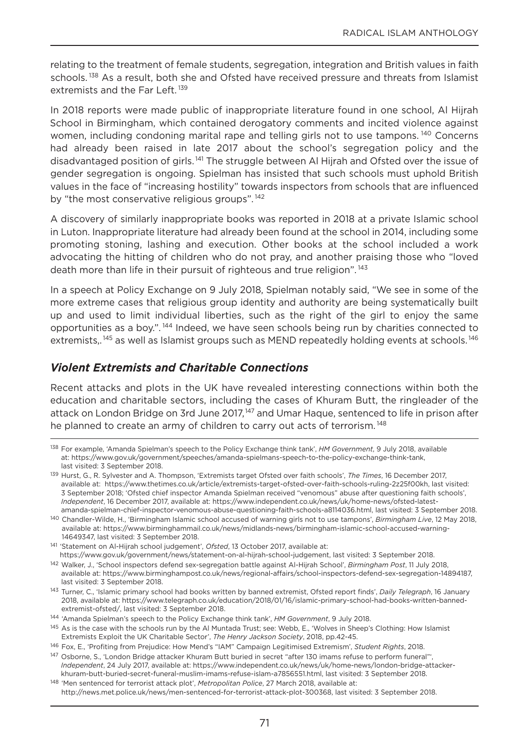relating to the treatment of female students, segregation, integration and British values in faith schools.[138] As a result, both she and Ofsted have received pressure and threats from Islamist extremists and the Far Left.[139]

In 2018 reports were made public of inappropriate literature found in one school, Al Hijrah School in Birmingham, which contained derogatory comments and incited violence against women, including condoning marital rape and telling girls not to use tampons.[140] Concerns had already been raised in late 2017 about the school's segregation policy and the disadvantaged position of girls.[141] The struggle between Al Hijrah and Ofsted over the issue of gender segregation is ongoing. Spielman has insisted that such schools must uphold British values in the face of "increasing hostility" towards inspectors from schools that are influenced by "the most conservative religious groups".[142]

A discovery of similarly inappropriate books was reported in 2018 at a private Islamic school in Luton. Inappropriate literature had already been found at the school in 2014, including some promoting stoning, lashing and execution. Other books at the school included a work advocating the hitting of children who do not pray, and another praising those who "loved death more than life in their pursuit of righteous and true religion".[143]

In a speech at Policy Exchange on 9 July 2018, Spielman notably said, "We see in some of the more extreme cases that religious group identity and authority are being systematically built up and used to limit individual liberties, such as the right of the girl to enjoy the same opportunities as a boy.".[144] Indeed, we have seen schools being run by charities connected to extremists,.[145] as well as Islamist groups such as MEND repeatedly holding events at schools.[146]

## *Violent Extremists and Charitable Connections*

Recent attacks and plots in the UK have revealed interesting connections within both the education and charitable sectors, including the cases of Khuram Butt, the ringleader of the attack on London Bridge on 3rd June 2017,[147] and Umar Haque, sentenced to life in prison after he planned to create an army of children to carry out acts of terrorism.[148]

---

[138] For example, 'Amanda Spielman's speech to the Policy Exchange think tank', *HM Government*, 9 July 2018, available at: https://www.gov.uk/government/speeches/amanda-spielmans-speech-to-the-policy-exchange-think-tank, last visited: 3 September 2018.

[139] Hurst, G., R. Sylvester and A. Thompson, 'Extremists target Ofsted over faith schools', *The Times*, 16 December 2017, available at: https://www.thetimes.co.uk/article/extremists-target-ofsted-over-faith-schools-ruling-2z25f00kh, last visited: 3 September 2018; 'Ofsted chief inspector Amanda Spielman received "venomous" abuse after questioning faith schools', *Independent*, 16 December 2017, available at: https://www.independent.co.uk/news/uk/home-news/ofsted-latest-amanda-spielman-chief-inspector-venomous-abuse-questioning-faith-schools-a8114036.html, last visited: 3 September 2018.

[140] Chandler-Wilde, H., 'Birmingham Islamic school accused of warning girls not to use tampons', *Birmingham Live*, 12 May 2018, available at: https://www.birminghammail.co.uk/news/midlands-news/birmingham-islamic-school-accused-warning-14649347, last visited: 3 September 2018.

[141] 'Statement on Al-Hijrah school judgement', *Ofsted*, 13 October 2017, available at: https://www.gov.uk/government/news/statement-on-al-hijrah-school-judgement, last visited: 3 September 2018.

[142] Walker, J., 'School inspectors defend sex-segregation battle against Al-Hijrah School', *Birmingham Post*, 11 July 2018, available at: https://www.birminghampost.co.uk/news/regional-affairs/school-inspectors-defend-sex-segregation-14894187, last visited: 3 September 2018.

[143] Turner, C., 'Islamic primary school had books written by banned extremist, Ofsted report finds', *Daily Telegraph*, 16 January 2018, available at: https://www.telegraph.co.uk/education/2018/01/16/islamic-primary-school-had-books-written-banned-extremist-ofsted/, last visited: 3 September 2018.

[144] 'Amanda Spielman's speech to the Policy Exchange think tank', *HM Government*, 9 July 2018.

[145] As is the case with the schools run by the Al Muntada Trust; see: Webb, E., 'Wolves in Sheep's Clothing: How Islamist Extremists Exploit the UK Charitable Sector', *The Henry Jackson Society*, 2018, pp.42-45.

[146] Fox, E., 'Profiting from Prejudice: How Mend's "IAM" Campaign Legitimised Extremism', *Student Rights*, 2018.

[147] Osborne, S., 'London Bridge attacker Khuram Butt buried in secret "after 130 imams refuse to perform funeral"', *Independent*, 24 July 2017, available at: https://www.independent.co.uk/news/uk/home-news/london-bridge-attacker-khuram-butt-buried-secret-funeral-muslim-imams-refuse-islam-a7856551.html, last visited: 3 September 2018.

[148] 'Men sentenced for terrorist attack plot', *Metropolitan Police*, 27 March 2018, available at: http://news.met.police.uk/news/men-sentenced-for-terrorist-attack-plot-300368, last visited: 3 September 2018.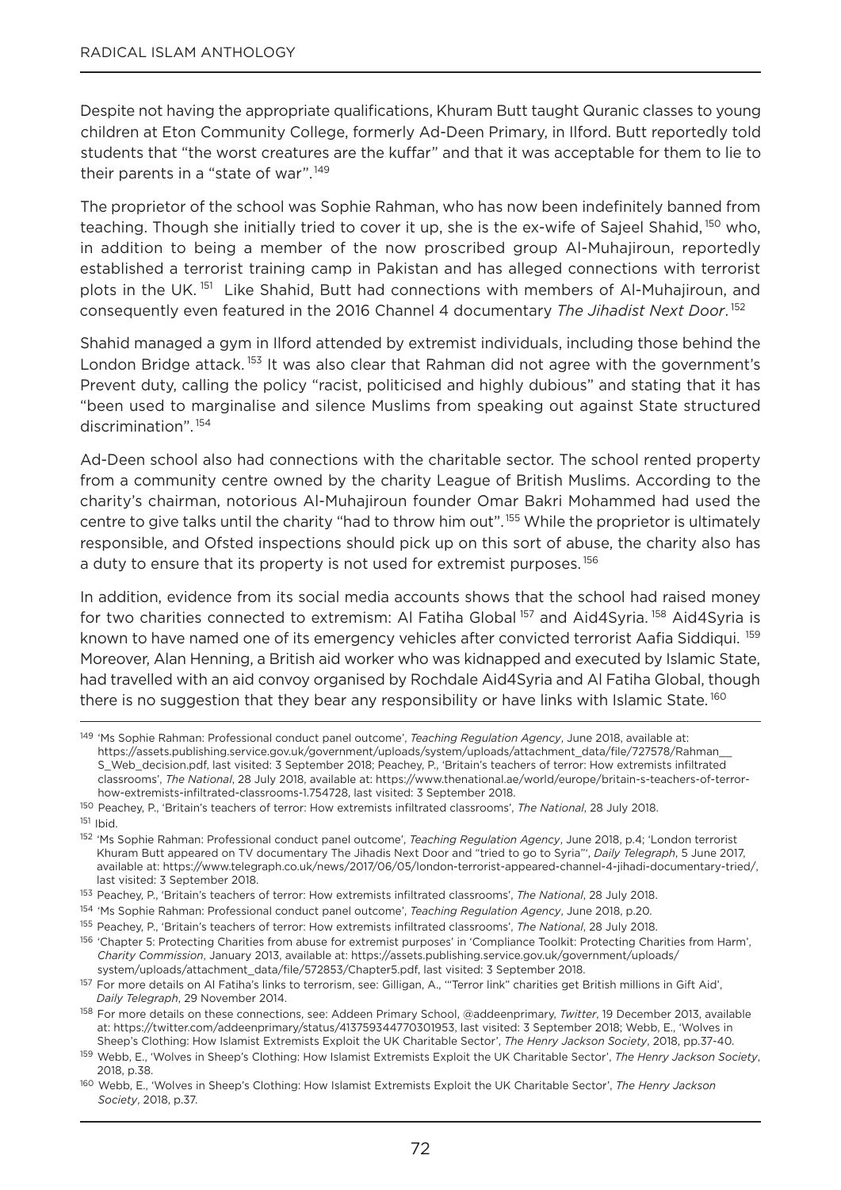Despite not having the appropriate qualifications, Khuram Butt taught Quranic classes to young children at Eton Community College, formerly Ad-Deen Primary, in Ilford. Butt reportedly told students that "the worst creatures are the kuffar" and that it was acceptable for them to lie to their parents in a "state of war".[149]

The proprietor of the school was Sophie Rahman, who has now been indefinitely banned from teaching. Though she initially tried to cover it up, she is the ex-wife of Sajeel Shahid,[150] who, in addition to being a member of the now proscribed group Al-Muhajiroun, reportedly established a terrorist training camp in Pakistan and has alleged connections with terrorist plots in the UK.[151] Like Shahid, Butt had connections with members of Al-Muhajiroun, and consequently even featured in the 2016 Channel 4 documentary *The Jihadist Next Door*.[152]

Shahid managed a gym in Ilford attended by extremist individuals, including those behind the London Bridge attack.[153] It was also clear that Rahman did not agree with the government's Prevent duty, calling the policy "racist, politicised and highly dubious" and stating that it has "been used to marginalise and silence Muslims from speaking out against State structured discrimination".[154]

Ad-Deen school also had connections with the charitable sector. The school rented property from a community centre owned by the charity League of British Muslims. According to the charity's chairman, notorious Al-Muhajiroun founder Omar Bakri Mohammed had used the centre to give talks until the charity "had to throw him out".[155] While the proprietor is ultimately responsible, and Ofsted inspections should pick up on this sort of abuse, the charity also has a duty to ensure that its property is not used for extremist purposes.[156]

In addition, evidence from its social media accounts shows that the school had raised money for two charities connected to extremism: Al Fatiha Global[157] and Aid4Syria.[158] Aid4Syria is known to have named one of its emergency vehicles after convicted terrorist Aafia Siddiqui.[159] Moreover, Alan Henning, a British aid worker who was kidnapped and executed by Islamic State, had travelled with an aid convoy organised by Rochdale Aid4Syria and Al Fatiha Global, though there is no suggestion that they bear any responsibility or have links with Islamic State.[160]

---

[149] 'Ms Sophie Rahman: Professional conduct panel outcome', *Teaching Regulation Agency*, June 2018, available at: https://assets.publishing.service.gov.uk/government/uploads/system/uploads/attachment_data/file/727578/Rahman__S_Web_decision.pdf, last visited: 3 September 2018; Peachey, P., 'Britain's teachers of terror: How extremists infiltrated classrooms', *The National*, 28 July 2018, available at: https://www.thenational.ae/world/europe/britain-s-teachers-of-terror-how-extremists-infiltrated-classrooms-1.754728, last visited: 3 September 2018.

[150] Peachey, P., 'Britain's teachers of terror: How extremists infiltrated classrooms', *The National*, 28 July 2018.

[151] Ibid.

[152] 'Ms Sophie Rahman: Professional conduct panel outcome', *Teaching Regulation Agency*, June 2018, p.4; 'London terrorist Khuram Butt appeared on TV documentary The Jihadis Next Door and "tried to go to Syria"', *Daily Telegraph*, 5 June 2017, available at: https://www.telegraph.co.uk/news/2017/06/05/london-terrorist-appeared-channel-4-jihadi-documentary-tried/, last visited: 3 September 2018.

[153] Peachey, P., 'Britain's teachers of terror: How extremists infiltrated classrooms', *The National*, 28 July 2018.

[154] 'Ms Sophie Rahman: Professional conduct panel outcome', *Teaching Regulation Agency*, June 2018, p.20.

[155] Peachey, P., 'Britain's teachers of terror: How extremists infiltrated classrooms', *The National*, 28 July 2018.

[156] 'Chapter 5: Protecting Charities from abuse for extremist purposes' in 'Compliance Toolkit: Protecting Charities from Harm', *Charity Commission*, January 2013, available at: https://assets.publishing.service.gov.uk/government/uploads/system/uploads/attachment_data/file/572853/Chapter5.pdf, last visited: 3 September 2018.

[157] For more details on Al Fatiha's links to terrorism, see: Gilligan, A., '"Terror link" charities get British millions in Gift Aid', *Daily Telegraph*, 29 November 2014.

[158] For more details on these connections, see: Addeen Primary School, @addeenprimary, *Twitter*, 19 December 2013, available at: https://twitter.com/addeenprimary/status/413759344770301953, last visited: 3 September 2018; Webb, E., 'Wolves in Sheep's Clothing: How Islamist Extremists Exploit the UK Charitable Sector', *The Henry Jackson Society*, 2018, pp.37-40.

[159] Webb, E., 'Wolves in Sheep's Clothing: How Islamist Extremists Exploit the UK Charitable Sector', *The Henry Jackson Society*, 2018, p.38.

[160] Webb, E., 'Wolves in Sheep's Clothing: How Islamist Extremists Exploit the UK Charitable Sector', *The Henry Jackson Society*, 2018, p.37.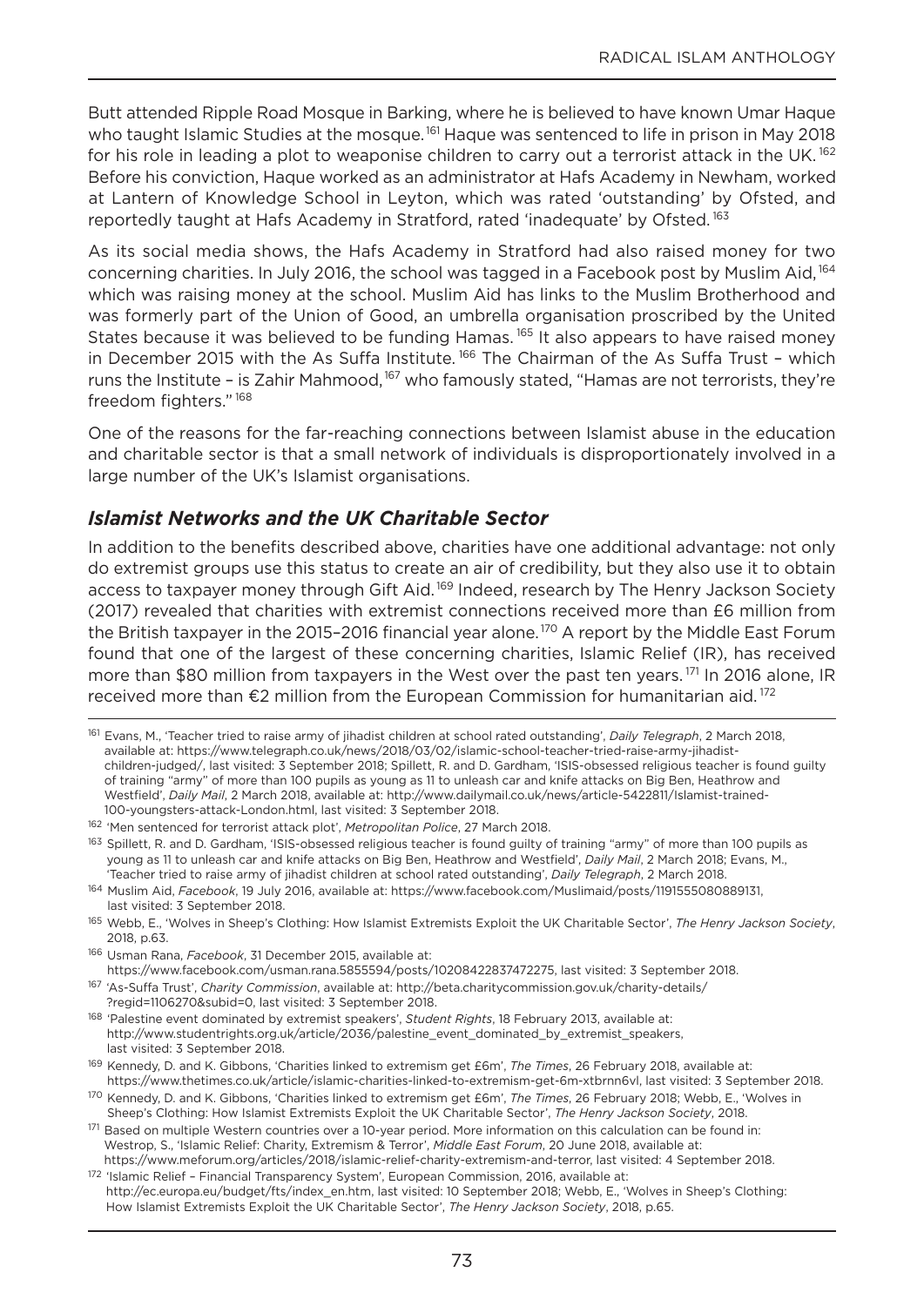Butt attended Ripple Road Mosque in Barking, where he is believed to have known Umar Haque who taught Islamic Studies at the mosque.[161] Haque was sentenced to life in prison in May 2018 for his role in leading a plot to weaponise children to carry out a terrorist attack in the UK.[162] Before his conviction, Haque worked as an administrator at Hafs Academy in Newham, worked at Lantern of Knowledge School in Leyton, which was rated 'outstanding' by Ofsted, and reportedly taught at Hafs Academy in Stratford, rated 'inadequate' by Ofsted.[163]

As its social media shows, the Hafs Academy in Stratford had also raised money for two concerning charities. In July 2016, the school was tagged in a Facebook post by Muslim Aid,[164] which was raising money at the school. Muslim Aid has links to the Muslim Brotherhood and was formerly part of the Union of Good, an umbrella organisation proscribed by the United States because it was believed to be funding Hamas.[165] It also appears to have raised money in December 2015 with the As Suffa Institute.[166] The Chairman of the As Suffa Trust – which runs the Institute – is Zahir Mahmood,[167] who famously stated, "Hamas are not terrorists, they're freedom fighters."[168]

One of the reasons for the far-reaching connections between Islamist abuse in the education and charitable sector is that a small network of individuals is disproportionately involved in a large number of the UK's Islamist organisations.

### *Islamist Networks and the UK Charitable Sector*

In addition to the benefits described above, charities have one additional advantage: not only do extremist groups use this status to create an air of credibility, but they also use it to obtain access to taxpayer money through Gift Aid.[169] Indeed, research by The Henry Jackson Society (2017) revealed that charities with extremist connections received more than £6 million from the British taxpayer in the 2015–2016 financial year alone.[170] A report by the Middle East Forum found that one of the largest of these concerning charities, Islamic Relief (IR), has received more than $80 million from taxpayers in the West over the past ten years.[171] In 2016 alone, IR received more than €2 million from the European Commission for humanitarian aid.[172]

---

[161] Evans, M., 'Teacher tried to raise army of jihadist children at school rated outstanding', *Daily Telegraph*, 2 March 2018, available at: https://www.telegraph.co.uk/news/2018/03/02/islamic-school-teacher-tried-raise-army-jihadist-children-judged/, last visited: 3 September 2018; Spillett, R. and D. Gardham, 'ISIS-obsessed religious teacher is found guilty of training "army" of more than 100 pupils as young as 11 to unleash car and knife attacks on Big Ben, Heathrow and Westfield', *Daily Mail*, 2 March 2018, available at: http://www.dailymail.co.uk/news/article-5422811/Islamist-trained-100-youngsters-attack-London.html, last visited: 3 September 2018.

[162] 'Men sentenced for terrorist attack plot', *Metropolitan Police*, 27 March 2018.

[163] Spillett, R. and D. Gardham, 'ISIS-obsessed religious teacher is found guilty of training "army" of more than 100 pupils as young as 11 to unleash car and knife attacks on Big Ben, Heathrow and Westfield', *Daily Mail*, 2 March 2018; Evans, M., 'Teacher tried to raise army of jihadist children at school rated outstanding', *Daily Telegraph*, 2 March 2018.

[164] Muslim Aid, *Facebook*, 19 July 2016, available at: https://www.facebook.com/Muslimaid/posts/1191555080889131, last visited: 3 September 2018.

[165] Webb, E., 'Wolves in Sheep's Clothing: How Islamist Extremists Exploit the UK Charitable Sector', *The Henry Jackson Society*, 2018, p.63.

[166] Usman Rana, *Facebook*, 31 December 2015, available at: https://www.facebook.com/usman.rana.5855594/posts/10208422837472275, last visited: 3 September 2018.

[167] 'As-Suffa Trust', *Charity Commission*, available at: http://beta.charitycommission.gov.uk/charity-details/?regid=1106270&subid=0, last visited: 3 September 2018.

[168] 'Palestine event dominated by extremist speakers', *Student Rights*, 18 February 2013, available at: http://www.studentrights.org.uk/article/2036/palestine_event_dominated_by_extremist_speakers, last visited: 3 September 2018.

[169] Kennedy, D. and K. Gibbons, 'Charities linked to extremism get £6m', *The Times*, 26 February 2018, available at: https://www.thetimes.co.uk/article/islamic-charities-linked-to-extremism-get-6m-xtbrnn6vl, last visited: 3 September 2018.

[170] Kennedy, D. and K. Gibbons, 'Charities linked to extremism get £6m', *The Times*, 26 February 2018; Webb, E., 'Wolves in Sheep's Clothing: How Islamist Extremists Exploit the UK Charitable Sector', *The Henry Jackson Society*, 2018.

[171] Based on multiple Western countries over a 10-year period. More information on this calculation can be found in: Westrop, S., 'Islamic Relief: Charity, Extremism & Terror', *Middle East Forum*, 20 June 2018, available at: https://www.meforum.org/articles/2018/islamic-relief-charity-extremism-and-terror, last visited: 4 September 2018.

[172] 'Islamic Relief – Financial Transparency System', European Commission, 2016, available at: http://ec.europa.eu/budget/fts/index_en.htm, last visited: 10 September 2018; Webb, E., 'Wolves in Sheep's Clothing: How Islamist Extremists Exploit the UK Charitable Sector', *The Henry Jackson Society*, 2018, p.65.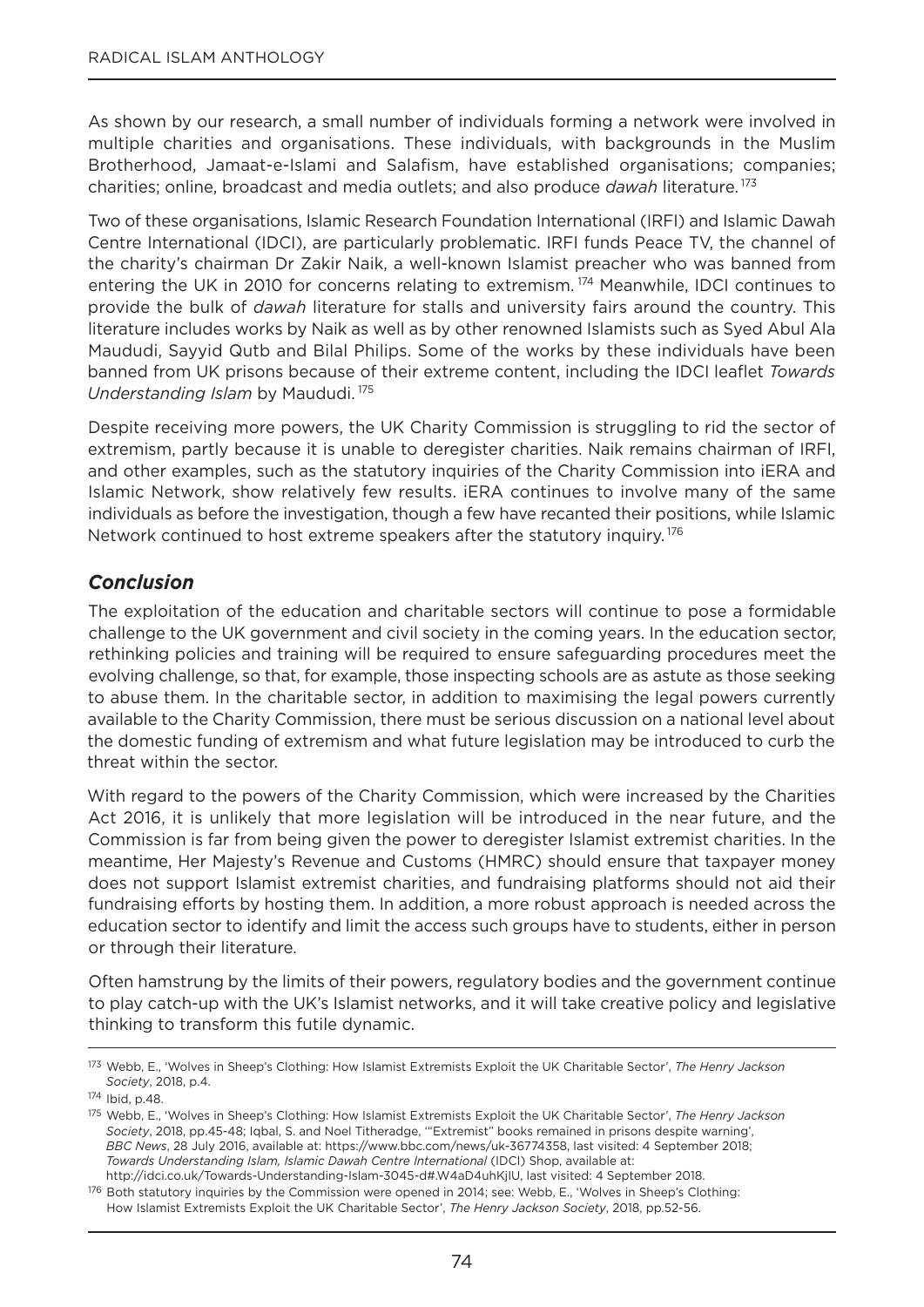As shown by our research, a small number of individuals forming a network were involved in multiple charities and organisations. These individuals, with backgrounds in the Muslim Brotherhood, Jamaat-e-Islami and Salafism, have established organisations; companies; charities; online, broadcast and media outlets; and also produce *dawah* literature.[173]

Two of these organisations, Islamic Research Foundation International (IRFI) and Islamic Dawah Centre International (IDCI), are particularly problematic. IRFI funds Peace TV, the channel of the charity's chairman Dr Zakir Naik, a well-known Islamist preacher who was banned from entering the UK in 2010 for concerns relating to extremism.[174] Meanwhile, IDCI continues to provide the bulk of *dawah* literature for stalls and university fairs around the country. This literature includes works by Naik as well as by other renowned Islamists such as Syed Abul Ala Maududi, Sayyid Qutb and Bilal Philips. Some of the works by these individuals have been banned from UK prisons because of their extreme content, including the IDCI leaflet *Towards Understanding Islam* by Maududi.[175]

Despite receiving more powers, the UK Charity Commission is struggling to rid the sector of extremism, partly because it is unable to deregister charities. Naik remains chairman of IRFI, and other examples, such as the statutory inquiries of the Charity Commission into iERA and Islamic Network, show relatively few results. iERA continues to involve many of the same individuals as before the investigation, though a few have recanted their positions, while Islamic Network continued to host extreme speakers after the statutory inquiry.[176]

## *Conclusion*

The exploitation of the education and charitable sectors will continue to pose a formidable challenge to the UK government and civil society in the coming years. In the education sector, rethinking policies and training will be required to ensure safeguarding procedures meet the evolving challenge, so that, for example, those inspecting schools are as astute as those seeking to abuse them. In the charitable sector, in addition to maximising the legal powers currently available to the Charity Commission, there must be serious discussion on a national level about the domestic funding of extremism and what future legislation may be introduced to curb the threat within the sector.

With regard to the powers of the Charity Commission, which were increased by the Charities Act 2016, it is unlikely that more legislation will be introduced in the near future, and the Commission is far from being given the power to deregister Islamist extremist charities. In the meantime, Her Majesty's Revenue and Customs (HMRC) should ensure that taxpayer money does not support Islamist extremist charities, and fundraising platforms should not aid their fundraising efforts by hosting them. In addition, a more robust approach is needed across the education sector to identify and limit the access such groups have to students, either in person or through their literature.

Often hamstrung by the limits of their powers, regulatory bodies and the government continue to play catch-up with the UK's Islamist networks, and it will take creative policy and legislative thinking to transform this futile dynamic.

---

[173] Webb, E., 'Wolves in Sheep's Clothing: How Islamist Extremists Exploit the UK Charitable Sector', *The Henry Jackson Society*, 2018, p.4.

[174] Ibid, p.48.

[175] Webb, E., 'Wolves in Sheep's Clothing: How Islamist Extremists Exploit the UK Charitable Sector', *The Henry Jackson Society*, 2018, pp.45-48; Iqbal, S. and Noel Titheradge, '"Extremist" books remained in prisons despite warning', *BBC News*, 28 July 2016, available at: https://www.bbc.com/news/uk-36774358, last visited: 4 September 2018; *Towards Understanding Islam, Islamic Dawah Centre International* (IDCI) Shop, available at: http://idci.co.uk/Towards-Understanding-Islam-3045-d#.W4aD4uhKjIU, last visited: 4 September 2018.

[176] Both statutory inquiries by the Commission were opened in 2014; see: Webb, E., 'Wolves in Sheep's Clothing: How Islamist Extremists Exploit the UK Charitable Sector', *The Henry Jackson Society*, 2018, pp.52-56.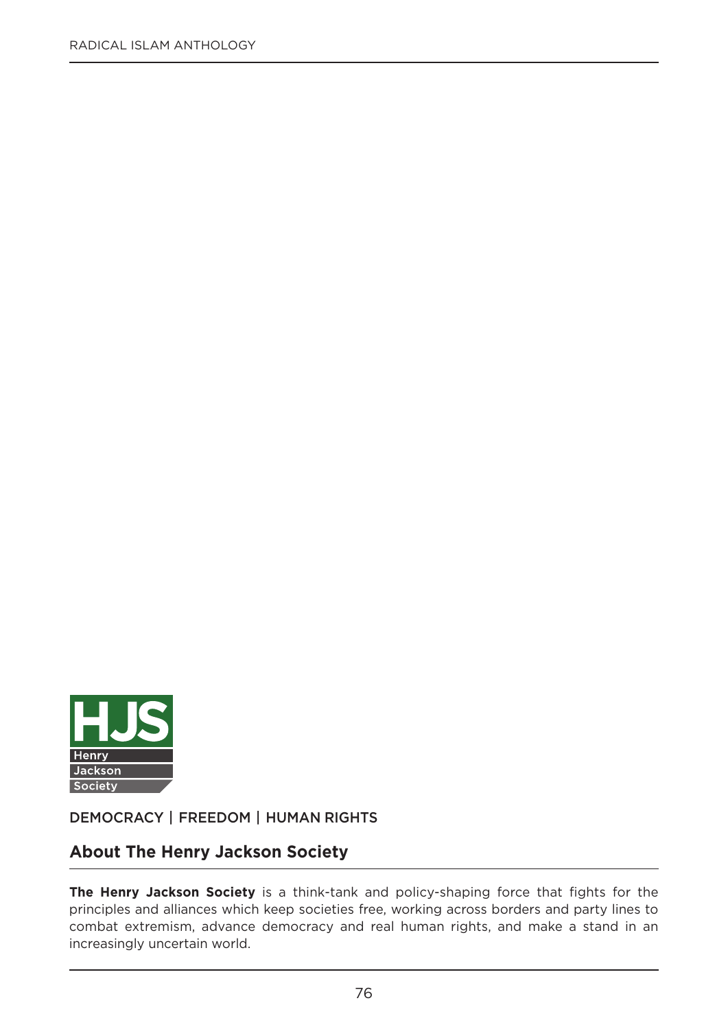HJS
Henry
Jackson
Society

DEMOCRACY | FREEDOM | HUMAN RIGHTS

## About The Henry Jackson Society

**The Henry Jackson Society** is a think-tank and policy-shaping force that fights for the principles and alliances which keep societies free, working across borders and party lines to combat extremism, advance democracy and real human rights, and make a stand in an increasingly uncertain world.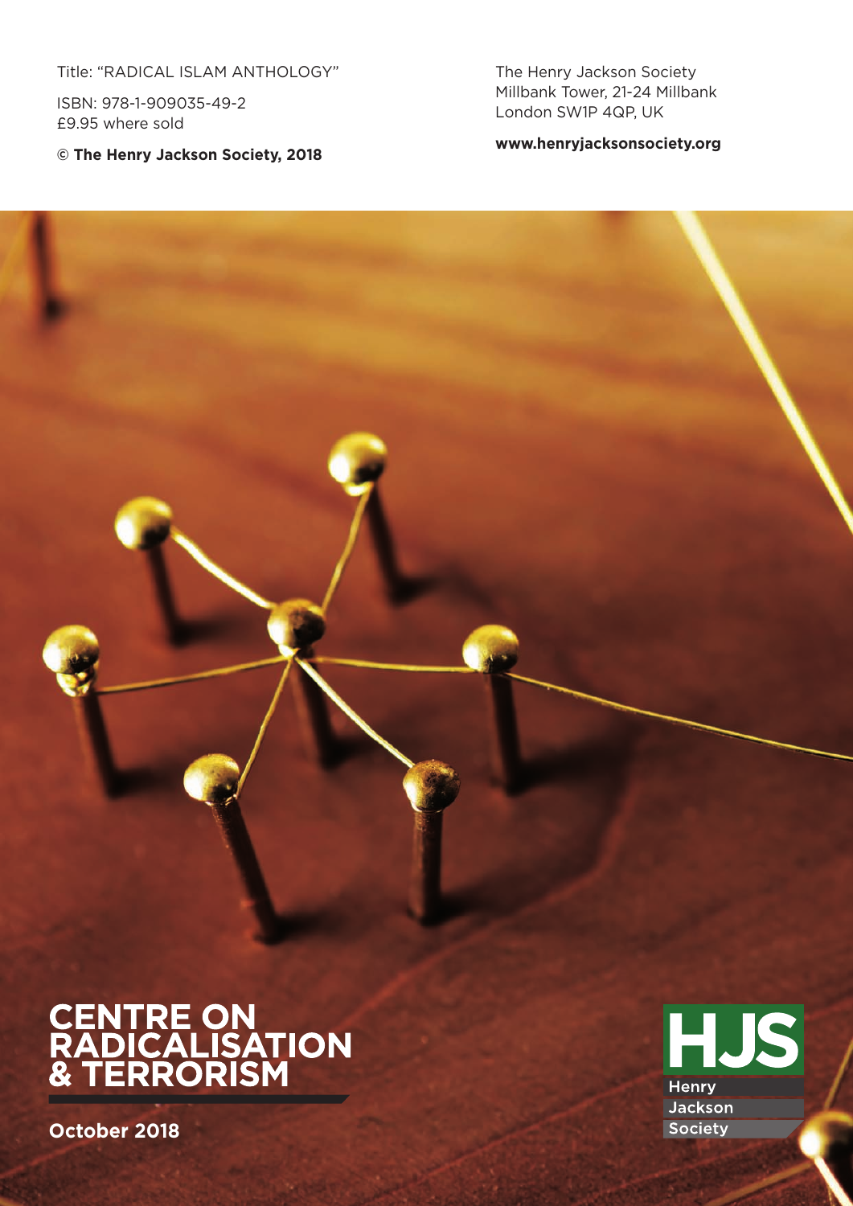Title: "RADICAL ISLAM ANTHOLOGY"

ISBN: 978-1-909035-49-2
£9.95 where sold

**© The Henry Jackson Society, 2018**

The Henry Jackson Society
Millbank Tower, 21-24 Millbank
London SW1P 4QP, UK

**www.henryjacksonsociety.org**

# CENTRE ON RADICALISATION & TERRORISM

**October 2018**

HJS
Henry
Jackson
Society